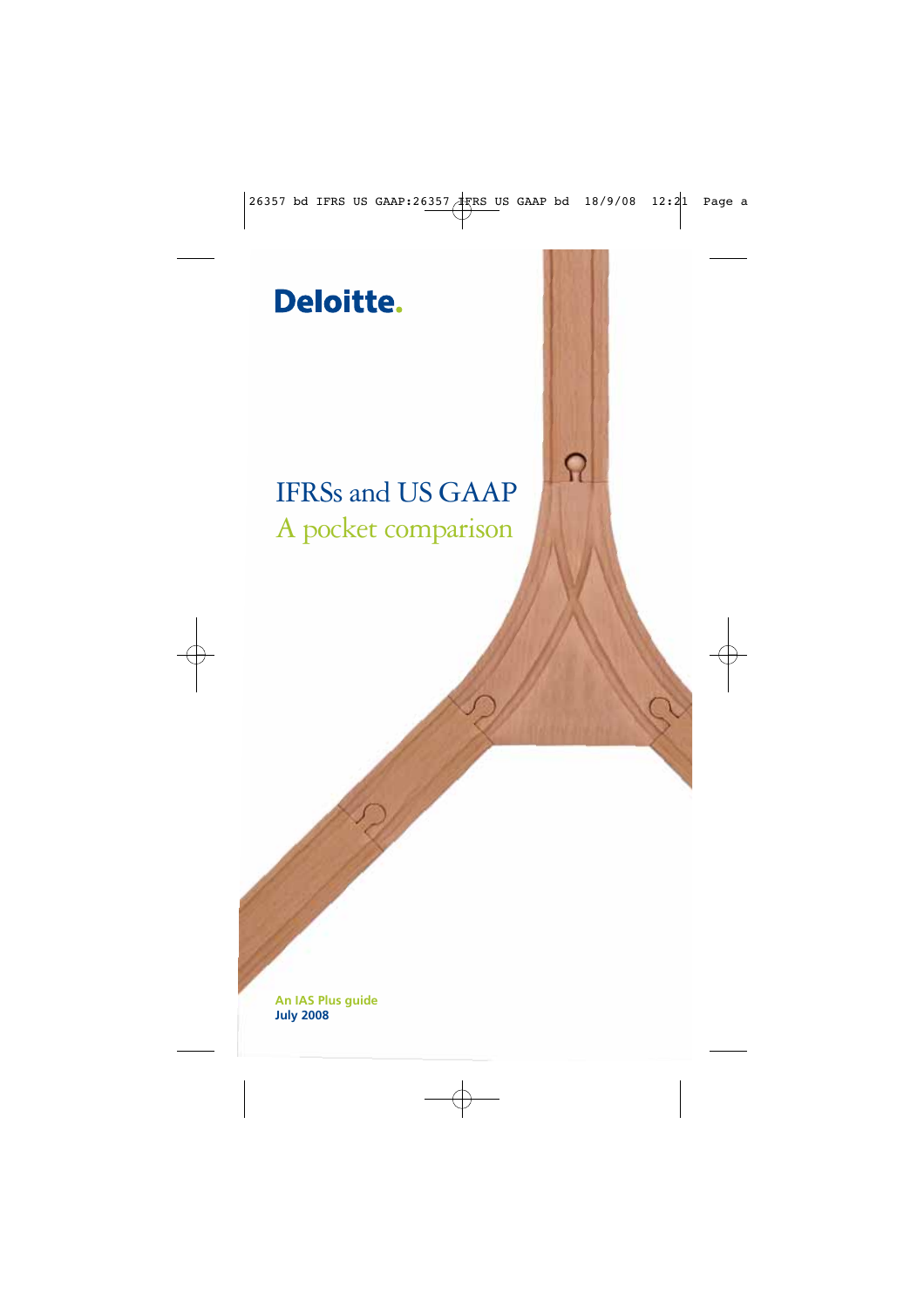Deloitte.

# IFRSs and US GAAP

## A pocket comparison

**An IAS Plus guide**
**July 2008**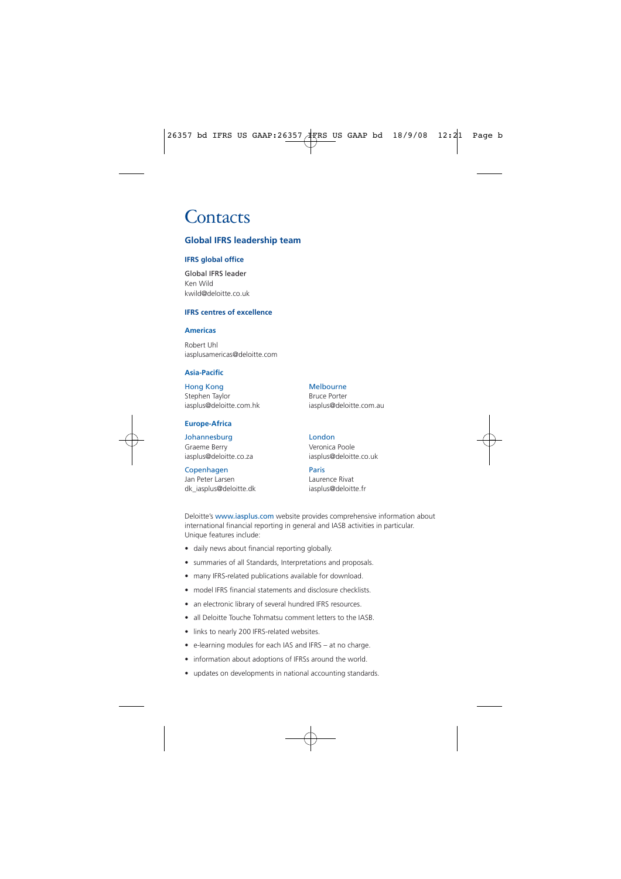# Contacts

## Global IFRS leadership team

### IFRS global office

Global IFRS leader
Ken Wild
kwild@deloitte.co.uk

### IFRS centres of excellence

#### Americas

Robert Uhl
iasplusamericas@deloitte.com

#### Asia-Pacific

Hong Kong
Stephen Taylor
iasplus@deloitte.com.hk

Melbourne
Bruce Porter
iasplus@deloitte.com.au

#### Europe-Africa

Johannesburg
Graeme Berry
iasplus@deloitte.co.za

London
Veronica Poole
iasplus@deloitte.co.uk

Copenhagen
Jan Peter Larsen
dk_iasplus@deloitte.dk

Paris
Laurence Rivat
iasplus@deloitte.fr

Deloitte's www.iasplus.com website provides comprehensive information about international financial reporting in general and IASB activities in particular. Unique features include:

- daily news about financial reporting globally.
- summaries of all Standards, Interpretations and proposals.
- many IFRS-related publications available for download.
- model IFRS financial statements and disclosure checklists.
- an electronic library of several hundred IFRS resources.
- all Deloitte Touche Tohmatsu comment letters to the IASB.
- links to nearly 200 IFRS-related websites.
- e-learning modules for each IAS and IFRS – at no charge.
- information about adoptions of IFRSs around the world.
- updates on developments in national accounting standards.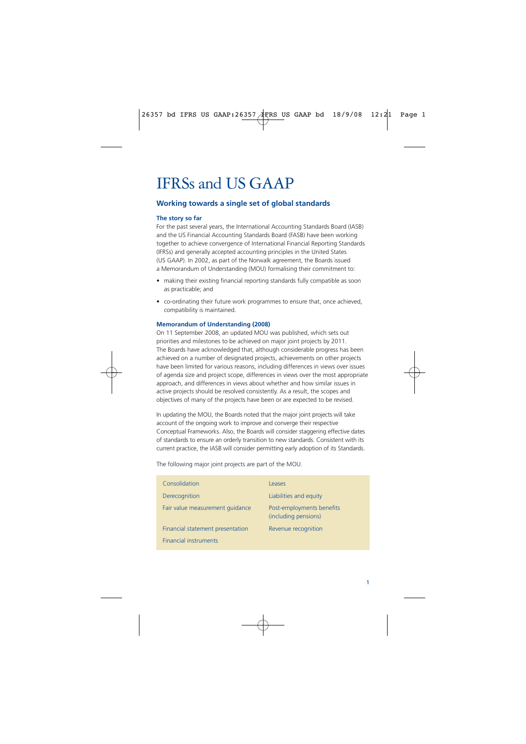# IFRSs and US GAAP

## Working towards a single set of global standards

### The story so far

For the past several years, the International Accounting Standards Board (IASB) and the US Financial Accounting Standards Board (FASB) have been working together to achieve convergence of International Financial Reporting Standards (IFRSs) and generally accepted accounting principles in the United States (US GAAP). In 2002, as part of the Norwalk agreement, the Boards issued a Memorandum of Understanding (MOU) formalising their commitment to:

- making their existing financial reporting standards fully compatible as soon as practicable; and
- co-ordinating their future work programmes to ensure that, once achieved, compatibility is maintained.

### Memorandum of Understanding (2008)

On 11 September 2008, an updated MOU was published, which sets out priorities and milestones to be achieved on major joint projects by 2011. The Boards have acknowledged that, although considerable progress has been achieved on a number of designated projects, achievements on other projects have been limited for various reasons, including differences in views over issues of agenda size and project scope, differences in views over the most appropriate approach, and differences in views about whether and how similar issues in active projects should be resolved consistently. As a result, the scopes and objectives of many of the projects have been or are expected to be revised.

In updating the MOU, the Boards noted that the major joint projects will take account of the ongoing work to improve and converge their respective Conceptual Frameworks. Also, the Boards will consider staggering effective dates of standards to ensure an orderly transition to new standards. Consistent with its current practice, the IASB will consider permitting early adoption of its Standards.

The following major joint projects are part of the MOU.

| | |
|---|---|
| Consolidation | Leases |
| Derecognition | Liabilities and equity |
| Fair value measurement guidance | Post-employments benefits (including pensions) |
| Financial statement presentation | Revenue recognition |
| Financial instruments | |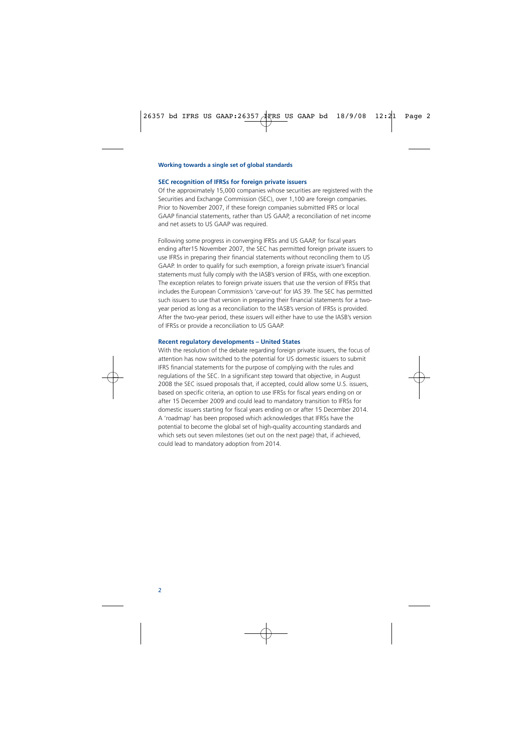**Working towards a single set of global standards**

### SEC recognition of IFRSs for foreign private issuers

Of the approximately 15,000 companies whose securities are registered with the Securities and Exchange Commission (SEC), over 1,100 are foreign companies. Prior to November 2007, if these foreign companies submitted IFRS or local GAAP financial statements, rather than US GAAP, a reconciliation of net income and net assets to US GAAP was required.

Following some progress in converging IFRSs and US GAAP, for fiscal years ending after15 November 2007, the SEC has permitted foreign private issuers to use IFRSs in preparing their financial statements without reconciling them to US GAAP. In order to qualify for such exemption, a foreign private issuer's financial statements must fully comply with the IASB's version of IFRSs, with one exception. The exception relates to foreign private issuers that use the version of IFRSs that includes the European Commission's 'carve-out' for IAS 39. The SEC has permitted such issuers to use that version in preparing their financial statements for a two-year period as long as a reconciliation to the IASB's version of IFRSs is provided. After the two-year period, these issuers will either have to use the IASB's version of IFRSs or provide a reconciliation to US GAAP.

### Recent regulatory developments – United States

With the resolution of the debate regarding foreign private issuers, the focus of attention has now switched to the potential for US domestic issuers to submit IFRS financial statements for the purpose of complying with the rules and regulations of the SEC. In a significant step toward that objective, in August 2008 the SEC issued proposals that, if accepted, could allow some U.S. issuers, based on specific criteria, an option to use IFRSs for fiscal years ending on or after 15 December 2009 and could lead to mandatory transition to IFRSs for domestic issuers starting for fiscal years ending on or after 15 December 2014. A 'roadmap' has been proposed which acknowledges that IFRSs have the potential to become the global set of high-quality accounting standards and which sets out seven milestones (set out on the next page) that, if achieved, could lead to mandatory adoption from 2014.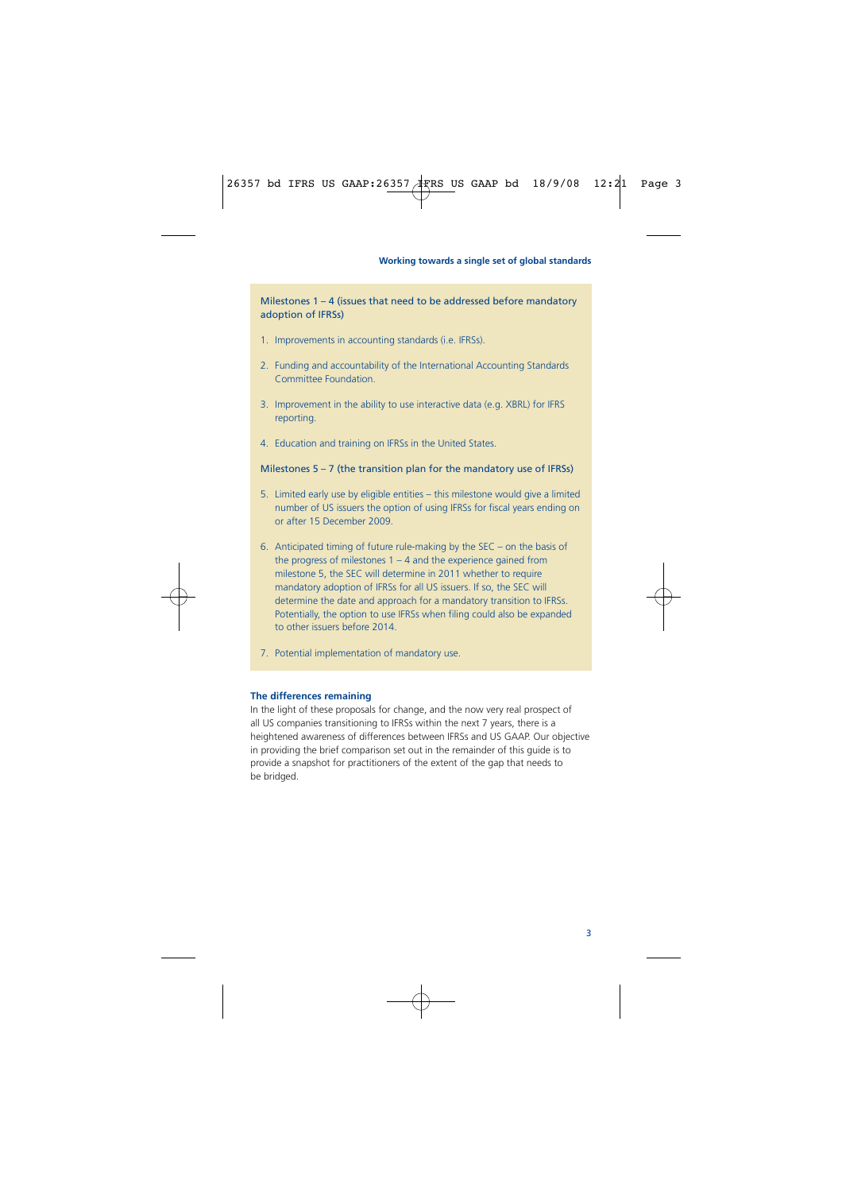Milestones 1 – 4 (issues that need to be addressed before mandatory adoption of IFRSs)

1. Improvements in accounting standards (i.e. IFRSs).
2. Funding and accountability of the International Accounting Standards Committee Foundation.
3. Improvement in the ability to use interactive data (e.g. XBRL) for IFRS reporting.
4. Education and training on IFRSs in the United States.

Milestones 5 – 7 (the transition plan for the mandatory use of IFRSs)

5. Limited early use by eligible entities – this milestone would give a limited number of US issuers the option of using IFRSs for fiscal years ending on or after 15 December 2009.
6. Anticipated timing of future rule-making by the SEC – on the basis of the progress of milestones 1 – 4 and the experience gained from milestone 5, the SEC will determine in 2011 whether to require mandatory adoption of IFRSs for all US issuers. If so, the SEC will determine the date and approach for a mandatory transition to IFRSs. Potentially, the option to use IFRSs when filing could also be expanded to other issuers before 2014.
7. Potential implementation of mandatory use.

### The differences remaining

In the light of these proposals for change, and the now very real prospect of all US companies transitioning to IFRSs within the next 7 years, there is a heightened awareness of differences between IFRSs and US GAAP. Our objective in providing the brief comparison set out in the remainder of this guide is to provide a snapshot for practitioners of the extent of the gap that needs to be bridged.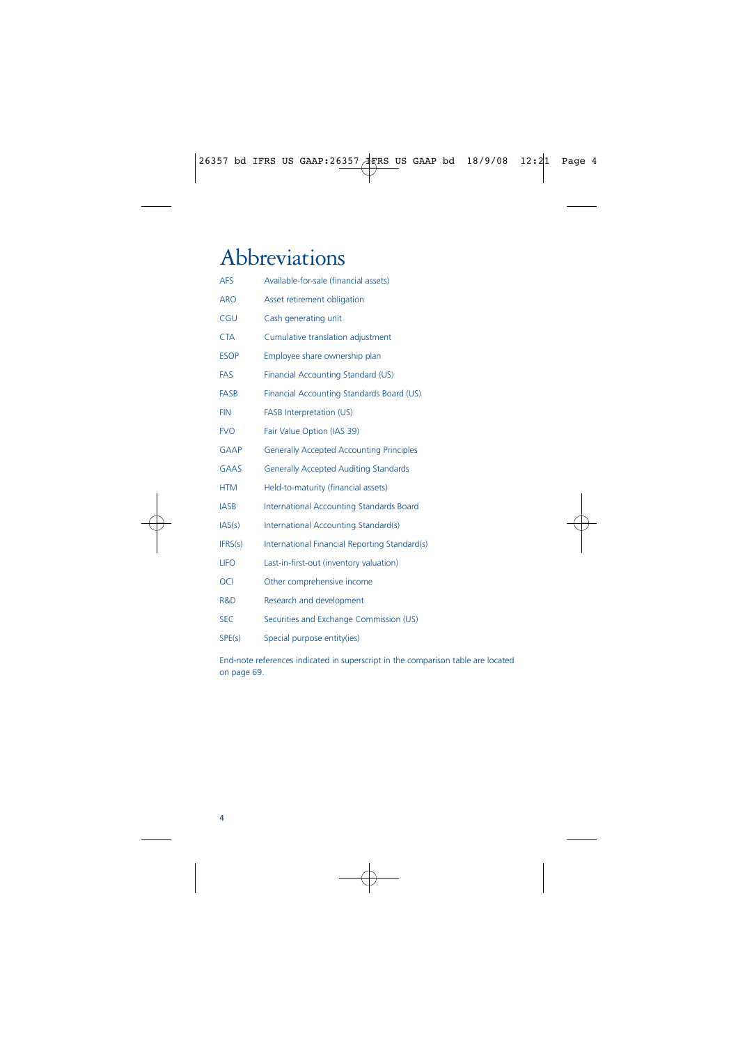# Abbreviations

| | |
|---|---|
| AFS | Available-for-sale (financial assets) |
| ARO | Asset retirement obligation |
| CGU | Cash generating unit |
| CTA | Cumulative translation adjustment |
| ESOP | Employee share ownership plan |
| FAS | Financial Accounting Standard (US) |
| FASB | Financial Accounting Standards Board (US) |
| FIN | FASB Interpretation (US) |
| FVO | Fair Value Option (IAS 39) |
| GAAP | Generally Accepted Accounting Principles |
| GAAS | Generally Accepted Auditing Standards |
| HTM | Held-to-maturity (financial assets) |
| IASB | International Accounting Standards Board |
| IAS(s) | International Accounting Standard(s) |
| IFRS(s) | International Financial Reporting Standard(s) |
| LIFO | Last-in-first-out (inventory valuation) |
| OCI | Other comprehensive income |
| R&D | Research and development |
| SEC | Securities and Exchange Commission (US) |
| SPE(s) | Special purpose entity(ies) |

End-note references indicated in superscript in the comparison table are located on page 69.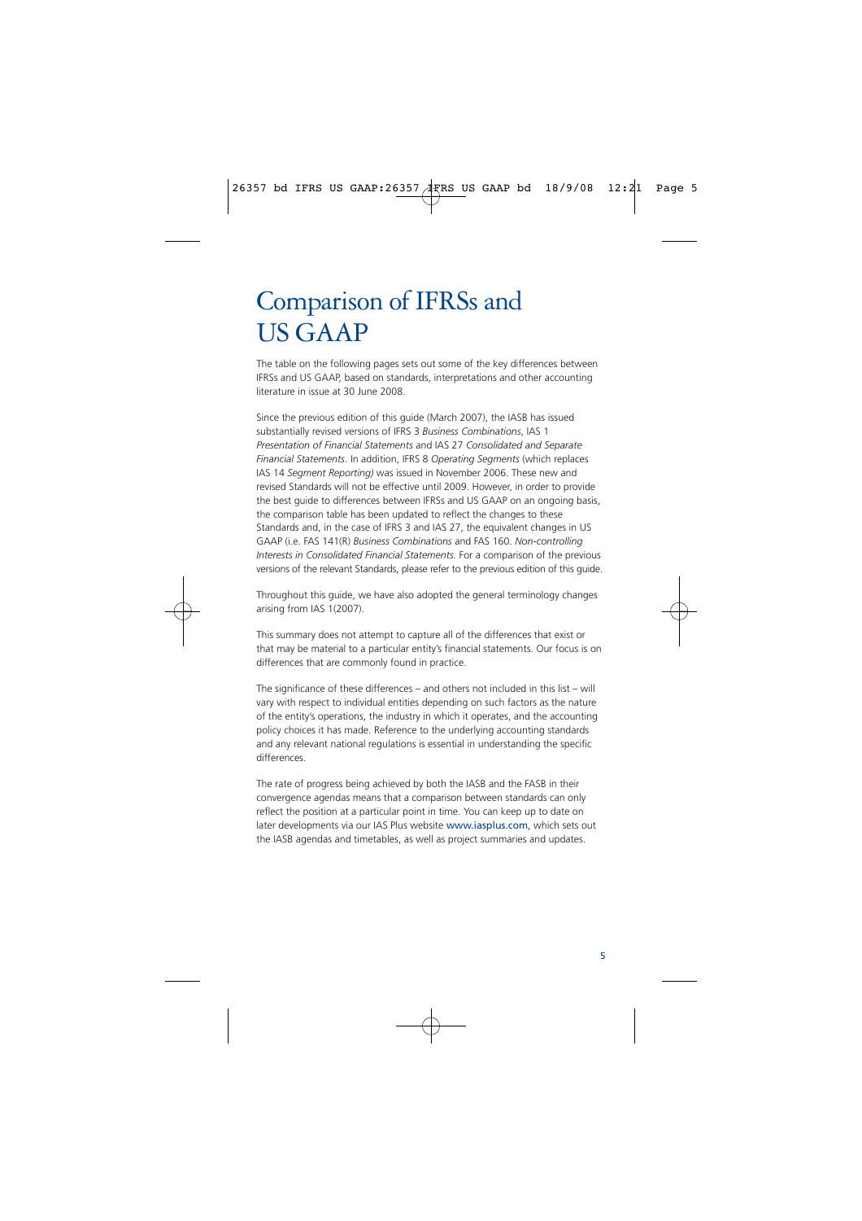# Comparison of IFRSs and US GAAP

The table on the following pages sets out some of the key differences between IFRSs and US GAAP, based on standards, interpretations and other accounting literature in issue at 30 June 2008.

Since the previous edition of this guide (March 2007), the IASB has issued substantially revised versions of IFRS 3 *Business Combinations*, IAS 1 *Presentation of Financial Statements* and IAS 27 *Consolidated and Separate Financial Statements*. In addition, IFRS 8 *Operating Segments* (which replaces IAS 14 *Segment Reporting)* was issued in November 2006. These new and revised Standards will not be effective until 2009. However, in order to provide the best guide to differences between IFRSs and US GAAP on an ongoing basis, the comparison table has been updated to reflect the changes to these Standards and, in the case of IFRS 3 and IAS 27, the equivalent changes in US GAAP (i.e. FAS 141(R) *Business Combinations* and FAS 160. *Non-controlling Interests in Consolidated Financial Statements.* For a comparison of the previous versions of the relevant Standards, please refer to the previous edition of this guide.

Throughout this guide, we have also adopted the general terminology changes arising from IAS 1(2007).

This summary does not attempt to capture all of the differences that exist or that may be material to a particular entity's financial statements. Our focus is on differences that are commonly found in practice.

The significance of these differences – and others not included in this list – will vary with respect to individual entities depending on such factors as the nature of the entity's operations, the industry in which it operates, and the accounting policy choices it has made. Reference to the underlying accounting standards and any relevant national regulations is essential in understanding the specific differences.

The rate of progress being achieved by both the IASB and the FASB in their convergence agendas means that a comparison between standards can only reflect the position at a particular point in time. You can keep up to date on later developments via our IAS Plus website www.iasplus.com, which sets out the IASB agendas and timetables, as well as project summaries and updates.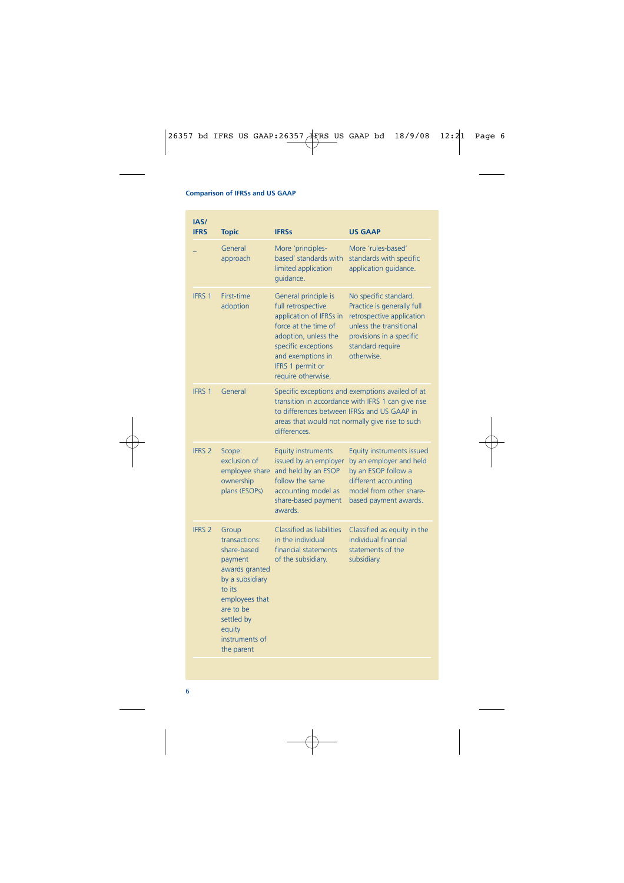| IAS/ IFRS | Topic | IFRSs | US GAAP |
|---|---|---|---|
| – | General approach | More 'principles-based' standards with limited application guidance. | More 'rules-based' standards with specific application guidance. |
| IFRS 1 | First-time adoption | General principle is full retrospective application of IFRSs in force at the time of adoption, unless the specific exceptions and exemptions in IFRS 1 permit or require otherwise. | No specific standard. Practice is generally full retrospective application unless the transitional provisions in a specific standard require otherwise. |
| IFRS 1 | General | Specific exceptions and exemptions availed of at transition in accordance with IFRS 1 can give rise to differences between IFRSs and US GAAP in areas that would not normally give rise to such differences. | |
| IFRS 2 | Scope: exclusion of employee share ownership plans (ESOPs) | Equity instruments issued by an employer and held by an ESOP follow the same accounting model as share-based payment awards. | Equity instruments issued by an employer and held by an ESOP follow a different accounting model from other share-based payment awards. |
| IFRS 2 | Group transactions: share-based payment awards granted by a subsidiary to its employees that are to be settled by equity instruments of the parent | Classified as liabilities in the individual financial statements of the subsidiary. | Classified as equity in the individual financial statements of the subsidiary. |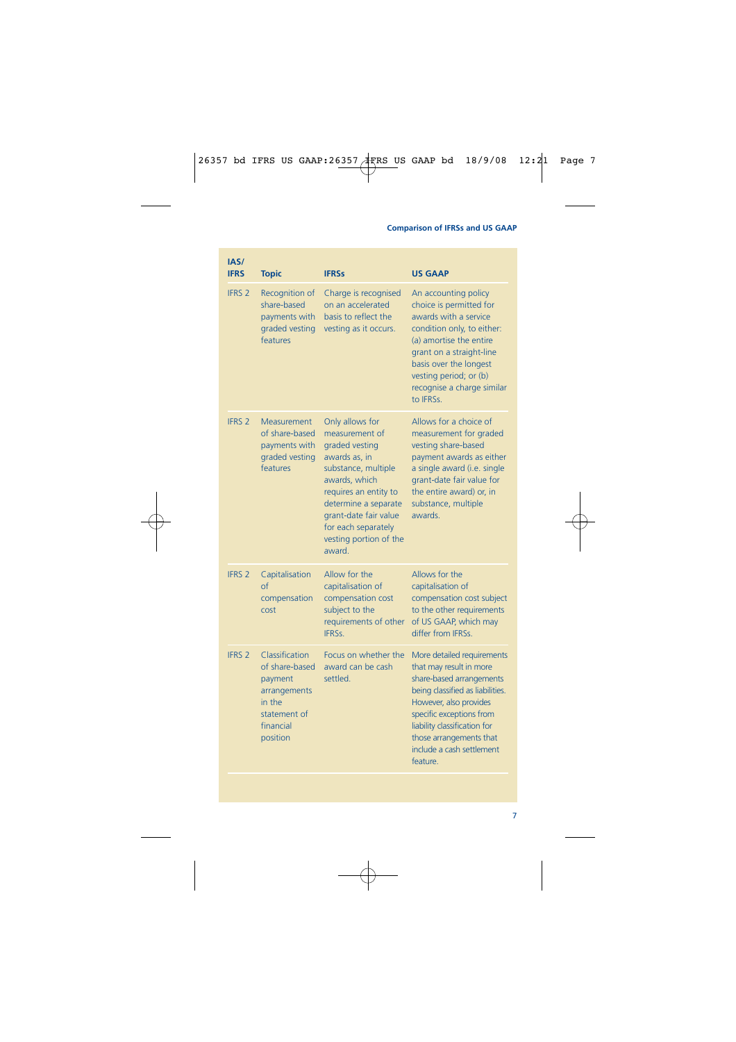| IAS/ IFRS | Topic | IFRSs | US GAAP |
|---|---|---|---|
| IFRS 2 | Recognition of share-based payments with graded vesting features | Charge is recognised on an accelerated basis to reflect the vesting as it occurs. | An accounting policy choice is permitted for awards with a service condition only, to either: (a) amortise the entire grant on a straight-line basis over the longest vesting period; or (b) recognise a charge similar to IFRSs. |
| IFRS 2 | Measurement of share-based payments with graded vesting features | Only allows for measurement of graded vesting awards as, in substance, multiple awards, which requires an entity to determine a separate grant-date fair value for each separately vesting portion of the award. | Allows for a choice of measurement for graded vesting share-based payment awards as either a single award (i.e. single grant-date fair value for the entire award) or, in substance, multiple awards. |
| IFRS 2 | Capitalisation of compensation cost | Allow for the capitalisation of compensation cost subject to the requirements of other IFRSs. | Allows for the capitalisation of compensation cost subject to the other requirements of US GAAP, which may differ from IFRSs. |
| IFRS 2 | Classification of share-based payment arrangements in the statement of financial position | Focus on whether the award can be cash settled. | More detailed requirements that may result in more share-based arrangements being classified as liabilities. However, also provides specific exceptions from liability classification for those arrangements that include a cash settlement feature. |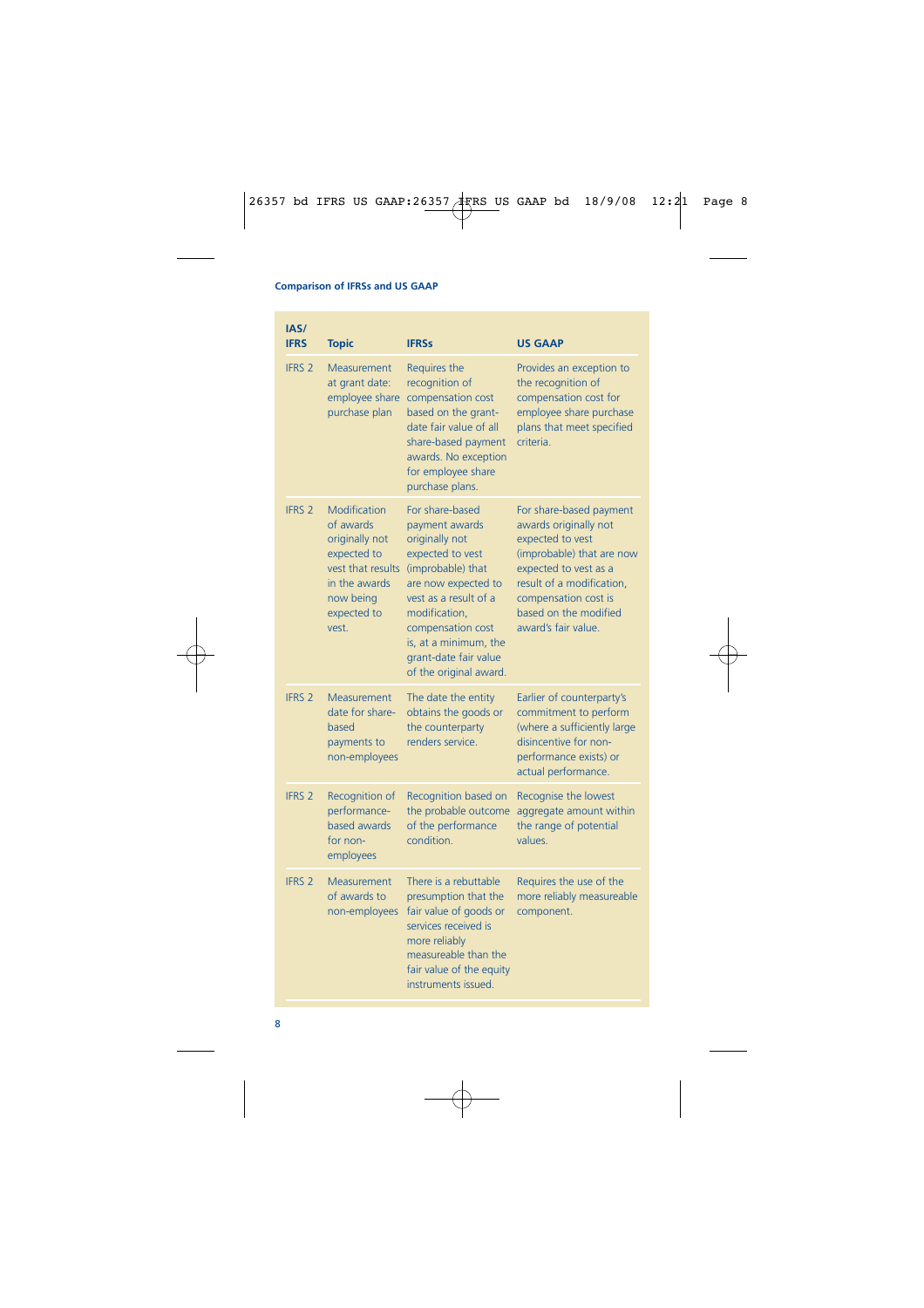| IAS/ IFRS | Topic | IFRSs | US GAAP |
|---|---|---|---|
| IFRS 2 | Measurement at grant date: employee share purchase plan | Requires the recognition of compensation cost based on the grant-date fair value of all share-based payment awards. No exception for employee share purchase plans. | Provides an exception to the recognition of compensation cost for employee share purchase plans that meet specified criteria. |
| IFRS 2 | Modification of awards originally not expected to vest that results in the awards now being expected to vest. | For share-based payment awards originally not expected to vest (improbable) that are now expected to vest as a result of a modification, compensation cost is, at a minimum, the grant-date fair value of the original award. | For share-based payment awards originally not expected to vest (improbable) that are now expected to vest as a result of a modification, compensation cost is based on the modified award's fair value. |
| IFRS 2 | Measurement date for share-based payments to non-employees | The date the entity obtains the goods or the counterparty renders service. | Earlier of counterparty's commitment to perform (where a sufficiently large disincentive for non-performance exists) or actual performance. |
| IFRS 2 | Recognition of performance-based awards for non-employees | Recognition based on the probable outcome of the performance condition. | Recognise the lowest aggregate amount within the range of potential values. |
| IFRS 2 | Measurement of awards to non-employees | There is a rebuttable presumption that the fair value of goods or services received is more reliably measureable than the fair value of the equity instruments issued. | Requires the use of the more reliably measureable component. |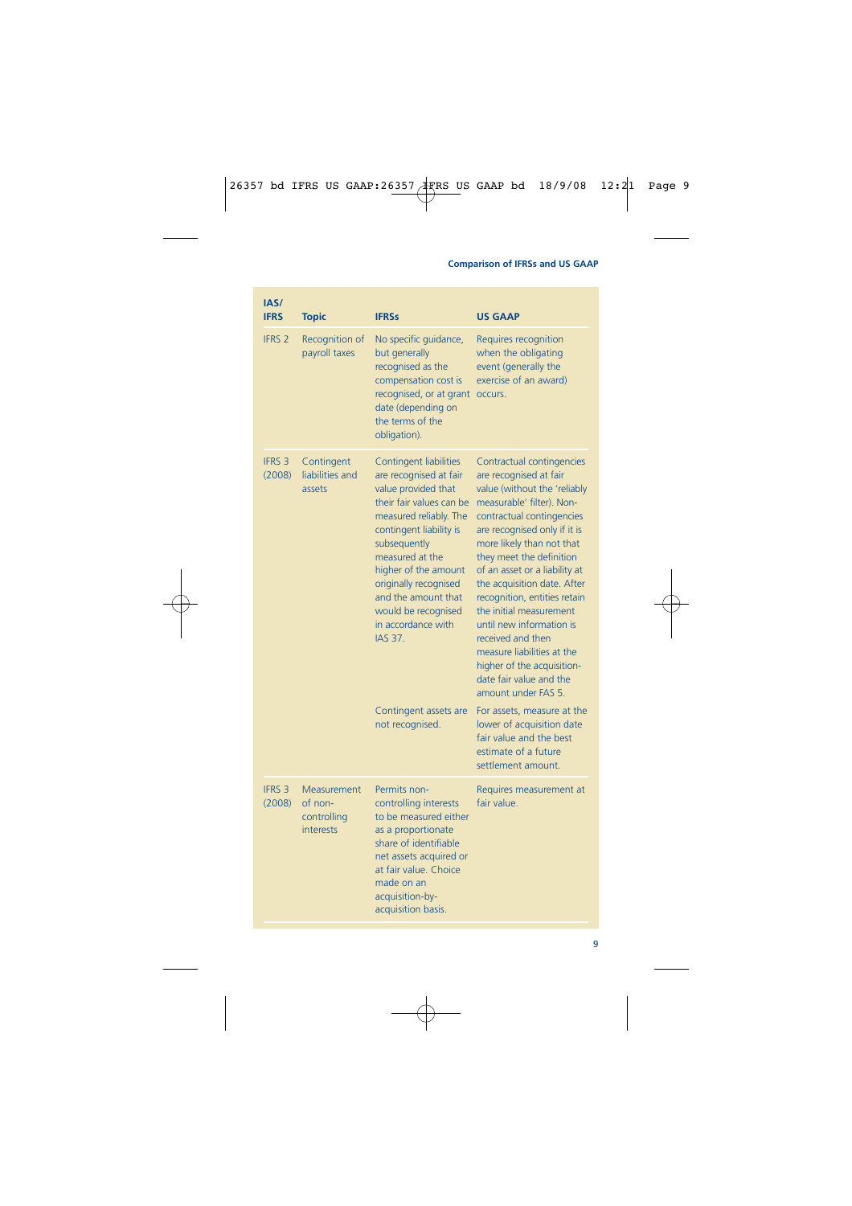| IAS/ IFRS | Topic | IFRSs | US GAAP |
|---|---|---|---|
| IFRS 2 | Recognition of payroll taxes | No specific guidance, but generally recognised as the compensation cost is recognised, or at grant date (depending on the terms of the obligation). | Requires recognition when the obligating event (generally the exercise of an award) occurs. |
| IFRS 3 (2008) | Contingent liabilities and assets | Contingent liabilities are recognised at fair value provided that their fair values can be measured reliably. The contingent liability is subsequently measured at the higher of the amount originally recognised and the amount that would be recognised in accordance with IAS 37. | Contractual contingencies are recognised at fair value (without the 'reliably measurable' filter). Non-contractual contingencies are recognised only if it is more likely than not that they meet the definition of an asset or a liability at the acquisition date. After recognition, entities retain the initial measurement until new information is received and then measure liabilities at the higher of the acquisition-date fair value and the amount under FAS 5. |
| | | Contingent assets are not recognised. | For assets, measure at the lower of acquisition date fair value and the best estimate of a future settlement amount. |
| IFRS 3 (2008) | Measurement of non-controlling interests | Permits non-controlling interests to be measured either as a proportionate share of identifiable net assets acquired or at fair value. Choice made on an acquisition-by-acquisition basis. | Requires measurement at fair value. |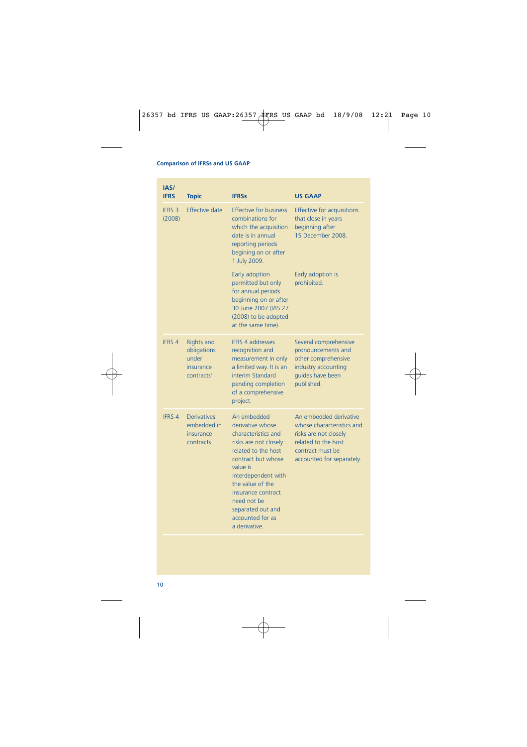Comparison of IFRSs and US GAAP

| IAS/ IFRS | Topic | IFRSs | US GAAP |
|---|---|---|---|
| IFRS 3 (2008) | Effective date | Effective for business combinations for which the acquisition date is in annual reporting periods begining on or after 1 July 2009. | Effective for acquisitions that close in years beginning after 15 December 2008. |
| | | Early adoption permitted but only for annual periods beginning on or after 30 June 2007 (IAS 27 (2008) to be adopted at the same time). | Early adoption is prohibited. |
| IFRS 4 | Rights and obligations under insurance contracts[1] | IFRS 4 addresses recognition and measurement in only a limited way. It is an interim Standard pending completion of a comprehensive project. | Several comprehensive pronouncements and other comprehensive industry accounting guides have been published. |
| IFRS 4 | Derivatives embedded in insurance contracts[1] | An embedded derivative whose characteristics and risks are not closely related to the host contract but whose value is interdependent with the value of the insurance contract need not be separated out and accounted for as a derivative. | An embedded derivative whose characteristics and risks are not closely related to the host contract must be accounted for separately. |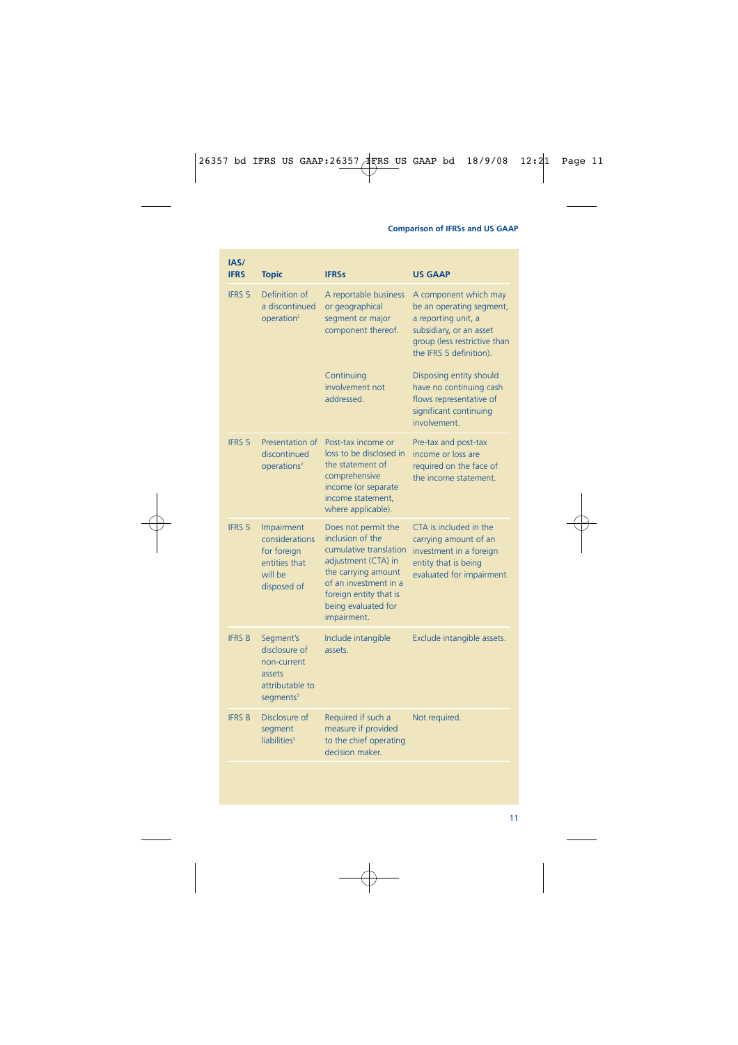| IAS/ IFRS | Topic | IFRSs | US GAAP |
|---|---|---|---|
| IFRS 5 | Definition of a discontinued operation[2] | A reportable business or geographical segment or major component thereof. | A component which may be an operating segment, a reporting unit, a subsidiary, or an asset group (less restrictive than the IFRS 5 definition). |
| | | Continuing involvement not addressed. | Disposing entity should have no continuing cash flows representative of significant continuing involvement. |
| IFRS 5 | Presentation of discontinued operations[2] | Post-tax income or loss to be disclosed in the statement of comprehensive income (or separate income statement, where applicable). | Pre-tax and post-tax income or loss are required on the face of the income statement. |
| IFRS 5 | Impairment considerations for foreign entities that will be disposed of | Does not permit the inclusion of the cumulative translation adjustment (CTA) in the carrying amount of an investment in a foreign entity that is being evaluated for impairment. | CTA is included in the carrying amount of an investment in a foreign entity that is being evaluated for impairment. |
| IFRS 8 | Segment's disclosure of non-current assets attributable to segments[3] | Include intangible assets. | Exclude intangible assets. |
| IFRS 8 | Disclosure of segment liabilities[3] | Required if such a measure if provided to the chief operating decision maker. | Not required. |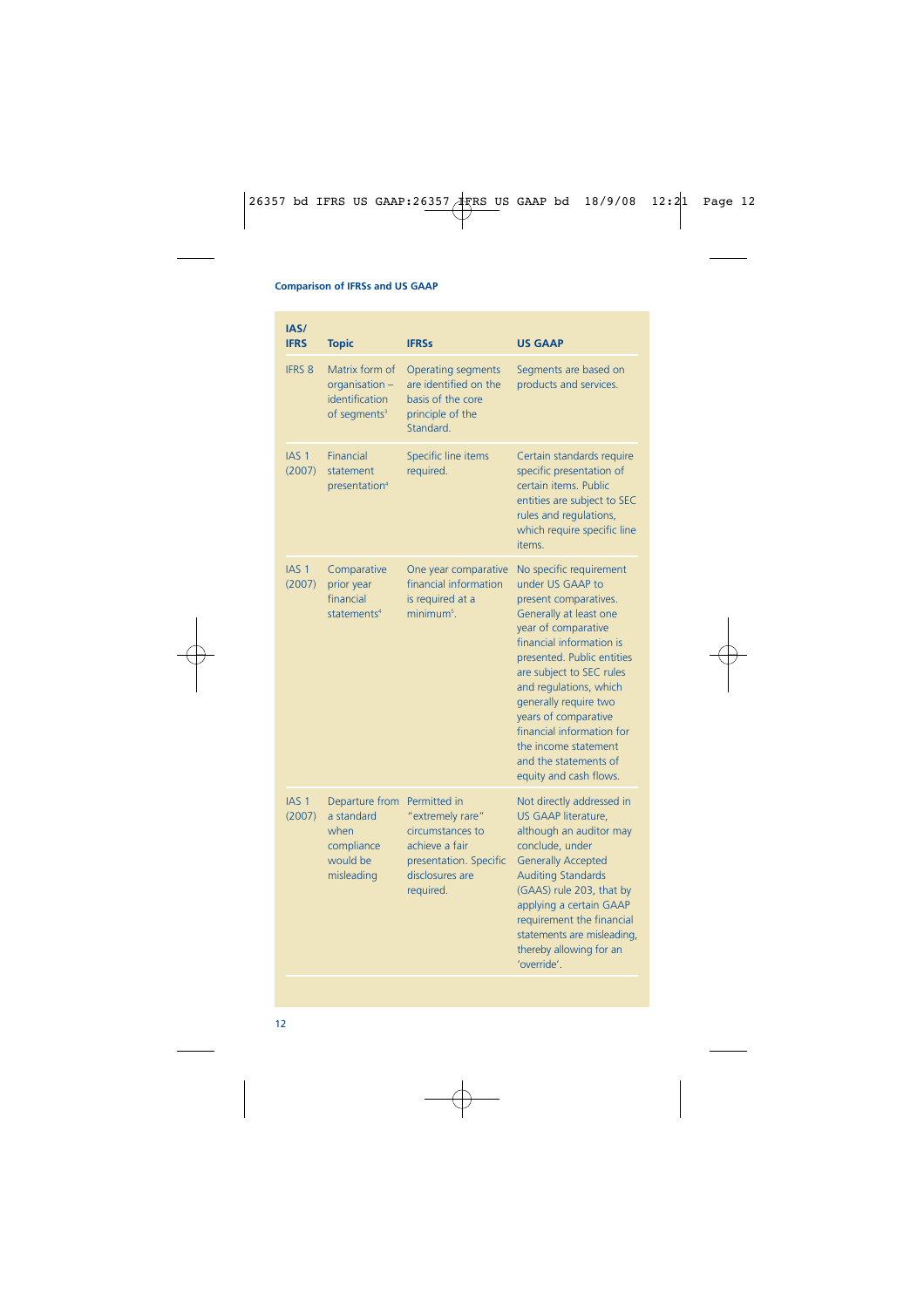| IAS/ IFRS | Topic | IFRSs | US GAAP |
|---|---|---|---|
| IFRS 8 | Matrix form of organisation – identification of segments[3] | Operating segments are identified on the basis of the core principle of the Standard. | Segments are based on products and services. |
| IAS 1 (2007) | Financial statement presentation[4] | Specific line items required. | Certain standards require specific presentation of certain items. Public entities are subject to SEC rules and regulations, which require specific line items. |
| IAS 1 (2007) | Comparative prior year financial statements[4] | One year comparative financial information is required at a minimum[5]. | No specific requirement under US GAAP to present comparatives. Generally at least one year of comparative financial information is presented. Public entities are subject to SEC rules and regulations, which generally require two years of comparative financial information for the income statement and the statements of equity and cash flows. |
| IAS 1 (2007) | Departure from a standard when compliance would be misleading | Permitted in "extremely rare" circumstances to achieve a fair presentation. Specific disclosures are required. | Not directly addressed in US GAAP literature, although an auditor may conclude, under Generally Accepted Auditing Standards (GAAS) rule 203, that by applying a certain GAAP requirement the financial statements are misleading, thereby allowing for an 'override'. |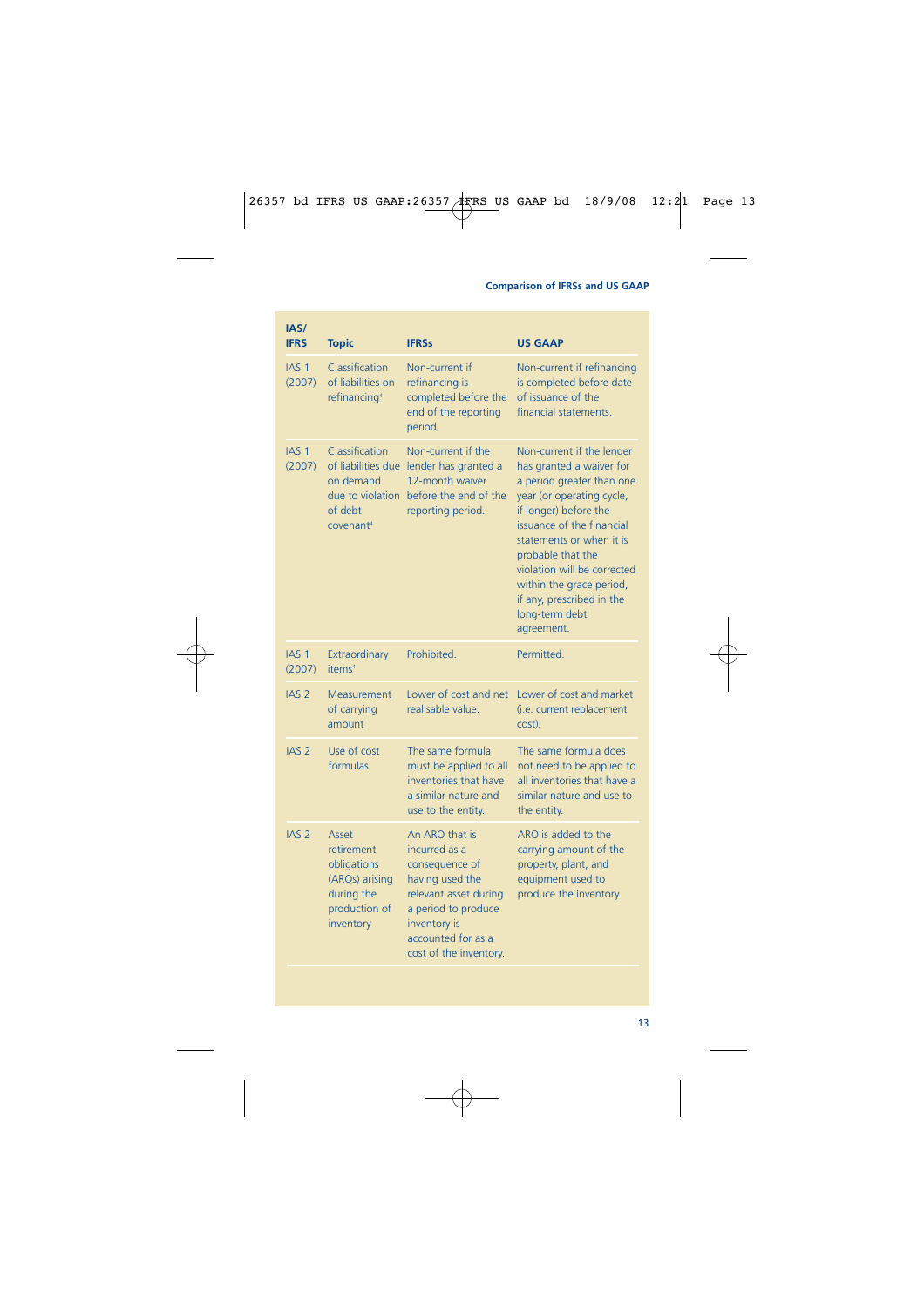| IAS/ IFRS | Topic | IFRSs | US GAAP |
| --- | --- | --- | --- |
| IAS 1 (2007) | Classification of liabilities on refinancing[4] | Non-current if refinancing is completed before the end of the reporting period. | Non-current if refinancing is completed before date of issuance of the financial statements. |
| IAS 1 (2007) | Classification of liabilities due on demand due to violation of debt covenant[4] | Non-current if the lender has granted a 12-month waiver before the end of the reporting period. | Non-current if the lender has granted a waiver for a period greater than one year (or operating cycle, if longer) before the issuance of the financial statements or when it is probable that the violation will be corrected within the grace period, if any, prescribed in the long-term debt agreement. |
| IAS 1 (2007) | Extraordinary items[4] | Prohibited. | Permitted. |
| IAS 2 | Measurement of carrying amount | Lower of cost and net realisable value. | Lower of cost and market (i.e. current replacement cost). |
| IAS 2 | Use of cost formulas | The same formula must be applied to all inventories that have a similar nature and use to the entity. | The same formula does not need to be applied to all inventories that have a similar nature and use to the entity. |
| IAS 2 | Asset retirement obligations (AROs) arising during the production of inventory | An ARO that is incurred as a consequence of having used the relevant asset during a period to produce inventory is accounted for as a cost of the inventory. | ARO is added to the carrying amount of the property, plant, and equipment used to produce the inventory. |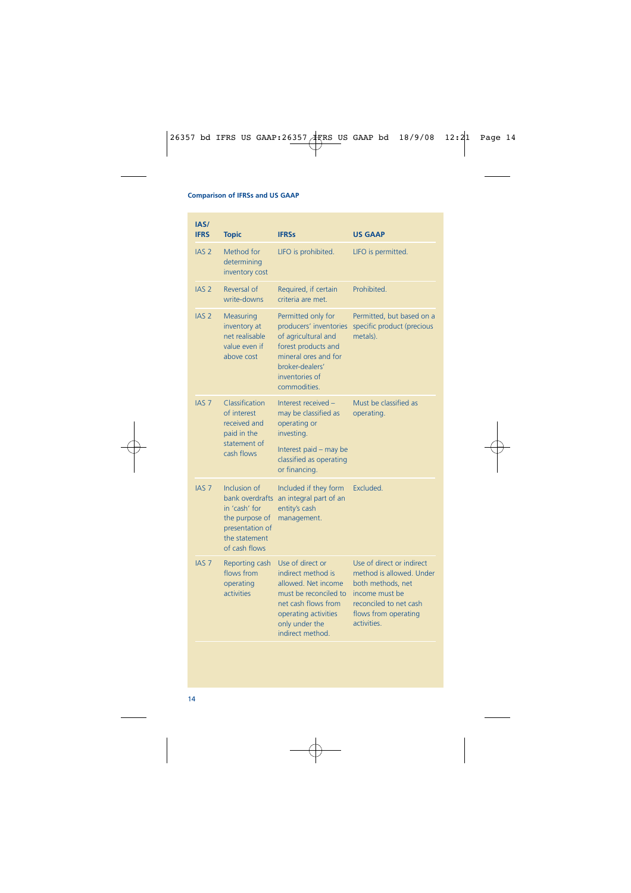| IAS/ IFRS | Topic | IFRSs | US GAAP |
|---|---|---|---|
| IAS 2 | Method for determining inventory cost | LIFO is prohibited. | LIFO is permitted. |
| IAS 2 | Reversal of write-downs | Required, if certain criteria are met. | Prohibited. |
| IAS 2 | Measuring inventory at net realisable value even if above cost | Permitted only for producers' inventories of agricultural and forest products and mineral ores and for broker-dealers' inventories of commodities. | Permitted, but based on a specific product (precious metals). |
| IAS 7 | Classification of interest received and paid in the statement of cash flows | Interest received – may be classified as operating or investing. Interest paid – may be classified as operating or financing. | Must be classified as operating. |
| IAS 7 | Inclusion of bank overdrafts in 'cash' for the purpose of presentation of the statement of cash flows | Included if they form an integral part of an entity's cash management. | Excluded. |
| IAS 7 | Reporting cash flows from operating activities | Use of direct or indirect method is allowed. Net income must be reconciled to net cash flows from operating activities only under the indirect method. | Use of direct or indirect method is allowed. Under both methods, net income must be reconciled to net cash flows from operating activities. |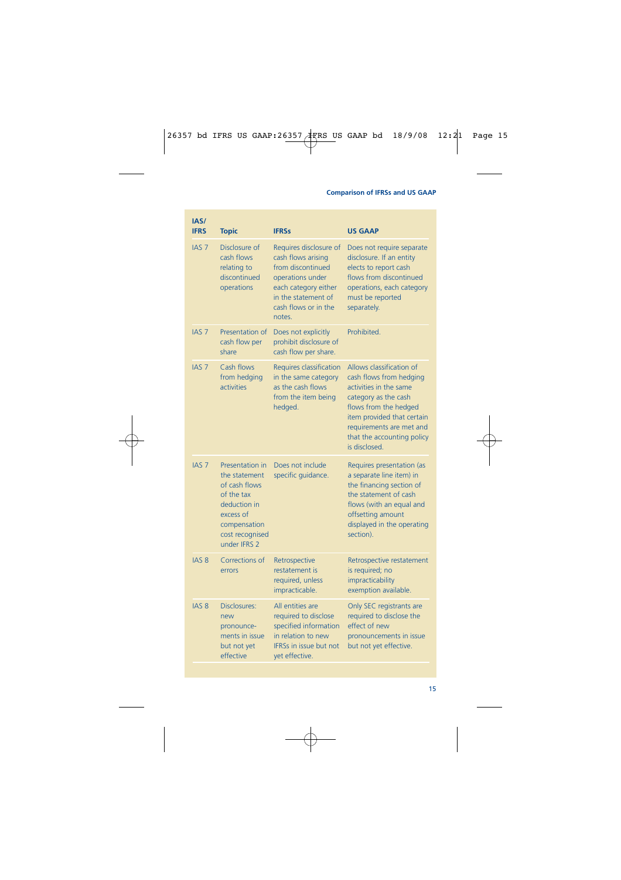| IAS/ IFRS | Topic | IFRSs | US GAAP |
|---|---|---|---|
| IAS 7 | Disclosure of cash flows relating to discontinued operations | Requires disclosure of cash flows arising from discontinued operations under each category either in the statement of cash flows or in the notes. | Does not require separate disclosure. If an entity elects to report cash flows from discontinued operations, each category must be reported separately. |
| IAS 7 | Presentation of cash flow per share | Does not explicitly prohibit disclosure of cash flow per share. | Prohibited. |
| IAS 7 | Cash flows from hedging activities | Requires classification in the same category as the cash flows from the item being hedged. | Allows classification of cash flows from hedging activities in the same category as the cash flows from the hedged item provided that certain requirements are met and that the accounting policy is disclosed. |
| IAS 7 | Presentation in the statement of cash flows of the tax deduction in excess of compensation cost recognised under IFRS 2 | Does not include specific guidance. | Requires presentation (as a separate line item) in the financing section of the statement of cash flows (with an equal and offsetting amount displayed in the operating section). |
| IAS 8 | Corrections of errors | Retrospective restatement is required, unless impracticable. | Retrospective restatement is required; no impracticability exemption available. |
| IAS 8 | Disclosures: new pronounce-ments in issue but not yet effective | All entities are required to disclose specified information in relation to new IFRSs in issue but not yet effective. | Only SEC registrants are required to disclose the effect of new pronouncements in issue but not yet effective. |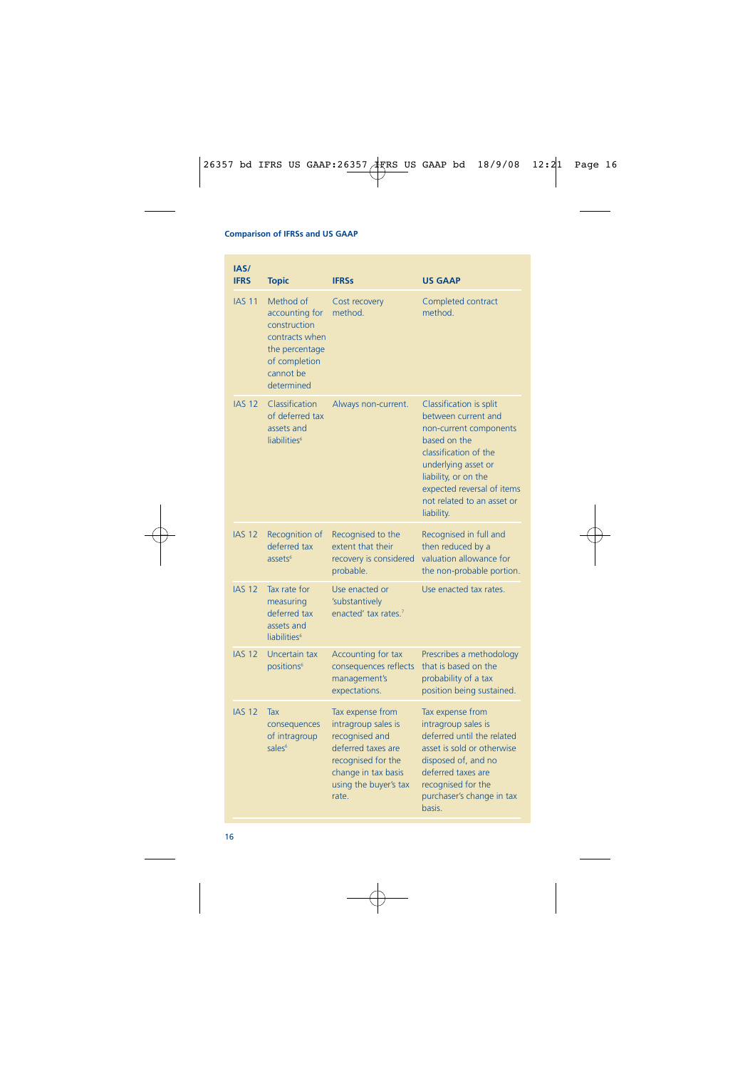| IAS/ IFRS | Topic | IFRSs | US GAAP |
|---|---|---|---|
| IAS 11 | Method of accounting for construction contracts when the percentage of completion cannot be determined | Cost recovery method. | Completed contract method. |
| IAS 12 | Classification of deferred tax assets and liabilities[6] | Always non-current. | Classification is split between current and non-current components based on the classification of the underlying asset or liability, or on the expected reversal of items not related to an asset or liability. |
| IAS 12 | Recognition of deferred tax assets[6] | Recognised to the extent that their recovery is considered probable. | Recognised in full and then reduced by a valuation allowance for the non-probable portion. |
| IAS 12 | Tax rate for measuring deferred tax assets and liabilities[6] | Use enacted or 'substantively enacted' tax rates.[7] | Use enacted tax rates. |
| IAS 12 | Uncertain tax positions[6] | Accounting for tax consequences reflects management's expectations. | Prescribes a methodology that is based on the probability of a tax position being sustained. |
| IAS 12 | Tax consequences of intragroup sales[6] | Tax expense from intragroup sales is recognised and deferred taxes are recognised for the change in tax basis using the buyer's tax rate. | Tax expense from intragroup sales is deferred until the related asset is sold or otherwise disposed of, and no deferred taxes are recognised for the purchaser's change in tax basis. |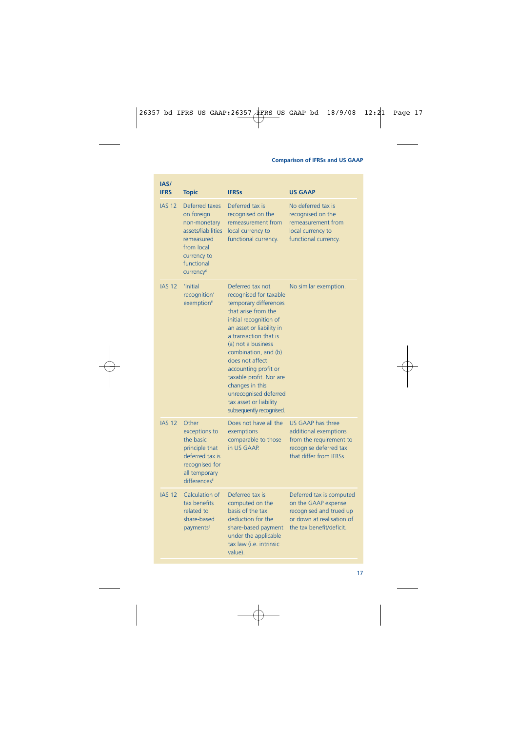| IAS/ IFRS | Topic | IFRSs | US GAAP |
|---|---|---|---|
| IAS 12 | Deferred taxes on foreign non-monetary assets/liabilities remeasured from local currency to functional currency[6] | Deferred tax is recognised on the remeasurement from local currency to functional currency. | No deferred tax is recognised on the remeasurement from local currency to functional currency. |
| IAS 12 | 'Initial recognition' exemption[6] | Deferred tax not recognised for taxable temporary differences that arise from the initial recognition of an asset or liability in a transaction that is (a) not a business combination, and (b) does not affect accounting profit or taxable profit. Nor are changes in this unrecognised deferred tax asset or liability subsequently recognised. | No similar exemption. |
| IAS 12 | Other exceptions to the basic principle that deferred tax is recognised for all temporary differences[6] | Does not have all the exemptions comparable to those in US GAAP. | US GAAP has three additional exemptions from the requirement to recognise deferred tax that differ from IFRSs. |
| IAS 12 | Calculation of tax benefits related to share-based payments[6] | Deferred tax is computed on the basis of the tax deduction for the share-based payment under the applicable tax law (i.e. intrinsic value). | Deferred tax is computed on the GAAP expense recognised and trued up or down at realisation of the tax benefit/deficit. |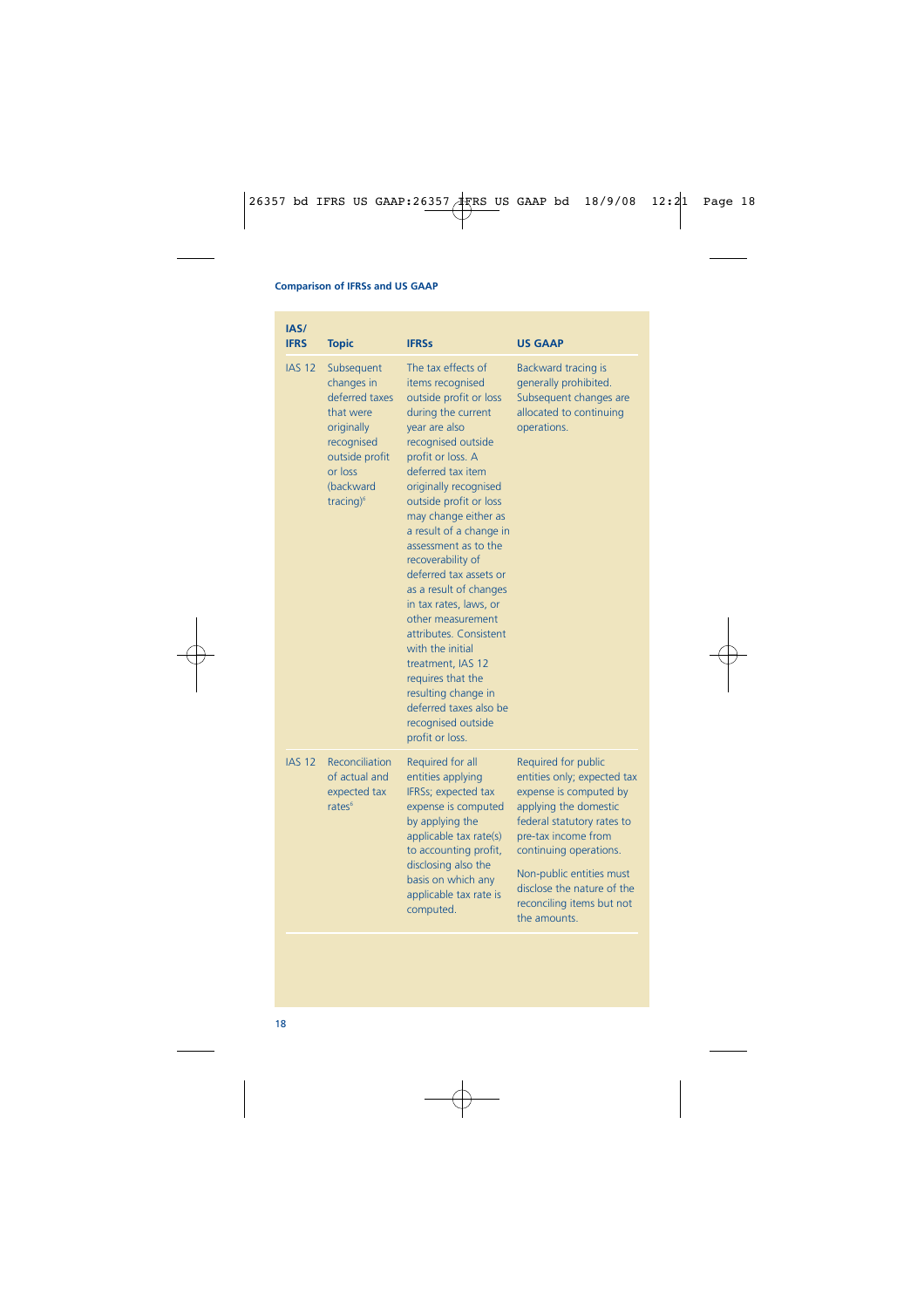| IAS/ IFRS | Topic | IFRSs | US GAAP |
|---|---|---|---|
| IAS 12 | Subsequent changes in deferred taxes that were originally recognised outside profit or loss (backward tracing)[6] | The tax effects of items recognised outside profit or loss during the current year are also recognised outside profit or loss. A deferred tax item originally recognised outside profit or loss may change either as a result of a change in assessment as to the recoverability of deferred tax assets or as a result of changes in tax rates, laws, or other measurement attributes. Consistent with the initial treatment, IAS 12 requires that the resulting change in deferred taxes also be recognised outside profit or loss. | Backward tracing is generally prohibited. Subsequent changes are allocated to continuing operations. |
| IAS 12 | Reconciliation of actual and expected tax rates[6] | Required for all entities applying IFRSs; expected tax expense is computed by applying the applicable tax rate(s) to accounting profit, disclosing also the basis on which any applicable tax rate is computed. | Required for public entities only; expected tax expense is computed by applying the domestic federal statutory rates to pre-tax income from continuing operations.<br><br>Non-public entities must disclose the nature of the reconciling items but not the amounts. |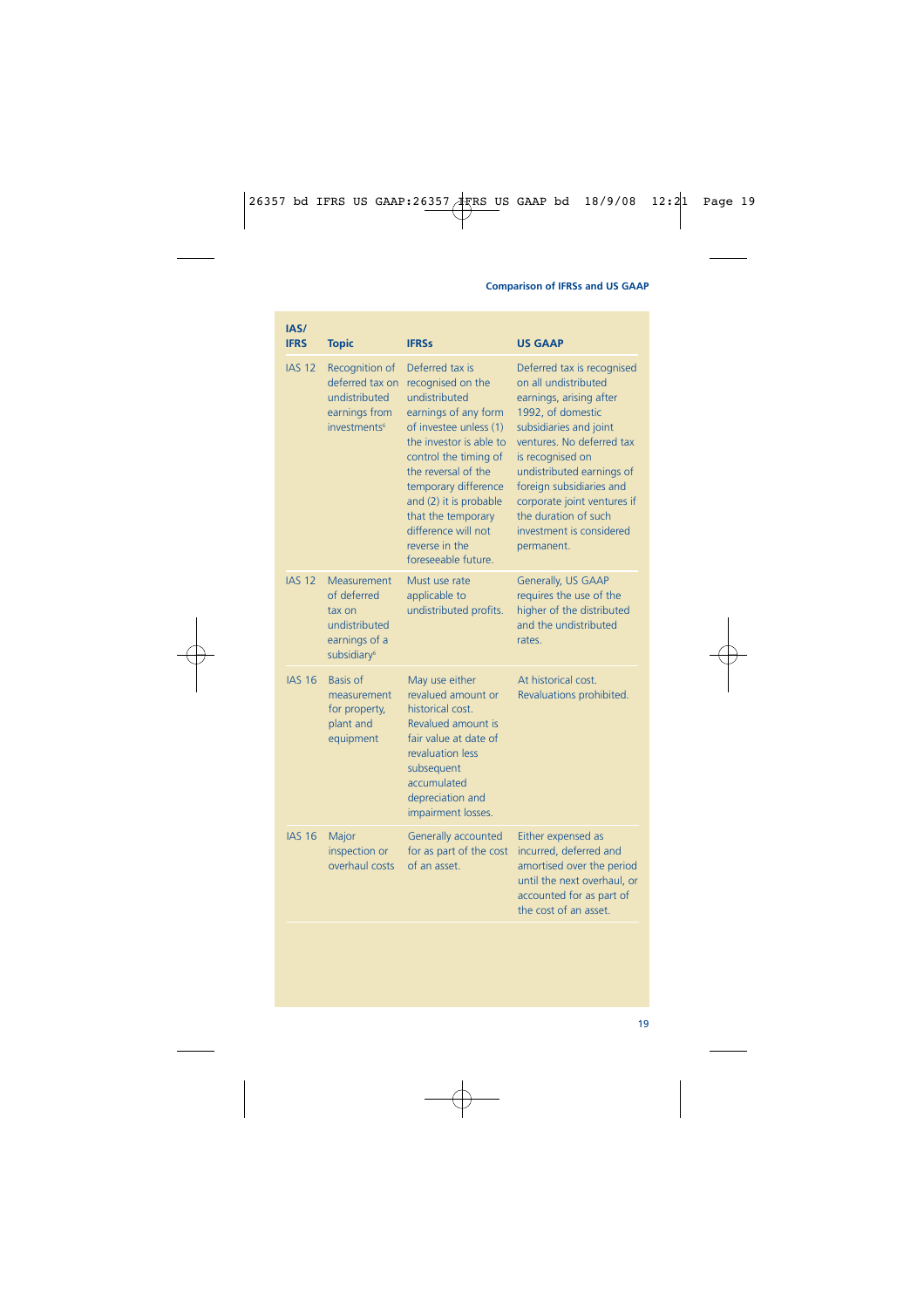| IAS/ IFRS | Topic | IFRSs | US GAAP |
|---|---|---|---|
| IAS 12 | Recognition of deferred tax on undistributed earnings from investments[6] | Deferred tax is recognised on the undistributed earnings of any form of investee unless (1) the investor is able to control the timing of the reversal of the temporary difference and (2) it is probable that the temporary difference will not reverse in the foreseeable future. | Deferred tax is recognised on all undistributed earnings, arising after 1992, of domestic subsidiaries and joint ventures. No deferred tax is recognised on undistributed earnings of foreign subsidiaries and corporate joint ventures if the duration of such investment is considered permanent. |
| IAS 12 | Measurement of deferred tax on undistributed earnings of a subsidiary[6] | Must use rate applicable to undistributed profits. | Generally, US GAAP requires the use of the higher of the distributed and the undistributed rates. |
| IAS 16 | Basis of measurement for property, plant and equipment | May use either revalued amount or historical cost. Revalued amount is fair value at date of revaluation less subsequent accumulated depreciation and impairment losses. | At historical cost. Revaluations prohibited. |
| IAS 16 | Major inspection or overhaul costs | Generally accounted for as part of the cost of an asset. | Either expensed as incurred, deferred and amortised over the period until the next overhaul, or accounted for as part of the cost of an asset. |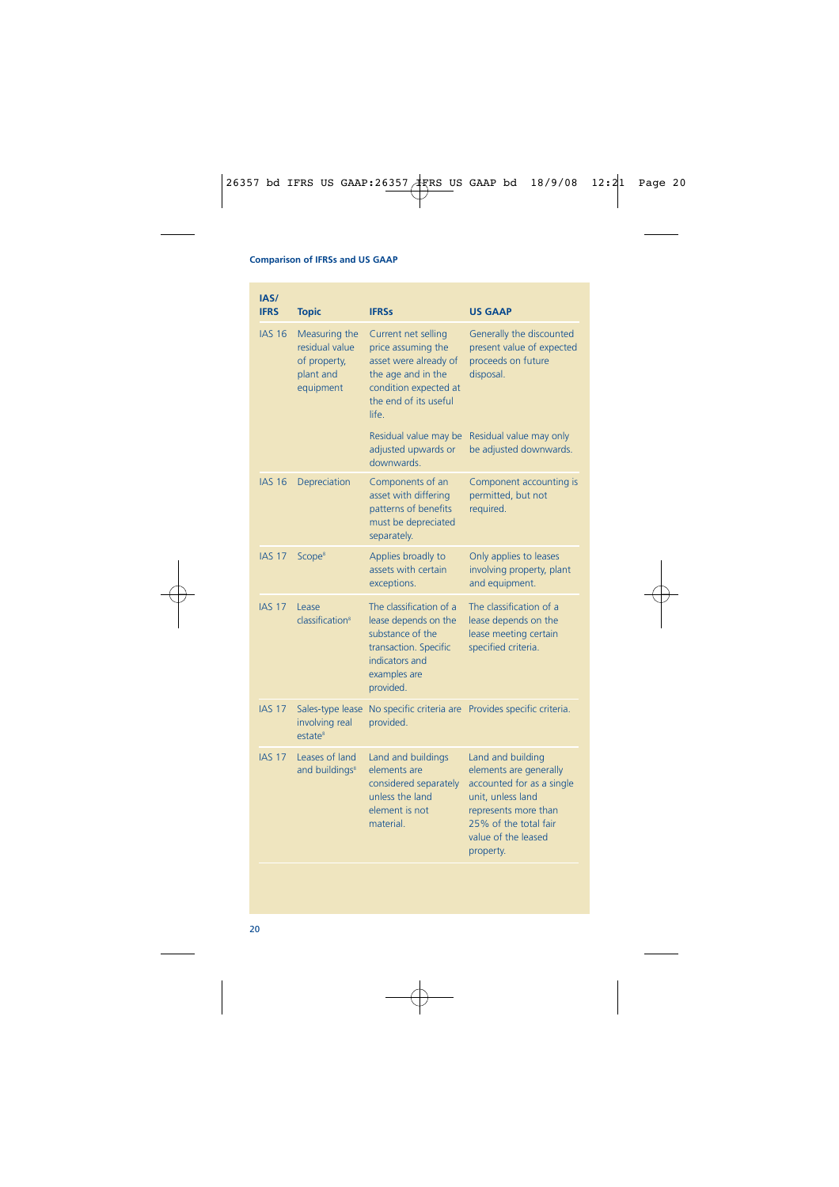| IAS/ IFRS | Topic | IFRSs | US GAAP |
|---|---|---|---|
| IAS 16 | Measuring the residual value of property, plant and equipment | Current net selling price assuming the asset were already of the age and in the condition expected at the end of its useful life. | Generally the discounted present value of expected proceeds on future disposal. |
| | | Residual value may be adjusted upwards or downwards. | Residual value may only be adjusted downwards. |
| IAS 16 | Depreciation | Components of an asset with differing patterns of benefits must be depreciated separately. | Component accounting is permitted, but not required. |
| IAS 17 | Scope[8] | Applies broadly to assets with certain exceptions. | Only applies to leases involving property, plant and equipment. |
| IAS 17 | Lease classification[8] | The classification of a lease depends on the substance of the transaction. Specific indicators and examples are provided. | The classification of a lease depends on the lease meeting certain specified criteria. |
| IAS 17 | Sales-type lease involving real estate[8] | No specific criteria are provided. | Provides specific criteria. |
| IAS 17 | Leases of land and buildings[8] | Land and buildings elements are considered separately unless the land element is not material. | Land and building elements are generally accounted for as a single unit, unless land represents more than 25% of the total fair value of the leased property. |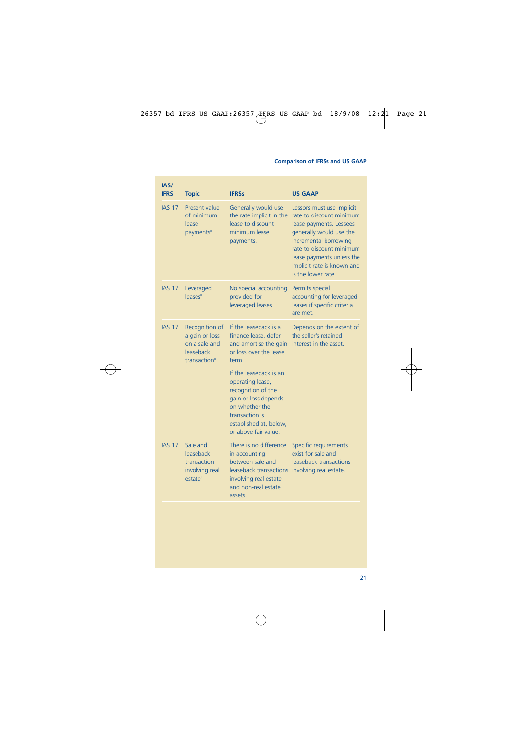| IAS/ IFRS | Topic | IFRSs | US GAAP |
|---|---|---|---|
| IAS 17 | Present value of minimum lease payments[8] | Generally would use the rate implicit in the lease to discount minimum lease payments. | Lessors must use implicit rate to discount minimum lease payments. Lessees generally would use the incremental borrowing rate to discount minimum lease payments unless the implicit rate is known and is the lower rate. |
| IAS 17 | Leveraged leases[8] | No special accounting provided for leveraged leases. | Permits special accounting for leveraged leases if specific criteria are met. |
| IAS 17 | Recognition of a gain or loss on a sale and leaseback transaction[8] | If the leaseback is a finance lease, defer and amortise the gain or loss over the lease term. If the leaseback is an operating lease, recognition of the gain or loss depends on whether the transaction is established at, below, or above fair value. | Depends on the extent of the seller's retained interest in the asset. |
| IAS 17 | Sale and leaseback transaction involving real estate[8] | There is no difference in accounting between sale and leaseback transactions involving real estate and non-real estate assets. | Specific requirements exist for sale and leaseback transactions involving real estate. |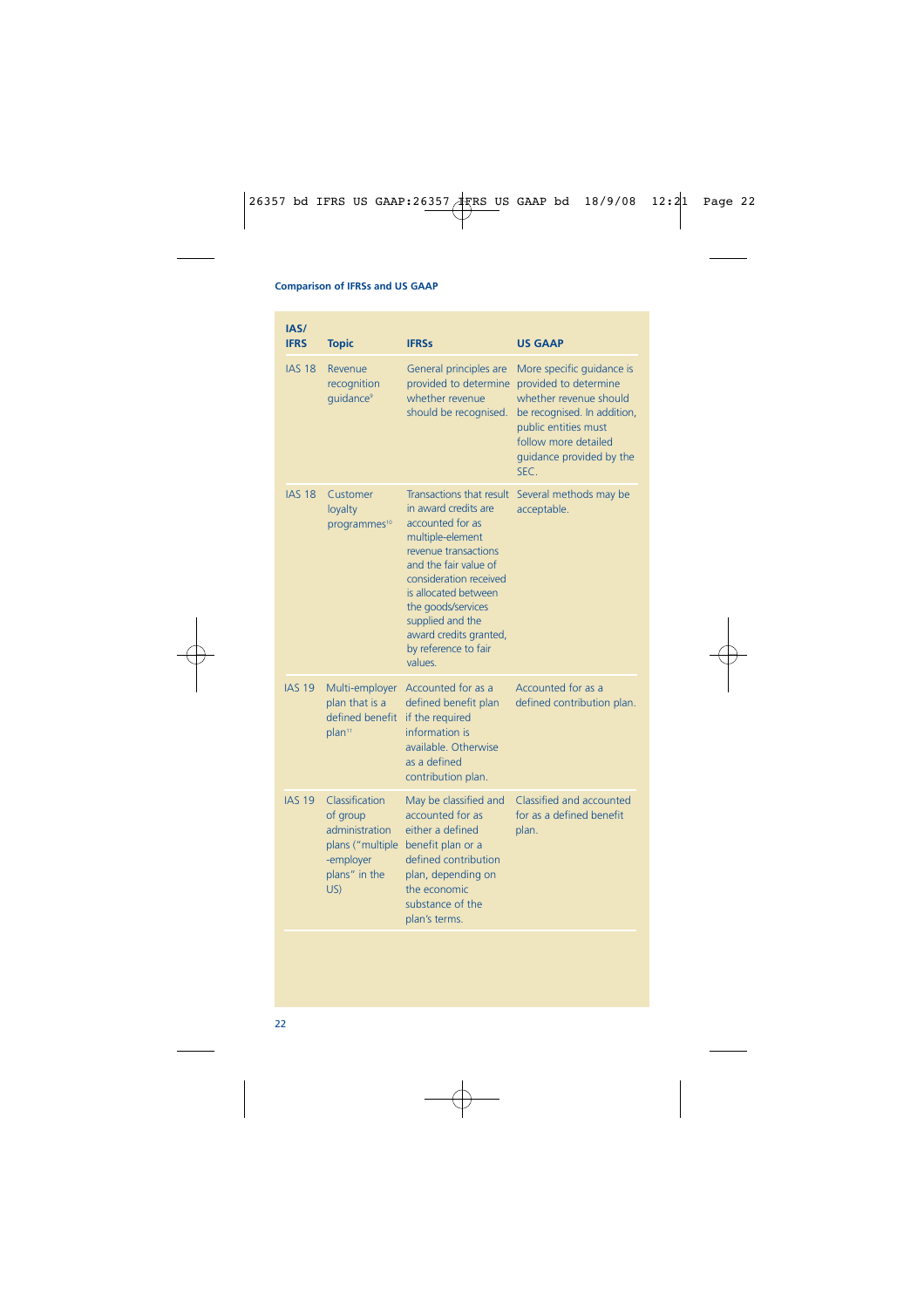| IAS/ IFRS | Topic | IFRSs | US GAAP |
|---|---|---|---|
| IAS 18 | Revenue recognition guidance[9] | General principles are provided to determine whether revenue should be recognised. | More specific guidance is provided to determine whether revenue should be recognised. In addition, public entities must follow more detailed guidance provided by the SEC. |
| IAS 18 | Customer loyalty programmes[10] | Transactions that result in award credits are accounted for as multiple-element revenue transactions and the fair value of consideration received is allocated between the goods/services supplied and the award credits granted, by reference to fair values. | Several methods may be acceptable. |
| IAS 19 | Multi-employer plan that is a defined benefit plan[11] | Accounted for as a defined benefit plan if the required information is available. Otherwise as a defined contribution plan. | Accounted for as a defined contribution plan. |
| IAS 19 | Classification of group administration plans ("multiple -employer plans" in the US) | May be classified and accounted for as either a defined benefit plan or a defined contribution plan, depending on the economic substance of the plan's terms. | Classified and accounted for as a defined benefit plan. |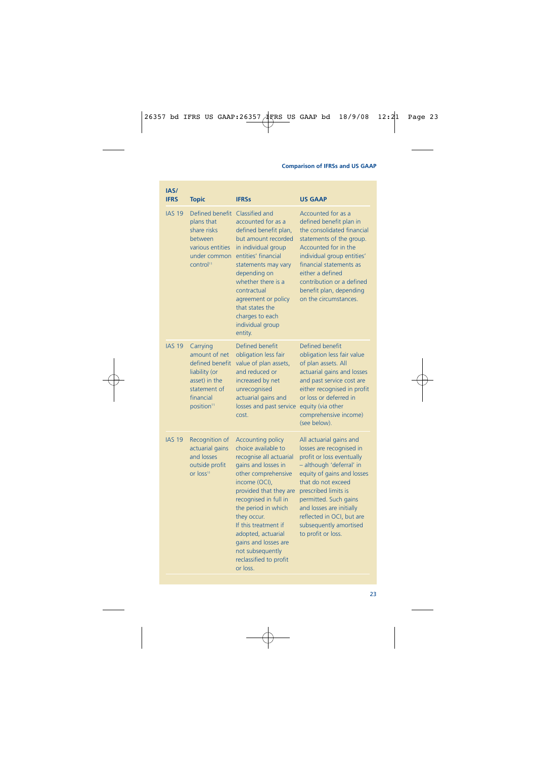| IAS/ IFRS | Topic | IFRSs | US GAAP |
|---|---|---|---|
| IAS 19 | Defined benefit plans that share risks between various entities under common control[11] | Classified and accounted for as a defined benefit plan, but amount recorded in individual group entities' financial statements may vary depending on whether there is a contractual agreement or policy that states the charges to each individual group entity. | Accounted for as a defined benefit plan in the consolidated financial statements of the group. Accounted for in the individual group entities' financial statements as either a defined contribution or a defined benefit plan, depending on the circumstances. |
| IAS 19 | Carrying amount of net defined benefit liability (or asset) in the statement of financial position[11] | Defined benefit obligation less fair value of plan assets, and reduced or increased by net unrecognised actuarial gains and losses and past service cost. | Defined benefit obligation less fair value of plan assets. All actuarial gains and losses and past service cost are either recognised in profit or loss or deferred in equity (via other comprehensive income) (see below). |
| IAS 19 | Recognition of actuarial gains and losses outside profit or loss[11] | Accounting policy choice available to recognise all actuarial gains and losses in other comprehensive income (OCI), provided that they are recognised in full in the period in which they occur. If this treatment if adopted, actuarial gains and losses are not subsequently reclassified to profit or loss. | All actuarial gains and losses are recognised in profit or loss eventually – although 'deferral' in equity of gains and losses that do not exceed prescribed limits is permitted. Such gains and losses are initially reflected in OCI, but are subsequently amortised to profit or loss. |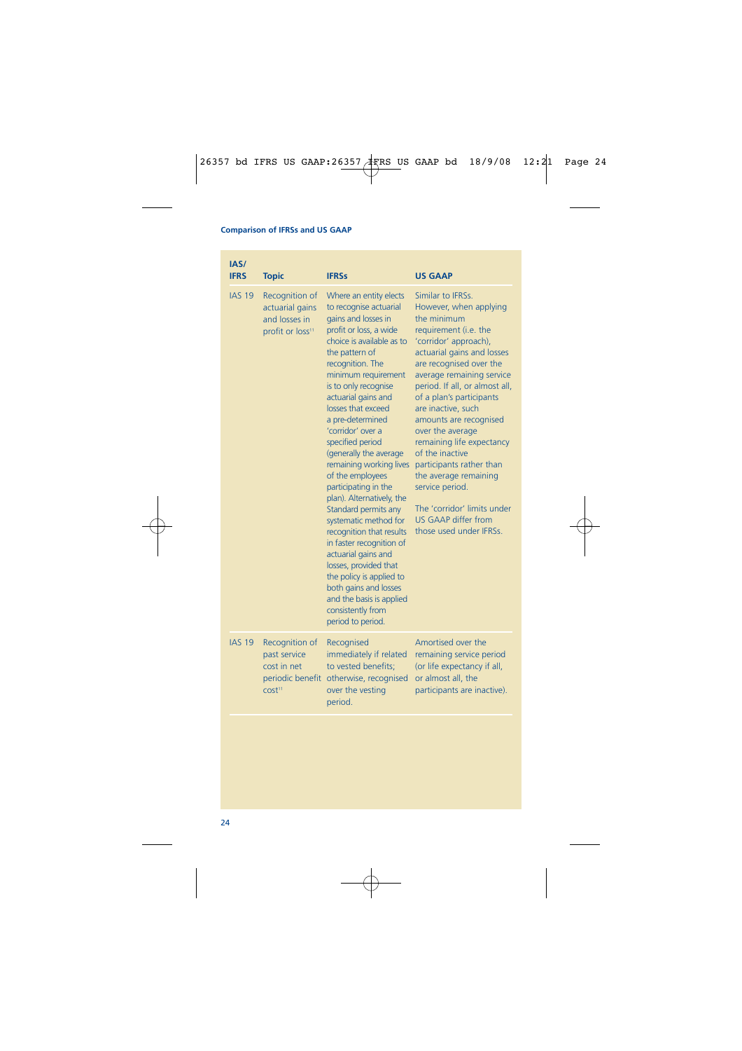| IAS/ IFRS | Topic | IFRSs | US GAAP |
|---|---|---|---|
| IAS 19 | Recognition of actuarial gains and losses in profit or loss[11] | Where an entity elects to recognise actuarial gains and losses in profit or loss, a wide choice is available as to the pattern of recognition. The minimum requirement is to only recognise actuarial gains and losses that exceed a pre-determined 'corridor' over a specified period (generally the average remaining working lives of the employees participating in the plan). Alternatively, the Standard permits any systematic method for recognition that results in faster recognition of actuarial gains and losses, provided that the policy is applied to both gains and losses and the basis is applied consistently from period to period. | Similar to IFRSs. However, when applying the minimum requirement (i.e. the 'corridor' approach), actuarial gains and losses are recognised over the average remaining service period. If all, or almost all, of a plan's participants are inactive, such amounts are recognised over the average remaining life expectancy of the inactive participants rather than the average remaining service period.<br><br>The 'corridor' limits under US GAAP differ from those used under IFRSs. |
| IAS 19 | Recognition of past service cost in net periodic benefit cost[11] | Recognised immediately if related to vested benefits; otherwise, recognised over the vesting period. | Amortised over the remaining service period (or life expectancy if all, or almost all, the participants are inactive). |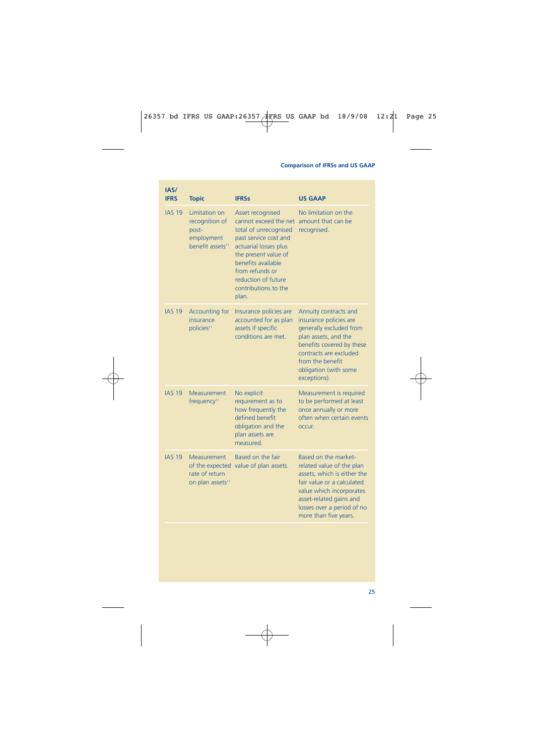| IAS/ IFRS | Topic | IFRSs | US GAAP |
|---|---|---|---|
| IAS 19 | Limitation on recognition of post-employment benefit assets[11] | Asset recognised cannot exceed the net total of unrecognised past service cost and actuarial losses plus the present value of benefits available from refunds or reduction of future contributions to the plan. | No limitation on the amount that can be recognised. |
| IAS 19 | Accounting for insurance policies[11] | Insurance policies are accounted for as plan assets if specific conditions are met. | Annuity contracts and insurance policies are generally excluded from plan assets, and the benefits covered by these contracts are excluded from the benefit obligation (with some exceptions). |
| IAS 19 | Measurement frequency[11] | No explicit requirement as to how frequently the defined benefit obligation and the plan assets are measured. | Measurement is required to be performed at least once annually or more often when certain events occur. |
| IAS 19 | Measurement of the expected rate of return on plan assets[11] | Based on the fair value of plan assets. | Based on the market-related value of the plan assets, which is either the fair value or a calculated value which incorporates asset-related gains and losses over a period of no more than five years. |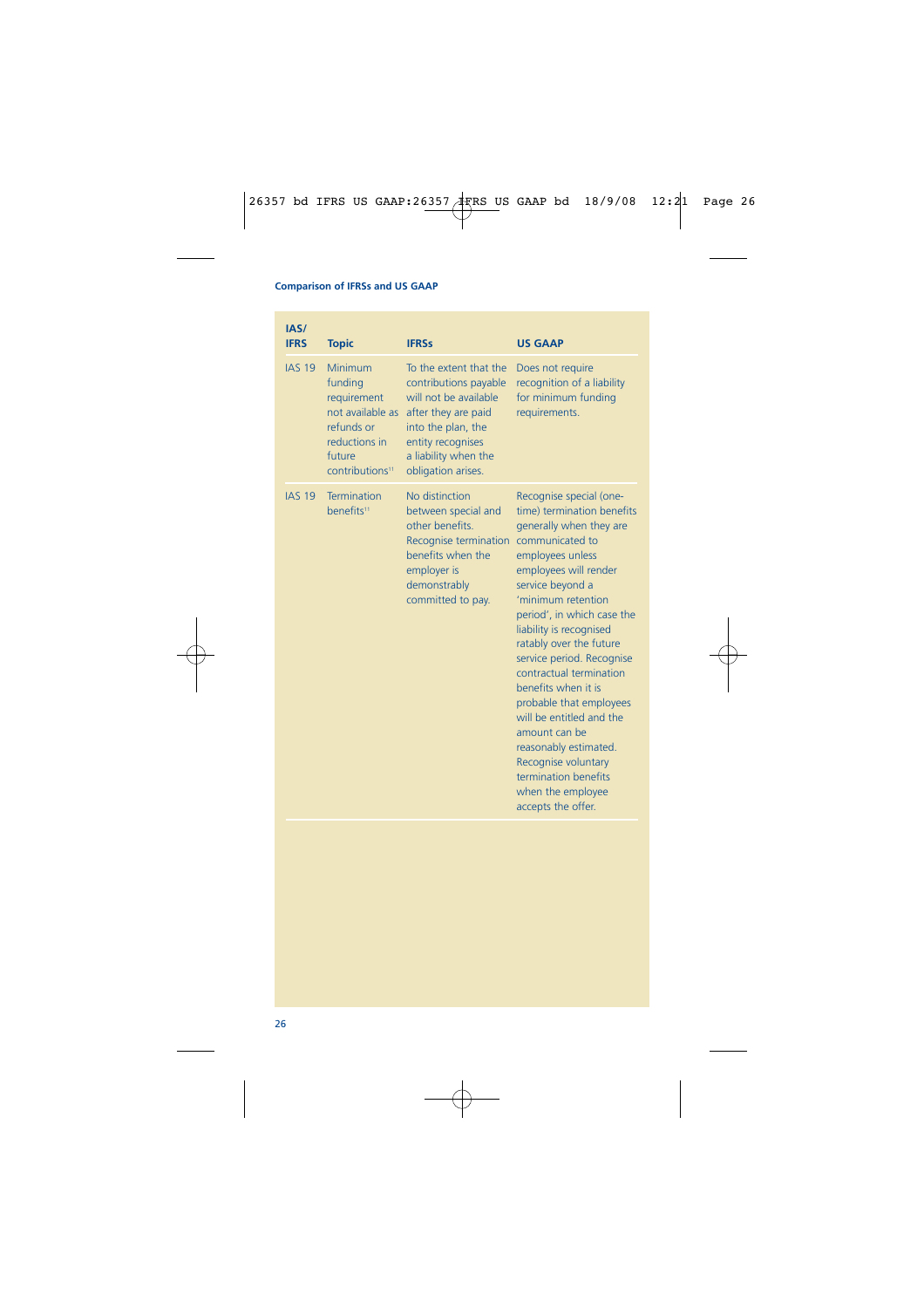| IAS/ IFRS | Topic | IFRSs | US GAAP |
|---|---|---|---|
| IAS 19 | Minimum funding requirement not available as refunds or reductions in future contributions[11] | To the extent that the contributions payable will not be available after they are paid into the plan, the entity recognises a liability when the obligation arises. | Does not require recognition of a liability for minimum funding requirements. |
| IAS 19 | Termination benefits[11] | No distinction between special and other benefits. Recognise termination benefits when the employer is demonstrably committed to pay. | Recognise special (one-time) termination benefits generally when they are communicated to employees unless employees will render service beyond a 'minimum retention period', in which case the liability is recognised ratably over the future service period. Recognise contractual termination benefits when it is probable that employees will be entitled and the amount can be reasonably estimated. Recognise voluntary termination benefits when the employee accepts the offer. |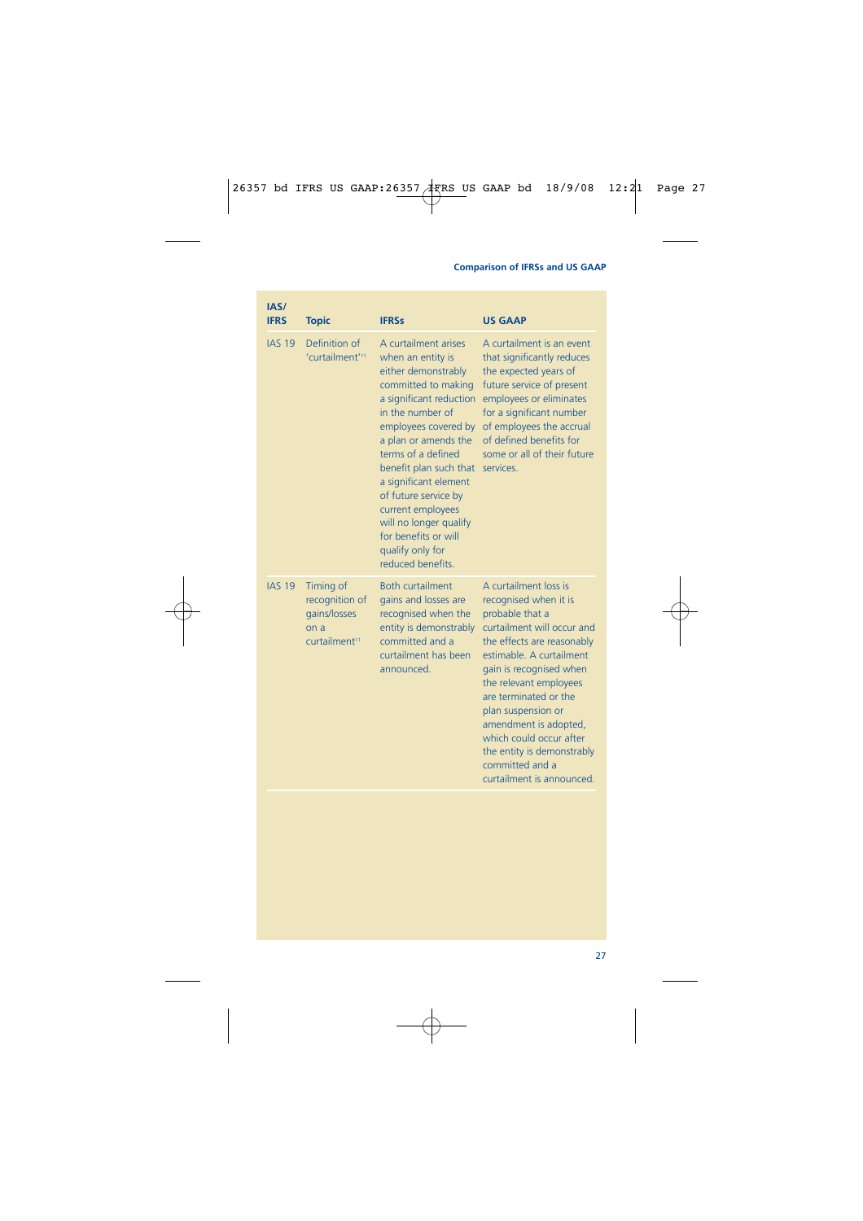| IAS/ IFRS | Topic | IFRSs | US GAAP |
|---|---|---|---|
| IAS 19 | Definition of 'curtailment'[11] | A curtailment arises when an entity is either demonstrably committed to making a significant reduction in the number of employees covered by a plan or amends the terms of a defined benefit plan such that a significant element of future service by current employees will no longer qualify for benefits or will qualify only for reduced benefits. | A curtailment is an event that significantly reduces the expected years of future service of present employees or eliminates for a significant number of employees the accrual of defined benefits for some or all of their future services. |
| IAS 19 | Timing of recognition of gains/losses on a curtailment[11] | Both curtailment gains and losses are recognised when the entity is demonstrably committed and a curtailment has been announced. | A curtailment loss is recognised when it is probable that a curtailment will occur and the effects are reasonably estimable. A curtailment gain is recognised when the relevant employees are terminated or the plan suspension or amendment is adopted, which could occur after the entity is demonstrably committed and a curtailment is announced. |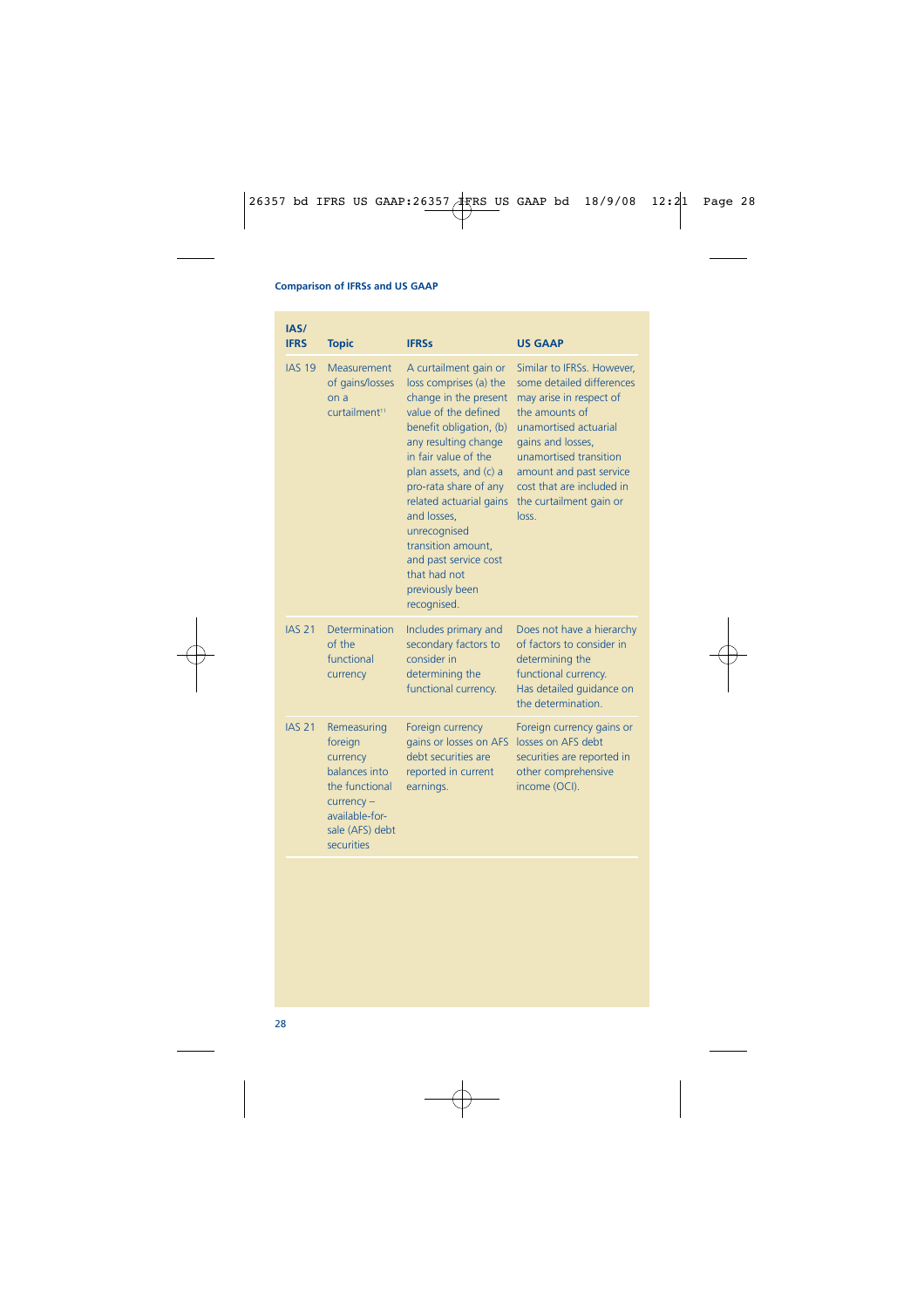| IAS/ IFRS | Topic | IFRSs | US GAAP |
|---|---|---|---|
| IAS 19 | Measurement of gains/losses on a curtailment[11] | A curtailment gain or loss comprises (a) the change in the present value of the defined benefit obligation, (b) any resulting change in fair value of the plan assets, and (c) a pro-rata share of any related actuarial gains and losses, unrecognised transition amount, and past service cost that had not previously been recognised. | Similar to IFRSs. However, some detailed differences may arise in respect of the amounts of unamortised actuarial gains and losses, unamortised transition amount and past service cost that are included in the curtailment gain or loss. |
| IAS 21 | Determination of the functional currency | Includes primary and secondary factors to consider in determining the functional currency. | Does not have a hierarchy of factors to consider in determining the functional currency. Has detailed guidance on the determination. |
| IAS 21 | Remeasuring foreign currency balances into the functional currency – available-for-sale (AFS) debt securities | Foreign currency gains or losses on AFS debt securities are reported in current earnings. | Foreign currency gains or losses on AFS debt securities are reported in other comprehensive income (OCI). |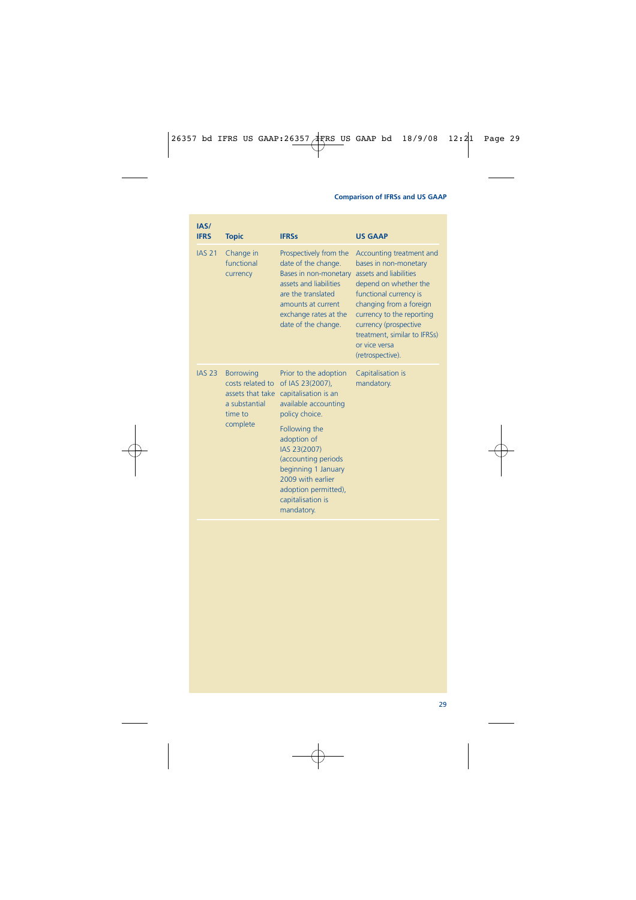| IAS/ IFRS | Topic | IFRSs | US GAAP |
| --- | --- | --- | --- |
| IAS 21 | Change in functional currency | Prospectively from the date of the change. Bases in non-monetary assets and liabilities are the translated amounts at current exchange rates at the date of the change. | Accounting treatment and bases in non-monetary assets and liabilities depend on whether the functional currency is changing from a foreign currency to the reporting currency (prospective treatment, similar to IFRSs) or vice versa (retrospective). |
| IAS 23 | Borrowing costs related to assets that take a substantial time to complete | Prior to the adoption of IAS 23(2007), capitalisation is an available accounting policy choice.<br><br>Following the adoption of IAS 23(2007) (accounting periods beginning 1 January 2009 with earlier adoption permitted), capitalisation is mandatory. | Capitalisation is mandatory. |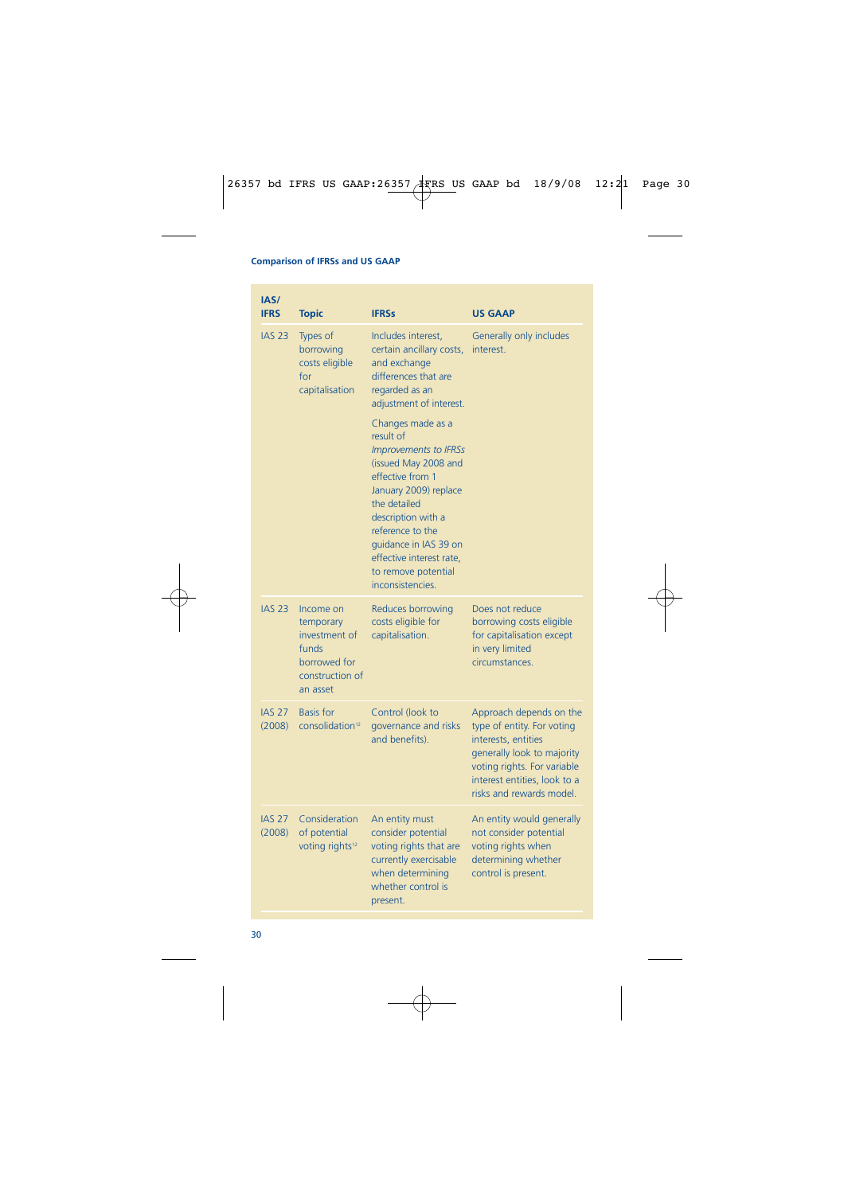| IAS/ IFRS | Topic | IFRSs | US GAAP |
|---|---|---|---|
| IAS 23 | Types of borrowing costs eligible for capitalisation | Includes interest, certain ancillary costs, and exchange differences that are regarded as an adjustment of interest.<br><br>Changes made as a result of *Improvements to IFRSs* (issued May 2008 and effective from 1 January 2009) replace the detailed description with a reference to the guidance in IAS 39 on effective interest rate, to remove potential inconsistencies. | Generally only includes interest. |
| IAS 23 | Income on temporary investment of funds borrowed for construction of an asset | Reduces borrowing costs eligible for capitalisation. | Does not reduce borrowing costs eligible for capitalisation except in very limited circumstances. |
| IAS 27 (2008) | Basis for consolidation[12] | Control (look to governance and risks and benefits). | Approach depends on the type of entity. For voting interests, entities generally look to majority voting rights. For variable interest entities, look to a risks and rewards model. |
| IAS 27 (2008) | Consideration of potential voting rights[12] | An entity must consider potential voting rights that are currently exercisable when determining whether control is present. | An entity would generally not consider potential voting rights when determining whether control is present. |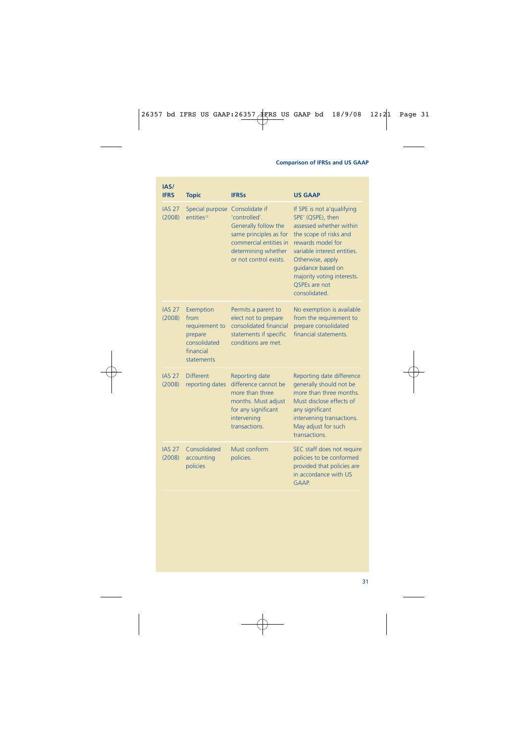| IAS/ IFRS | Topic | IFRSs | US GAAP |
|---|---|---|---|
| IAS 27 (2008) | Special purpose entities[12] | Consolidate if 'controlled'. Generally follow the same principles as for commercial entities in determining whether or not control exists. | If SPE is not a 'qualifying SPE' (QSPE), then assessed whether within the scope of risks and rewards model for variable interest entities. Otherwise, apply guidance based on majority voting interests. QSPEs are not consolidated. |
| IAS 27 (2008) | Exemption from requirement to prepare consolidated financial statements | Permits a parent to elect not to prepare consolidated financial statements if specific conditions are met. | No exemption is available from the requirement to prepare consolidated financial statements. |
| IAS 27 (2008) | Different reporting dates | Reporting date difference cannot be more than three months. Must adjust for any significant intervening transactions. | Reporting date difference generally should not be more than three months. Must disclose effects of any significant intervening transactions. May adjust for such transactions. |
| IAS 27 (2008) | Consolidated accounting policies | Must conform policies. | SEC staff does not require policies to be conformed provided that policies are in accordance with US GAAP. |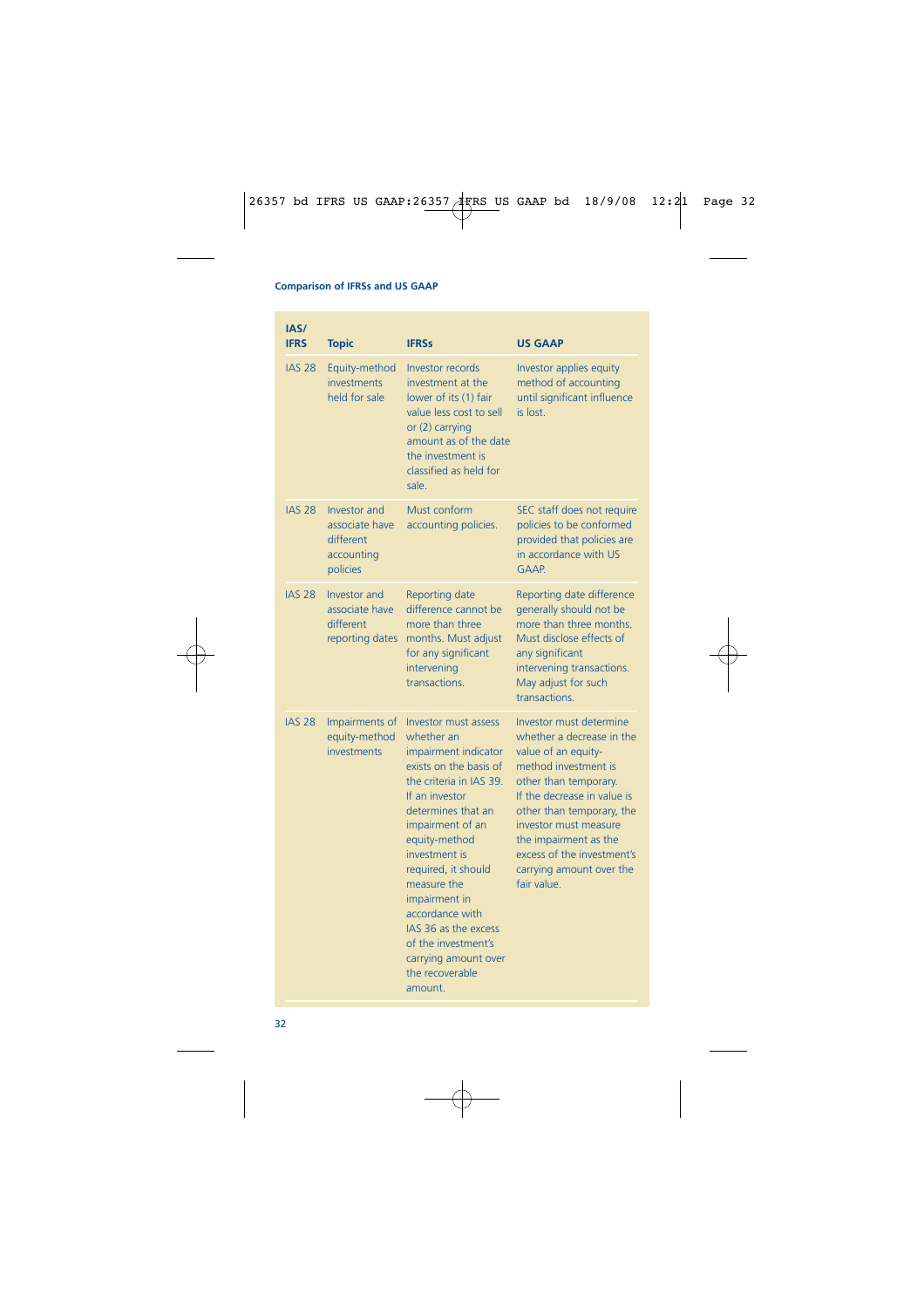| IAS/ IFRS | Topic | IFRSs | US GAAP |
|---|---|---|---|
| IAS 28 | Equity-method investments held for sale | Investor records investment at the lower of its (1) fair value less cost to sell or (2) carrying amount as of the date the investment is classified as held for sale. | Investor applies equity method of accounting until significant influence is lost. |
| IAS 28 | Investor and associate have different accounting policies | Must conform accounting policies. | SEC staff does not require policies to be conformed provided that policies are in accordance with US GAAP. |
| IAS 28 | Investor and associate have different reporting dates | Reporting date difference cannot be more than three months. Must adjust for any significant intervening transactions. | Reporting date difference generally should not be more than three months. Must disclose effects of any significant intervening transactions. May adjust for such transactions. |
| IAS 28 | Impairments of equity-method investments | Investor must assess whether an impairment indicator exists on the basis of the criteria in IAS 39. If an investor determines that an impairment of an equity-method investment is required, it should measure the impairment in accordance with IAS 36 as the excess of the investment's carrying amount over the recoverable amount. | Investor must determine whether a decrease in the value of an equity-method investment is other than temporary. If the decrease in value is other than temporary, the investor must measure the impairment as the excess of the investment's carrying amount over the fair value. |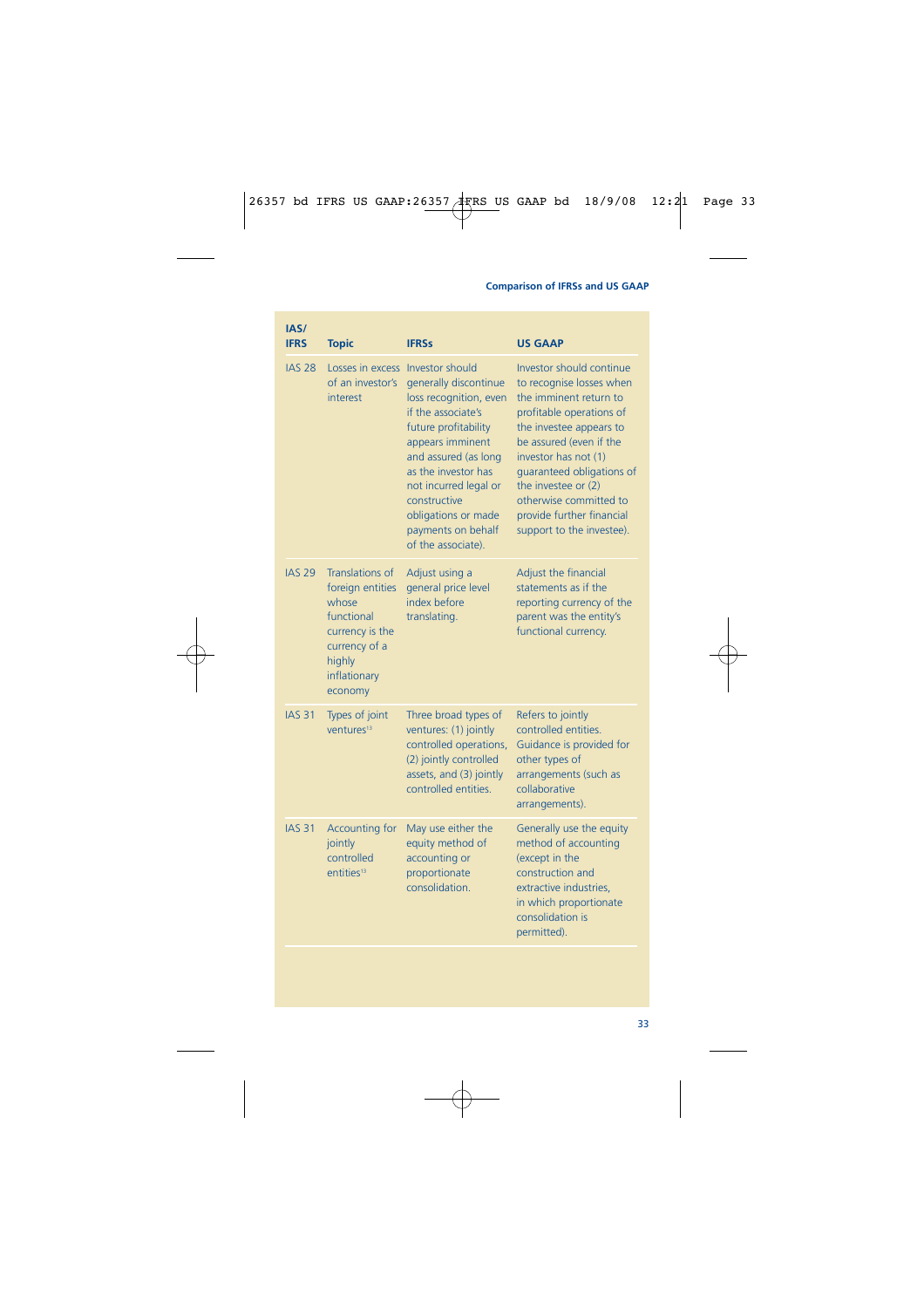| IAS/ IFRS | Topic | IFRSs | US GAAP |
|---|---|---|---|
| IAS 28 | Losses in excess of an investor's interest | Investor should generally discontinue loss recognition, even if the associate's future profitability appears imminent and assured (as long as the investor has not incurred legal or constructive obligations or made payments on behalf of the associate). | Investor should continue to recognise losses when the imminent return to profitable operations of the investee appears to be assured (even if the investor has not (1) guaranteed obligations of the investee or (2) otherwise committed to provide further financial support to the investee). |
| IAS 29 | Translations of foreign entities whose functional currency is the currency of a highly inflationary economy | Adjust using a general price level index before translating. | Adjust the financial statements as if the reporting currency of the parent was the entity's functional currency. |
| IAS 31 | Types of joint ventures[13] | Three broad types of ventures: (1) jointly controlled operations, (2) jointly controlled assets, and (3) jointly controlled entities. | Refers to jointly controlled entities. Guidance is provided for other types of arrangements (such as collaborative arrangements). |
| IAS 31 | Accounting for jointly controlled entities[13] | May use either the equity method of accounting or proportionate consolidation. | Generally use the equity method of accounting (except in the construction and extractive industries, in which proportionate consolidation is permitted). |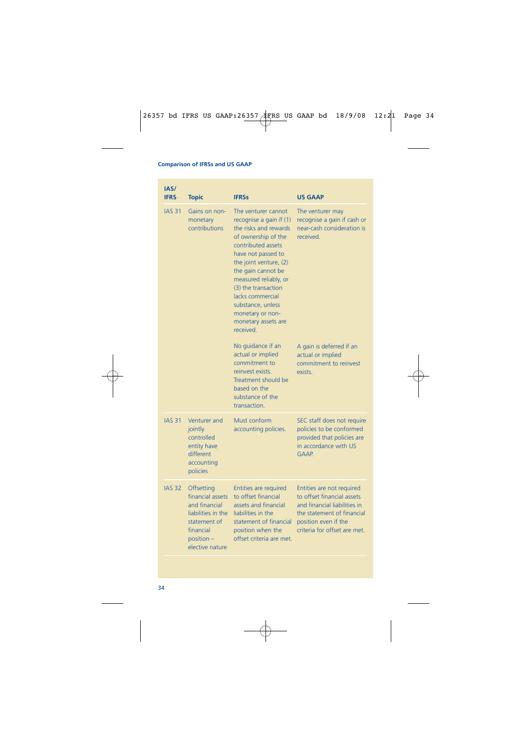| IAS/ IFRS | Topic | IFRSs | US GAAP |
|---|---|---|---|
| IAS 31 | Gains on non-monetary contributions | The venturer cannot recognise a gain if (1) the risks and rewards of ownership of the contributed assets have not passed to the joint venture, (2) the gain cannot be measured reliably, or (3) the transaction lacks commercial substance, unless monetary or non-monetary assets are received. | The venturer may recognise a gain if cash or near-cash consideration is received. |
| | | No guidance if an actual or implied commitment to reinvest exists. Treatment should be based on the substance of the transaction. | A gain is deferred if an actual or implied commitment to reinvest exists. |
| IAS 31 | Venturer and jointly controlled entity have different accounting policies | Must conform accounting policies. | SEC staff does not require policies to be conformed provided that policies are in accordance with US GAAP. |
| IAS 32 | Offsetting financial assets and financial liabilities in the statement of financial position – elective nature | Entities are required to offset financial assets and financial liabilities in the statement of financial position when the offset criteria are met. | Entities are not required to offset financial assets and financial liabilities in the statement of financial position even if the criteria for offset are met. |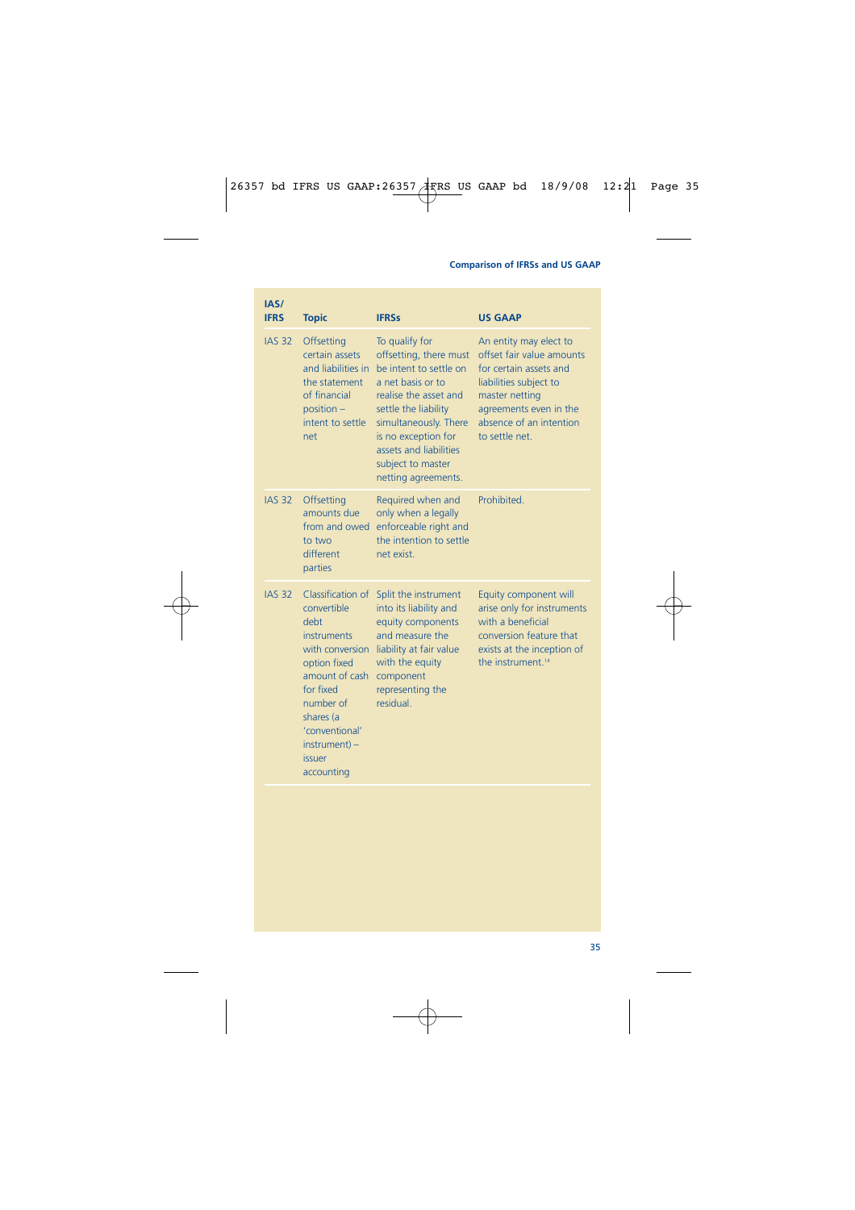| IAS/ IFRS | Topic | IFRSs | US GAAP |
|---|---|---|---|
| IAS 32 | Offsetting certain assets and liabilities in the statement of financial position – intent to settle net | To qualify for offsetting, there must be intent to settle on a net basis or to realise the asset and settle the liability simultaneously. There is no exception for assets and liabilities subject to master netting agreements. | An entity may elect to offset fair value amounts for certain assets and liabilities subject to master netting agreements even in the absence of an intention to settle net. |
| IAS 32 | Offsetting amounts due from and owed to two different parties | Required when and only when a legally enforceable right and the intention to settle net exist. | Prohibited. |
| IAS 32 | Classification of convertible debt instruments with conversion option fixed amount of cash for fixed number of shares (a 'conventional' instrument) – issuer accounting | Split the instrument into its liability and equity components and measure the liability at fair value with the equity component representing the residual. | Equity component will arise only for instruments with a beneficial conversion feature that exists at the inception of the instrument.[14] |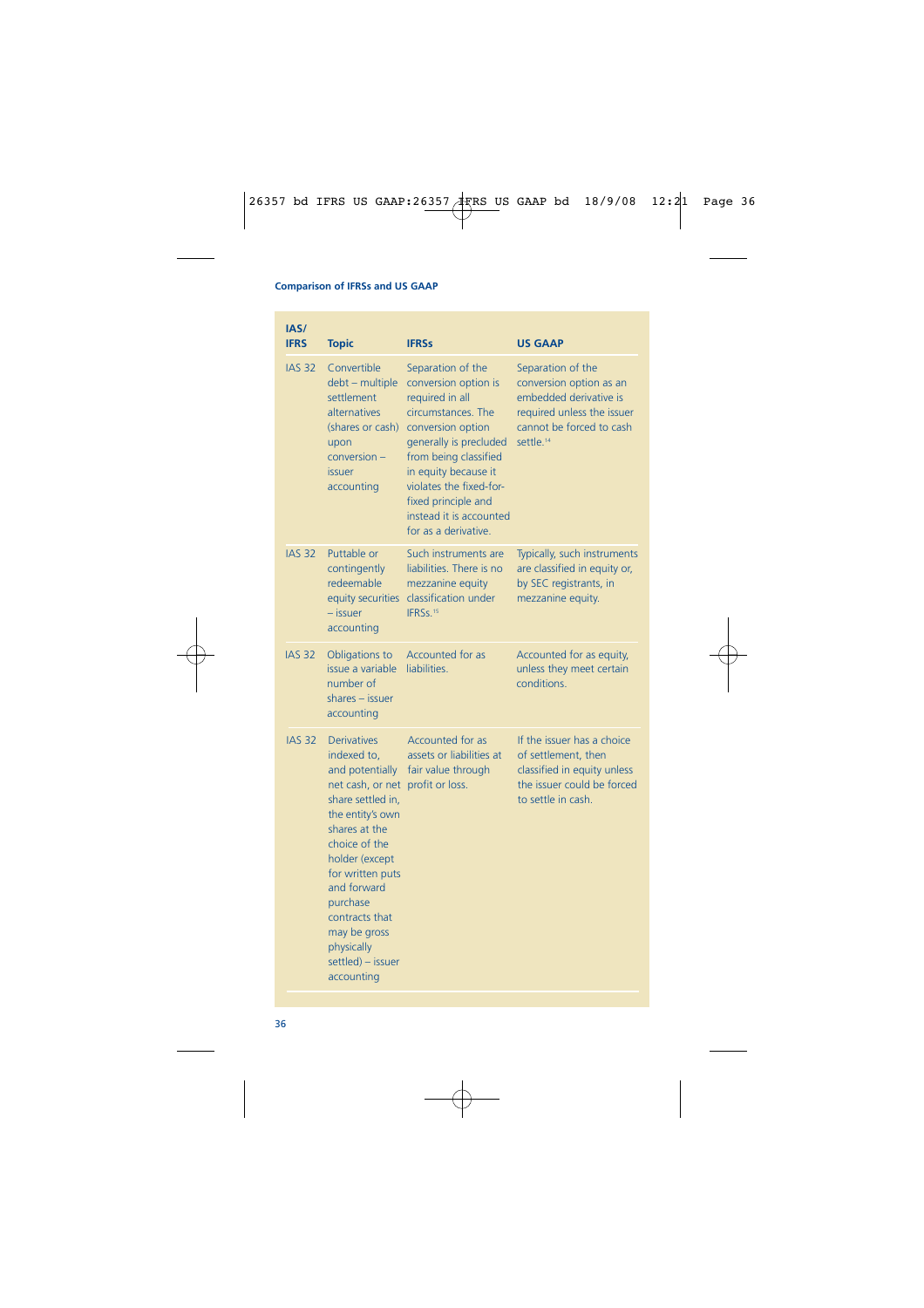| IAS/ IFRS | Topic | IFRSs | US GAAP |
|---|---|---|---|
| IAS 32 | Convertible debt – multiple settlement alternatives (shares or cash) upon conversion – issuer accounting | Separation of the conversion option is required in all circumstances. The conversion option generally is precluded from being classified in equity because it violates the fixed-for-fixed principle and instead it is accounted for as a derivative. | Separation of the conversion option as an embedded derivative is required unless the issuer cannot be forced to cash settle.[14] |
| IAS 32 | Puttable or contingently redeemable equity securities – issuer accounting | Such instruments are liabilities. There is no mezzanine equity classification under IFRSs.[15] | Typically, such instruments are classified in equity or, by SEC registrants, in mezzanine equity. |
| IAS 32 | Obligations to issue a variable number of shares – issuer accounting | Accounted for as liabilities. | Accounted for as equity, unless they meet certain conditions. |
| IAS 32 | Derivatives indexed to, and potentially net cash, or net share settled in, the entity's own shares at the choice of the holder (except for written puts and forward purchase contracts that may be gross physically settled) – issuer accounting | Accounted for as assets or liabilities at fair value through profit or loss. | If the issuer has a choice of settlement, then classified in equity unless the issuer could be forced to settle in cash. |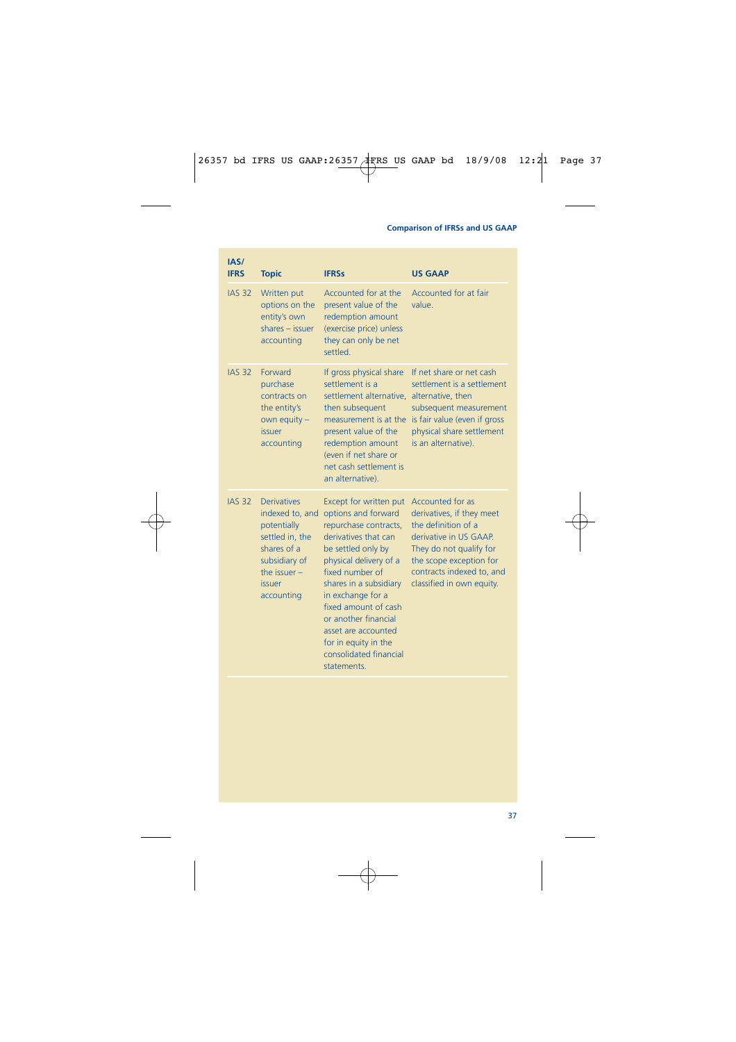| IAS/ IFRS | Topic | IFRSs | US GAAP |
|---|---|---|---|
| IAS 32 | Written put options on the entity's own shares – issuer accounting | Accounted for at the present value of the redemption amount (exercise price) unless they can only be net settled. | Accounted for at fair value. |
| IAS 32 | Forward purchase contracts on the entity's own equity – issuer accounting | If gross physical share settlement is a settlement alternative, then subsequent measurement is at the present value of the redemption amount (even if net share or net cash settlement is an alternative). | If net share or net cash settlement is a settlement alternative, then subsequent measurement is fair value (even if gross physical share settlement is an alternative). |
| IAS 32 | Derivatives indexed to, and potentially settled in, the shares of a subsidiary of the issuer – issuer accounting | Except for written put options and forward repurchase contracts, derivatives that can be settled only by physical delivery of a fixed number of shares in a subsidiary in exchange for a fixed amount of cash or another financial asset are accounted for in equity in the consolidated financial statements. | Accounted for as derivatives, if they meet the definition of a derivative in US GAAP. They do not qualify for the scope exception for contracts indexed to, and classified in own equity. |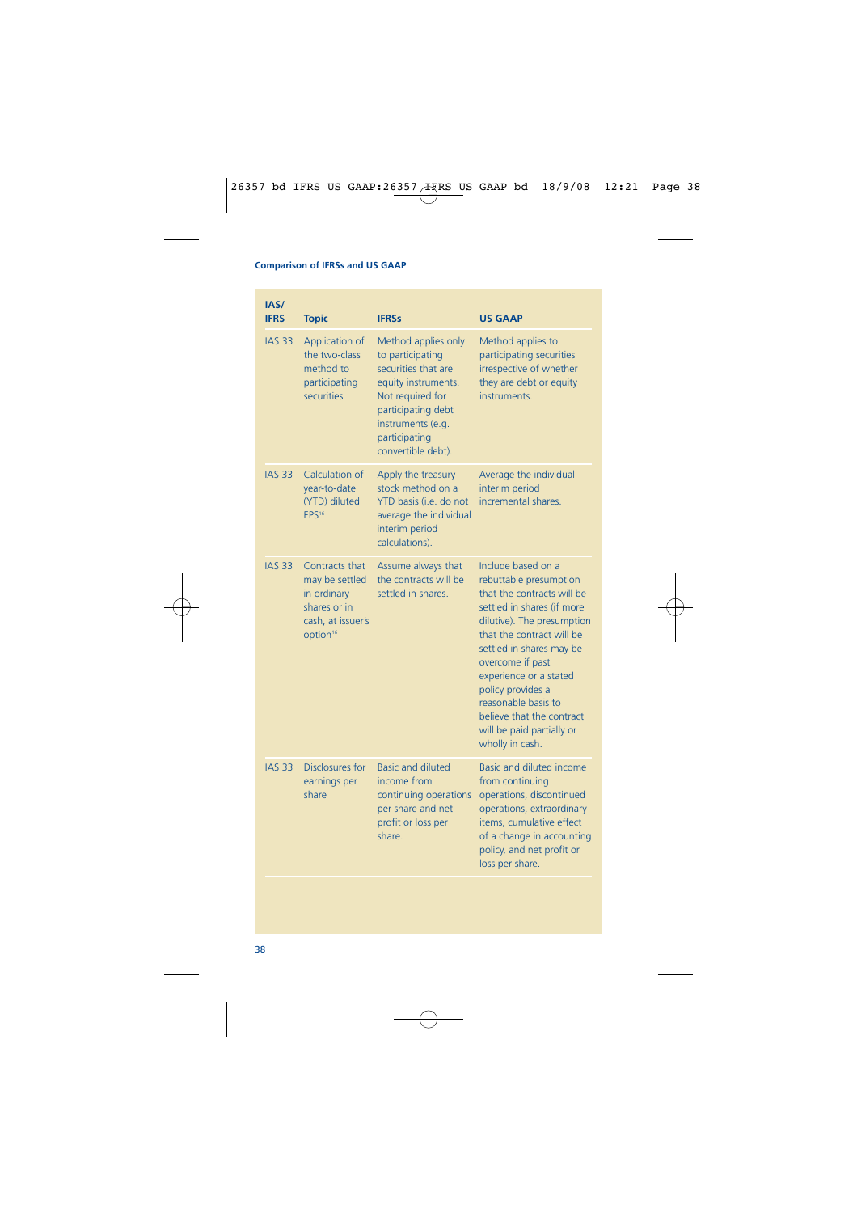| IAS/ IFRS | Topic | IFRSs | US GAAP |
|---|---|---|---|
| IAS 33 | Application of the two-class method to participating securities | Method applies only to participating securities that are equity instruments. Not required for participating debt instruments (e.g. participating convertible debt). | Method applies to participating securities irrespective of whether they are debt or equity instruments. |
| IAS 33 | Calculation of year-to-date (YTD) diluted EPS[16] | Apply the treasury stock method on a YTD basis (i.e. do not average the individual interim period calculations). | Average the individual interim period incremental shares. |
| IAS 33 | Contracts that may be settled in ordinary shares or in cash, at issuer's option[16] | Assume always that the contracts will be settled in shares. | Include based on a rebuttable presumption that the contracts will be settled in shares (if more dilutive). The presumption that the contract will be settled in shares may be overcome if past experience or a stated policy provides a reasonable basis to believe that the contract will be paid partially or wholly in cash. |
| IAS 33 | Disclosures for earnings per share | Basic and diluted income from continuing operations per share and net profit or loss per share. | Basic and diluted income from continuing operations, discontinued operations, extraordinary items, cumulative effect of a change in accounting policy, and net profit or loss per share. |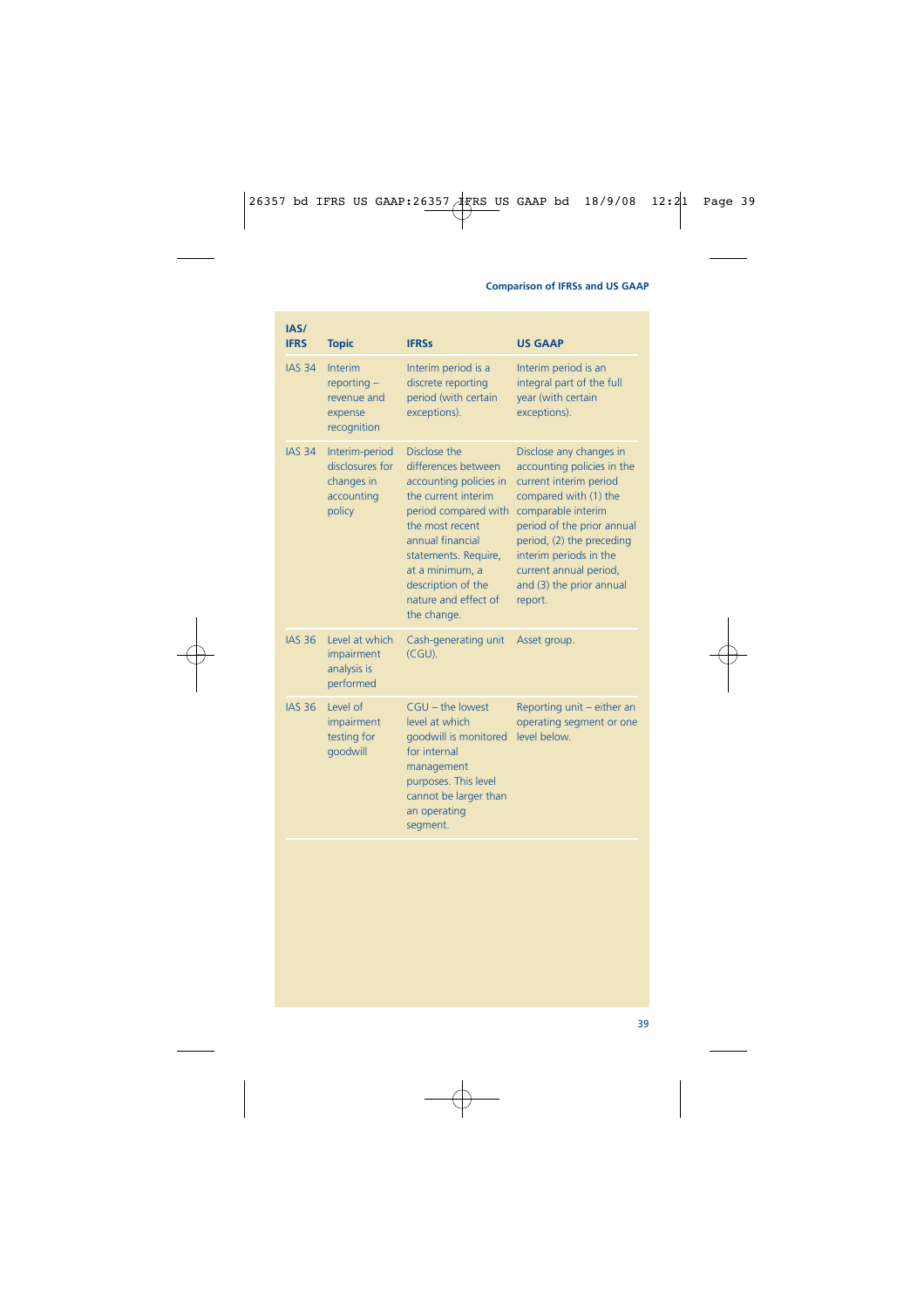| IAS/ IFRS | Topic | IFRSs | US GAAP |
|---|---|---|---|
| IAS 34 | Interim reporting – revenue and expense recognition | Interim period is a discrete reporting period (with certain exceptions). | Interim period is an integral part of the full year (with certain exceptions). |
| IAS 34 | Interim-period disclosures for changes in accounting policy | Disclose the differences between accounting policies in the current interim period compared with the most recent annual financial statements. Require, at a minimum, a description of the nature and effect of the change. | Disclose any changes in accounting policies in the current interim period compared with (1) the comparable interim period of the prior annual period, (2) the preceding interim periods in the current annual period, and (3) the prior annual report. |
| IAS 36 | Level at which impairment analysis is performed | Cash-generating unit (CGU). | Asset group. |
| IAS 36 | Level of impairment testing for goodwill | CGU – the lowest level at which goodwill is monitored for internal management purposes. This level cannot be larger than an operating segment. | Reporting unit – either an operating segment or one level below. |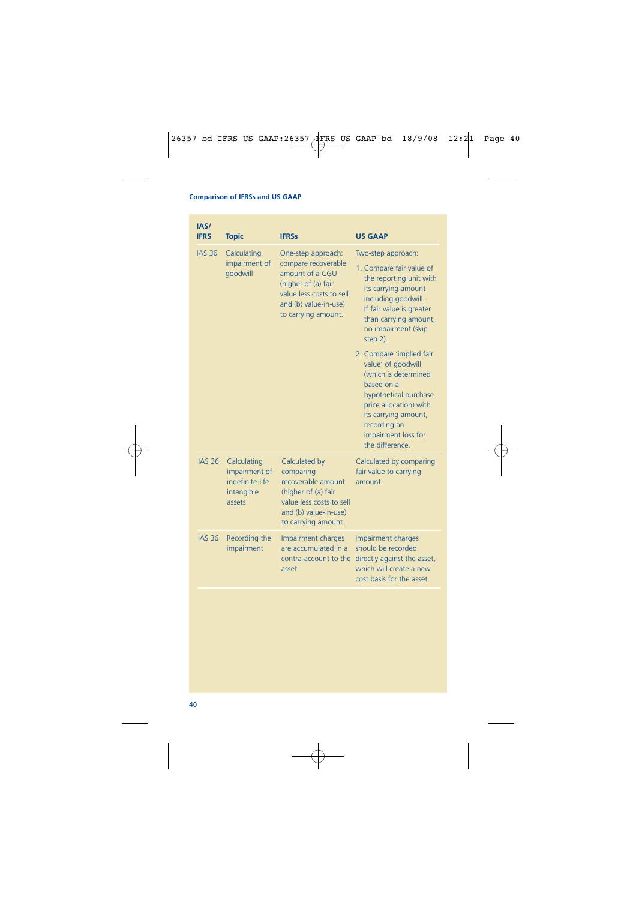| IAS/ IFRS | Topic | IFRSs | US GAAP |
|---|---|---|---|
| IAS 36 | Calculating impairment of goodwill | One-step approach: compare recoverable amount of a CGU (higher of (a) fair value less costs to sell and (b) value-in-use) to carrying amount. | Two-step approach:<br>1. Compare fair value of the reporting unit with its carrying amount including goodwill. If fair value is greater than carrying amount, no impairment (skip step 2).<br>2. Compare 'implied fair value' of goodwill (which is determined based on a hypothetical purchase price allocation) with its carrying amount, recording an impairment loss for the difference. |
| IAS 36 | Calculating impairment of indefinite-life intangible assets | Calculated by comparing recoverable amount (higher of (a) fair value less costs to sell and (b) value-in-use) to carrying amount. | Calculated by comparing fair value to carrying amount. |
| IAS 36 | Recording the impairment | Impairment charges are accumulated in a contra-account to the asset. | Impairment charges should be recorded directly against the asset, which will create a new cost basis for the asset. |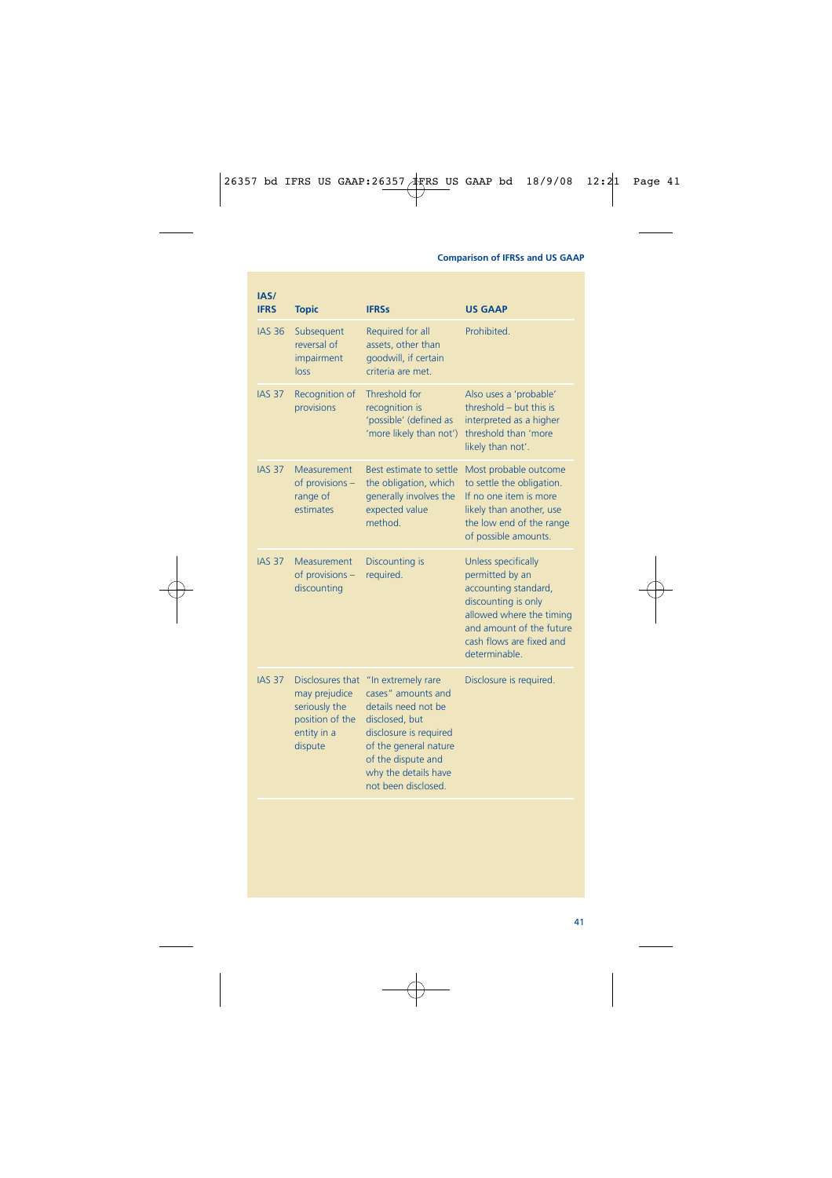| IAS/ IFRS | Topic | IFRSs | US GAAP |
|---|---|---|---|
| IAS 36 | Subsequent reversal of impairment loss | Required for all assets, other than goodwill, if certain criteria are met. | Prohibited. |
| IAS 37 | Recognition of provisions | Threshold for recognition is 'possible' (defined as 'more likely than not') | Also uses a 'probable' threshold – but this is interpreted as a higher threshold than 'more likely than not'. |
| IAS 37 | Measurement of provisions – range of estimates | Best estimate to settle the obligation, which generally involves the expected value method. | Most probable outcome to settle the obligation. If no one item is more likely than another, use the low end of the range of possible amounts. |
| IAS 37 | Measurement of provisions – discounting | Discounting is required. | Unless specifically permitted by an accounting standard, discounting is only allowed where the timing and amount of the future cash flows are fixed and determinable. |
| IAS 37 | Disclosures that may prejudice seriously the position of the entity in a dispute | "In extremely rare cases" amounts and details need not be disclosed, but disclosure is required of the general nature of the dispute and why the details have not been disclosed. | Disclosure is required. |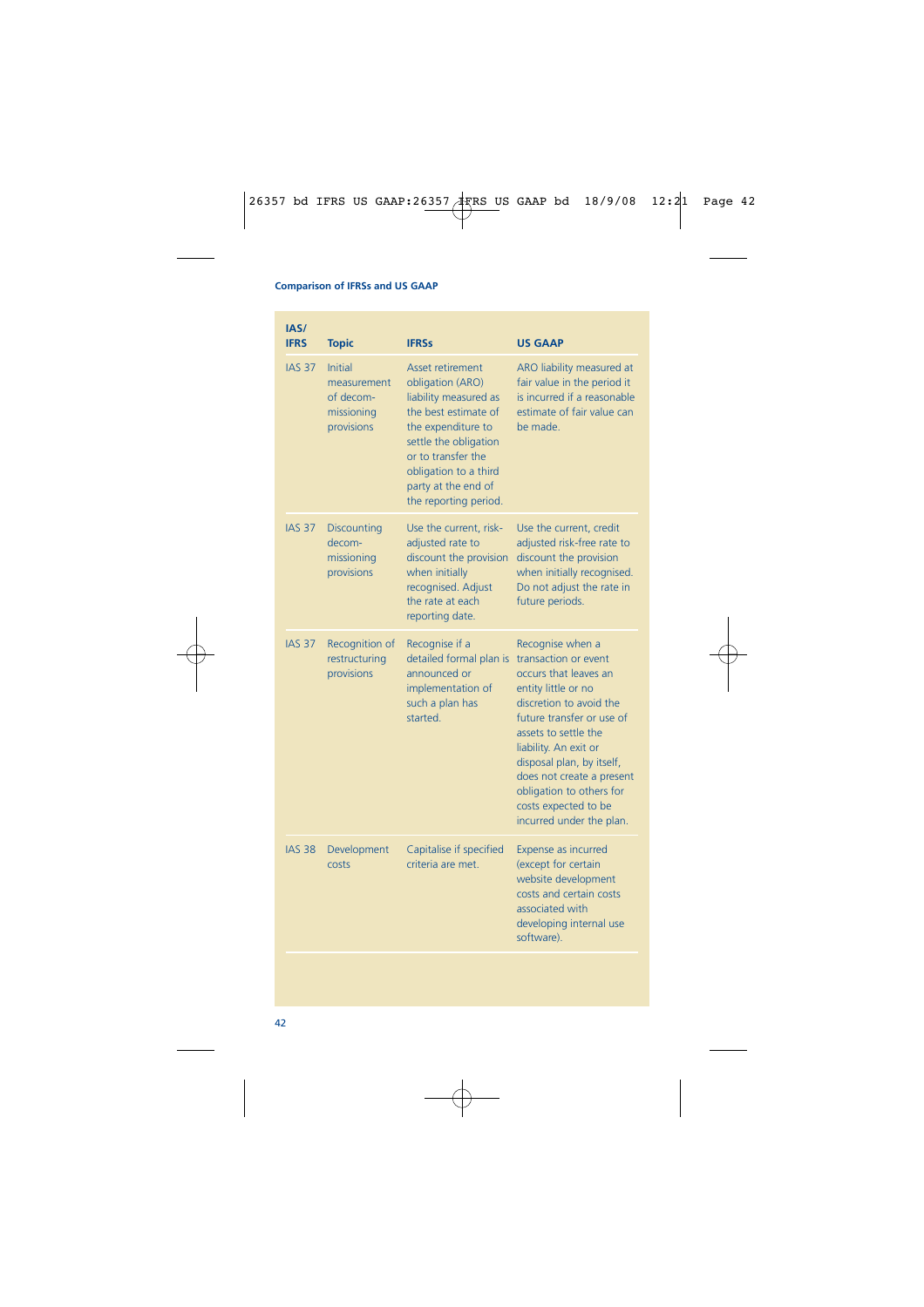| IAS/ IFRS | Topic | IFRSs | US GAAP |
|---|---|---|---|
| IAS 37 | Initial measurement of decom-missioning provisions | Asset retirement obligation (ARO) liability measured as the best estimate of the expenditure to settle the obligation or to transfer the obligation to a third party at the end of the reporting period. | ARO liability measured at fair value in the period it is incurred if a reasonable estimate of fair value can be made. |
| IAS 37 | Discounting decom-missioning provisions | Use the current, risk-adjusted rate to discount the provision when initially recognised. Adjust the rate at each reporting date. | Use the current, credit adjusted risk-free rate to discount the provision when initially recognised. Do not adjust the rate in future periods. |
| IAS 37 | Recognition of restructuring provisions | Recognise if a detailed formal plan is announced or implementation of such a plan has started. | Recognise when a transaction or event occurs that leaves an entity little or no discretion to avoid the future transfer or use of assets to settle the liability. An exit or disposal plan, by itself, does not create a present obligation to others for costs expected to be incurred under the plan. |
| IAS 38 | Development costs | Capitalise if specified criteria are met. | Expense as incurred (except for certain website development costs and certain costs associated with developing internal use software). |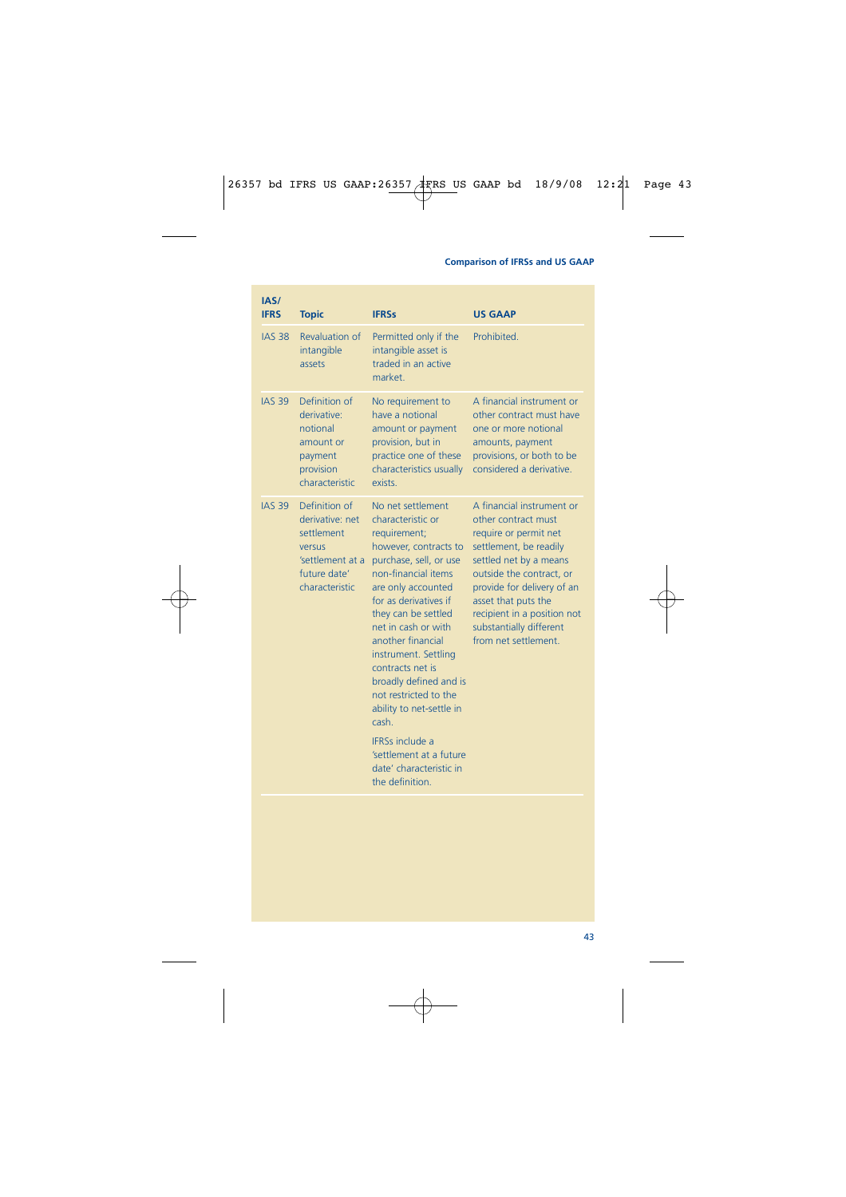| IAS/ IFRS | Topic | IFRSs | US GAAP |
|---|---|---|---|
| IAS 38 | Revaluation of intangible assets | Permitted only if the intangible asset is traded in an active market. | Prohibited. |
| IAS 39 | Definition of derivative: notional amount or payment provision characteristic | No requirement to have a notional amount or payment provision, but in practice one of these characteristics usually exists. | A financial instrument or other contract must have one or more notional amounts, payment provisions, or both to be considered a derivative. |
| IAS 39 | Definition of derivative: net settlement versus 'settlement at a future date' characteristic | No net settlement characteristic or requirement; however, contracts to purchase, sell, or use non-financial items are only accounted for as derivatives if they can be settled net in cash or with another financial instrument. Settling contracts net is broadly defined and is not restricted to the ability to net-settle in cash.<br><br>IFRSs include a 'settlement at a future date' characteristic in the definition. | A financial instrument or other contract must require or permit net settlement, be readily settled net by a means outside the contract, or provide for delivery of an asset that puts the recipient in a position not substantially different from net settlement. |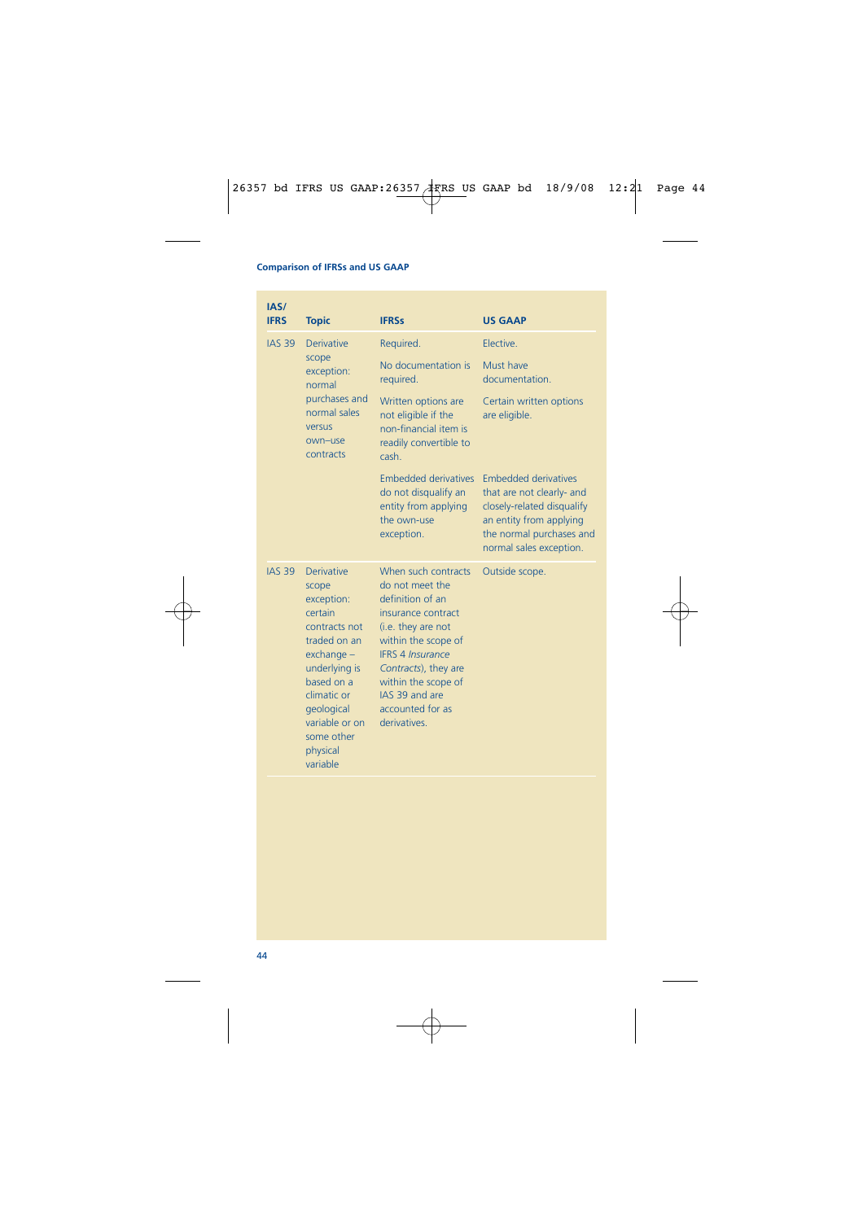Comparison of IFRSs and US GAAP

| IAS/ IFRS | Topic | IFRSs | US GAAP |
|---|---|---|---|
| IAS 39 | Derivative scope exception: normal purchases and normal sales versus own–use contracts | Required.<br><br>No documentation is required.<br><br>Written options are not eligible if the non-financial item is readily convertible to cash.<br><br>Embedded derivatives do not disqualify an entity from applying the own-use exception. | Elective.<br><br>Must have documentation.<br><br>Certain written options are eligible.<br><br>Embedded derivatives that are not clearly- and closely-related disqualify an entity from applying the normal purchases and normal sales exception. |
| IAS 39 | Derivative scope exception: certain contracts not traded on an exchange – underlying is based on a climatic or geological variable or on some other physical variable | When such contracts do not meet the definition of an insurance contract (i.e. they are not within the scope of IFRS 4 *Insurance Contracts*), they are within the scope of IAS 39 and are accounted for as derivatives. | Outside scope. |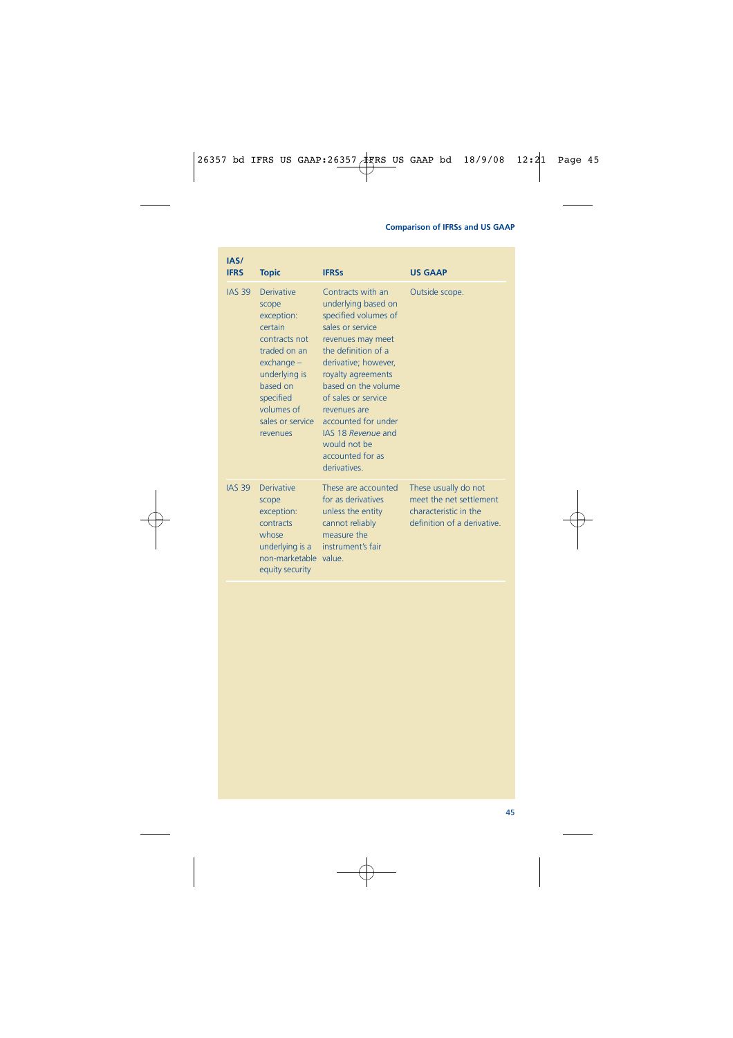| IAS/ IFRS | Topic | IFRSs | US GAAP |
|---|---|---|---|
| IAS 39 | Derivative scope exception: certain contracts not traded on an exchange – underlying is based on specified volumes of sales or service revenues | Contracts with an underlying based on specified volumes of sales or service revenues may meet the definition of a derivative; however, royalty agreements based on the volume of sales or service revenues are accounted for under IAS 18 *Revenue* and would not be accounted for as derivatives. | Outside scope. |
| IAS 39 | Derivative scope exception: contracts whose underlying is a non-marketable equity security | These are accounted for as derivatives unless the entity cannot reliably measure the instrument's fair value. | These usually do not meet the net settlement characteristic in the definition of a derivative. |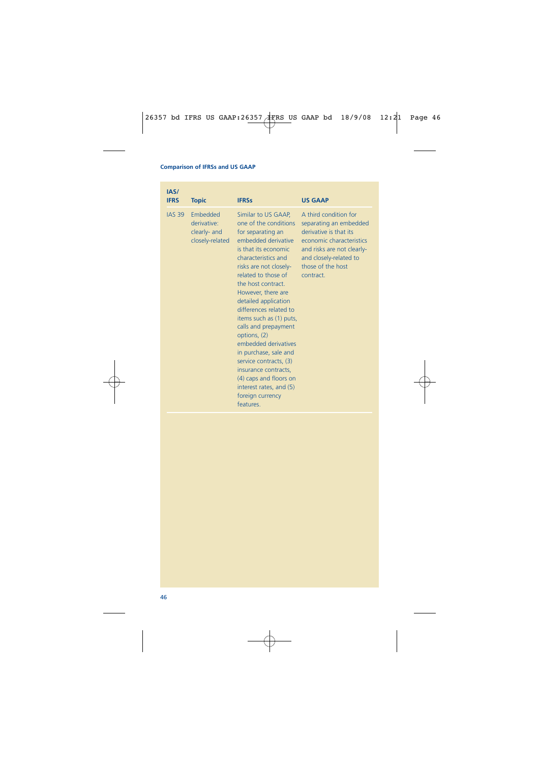| IAS/ IFRS | Topic | IFRSs | US GAAP |
|---|---|---|---|
| IAS 39 | Embedded derivative: clearly- and closely-related | Similar to US GAAP, one of the conditions for separating an embedded derivative is that its economic characteristics and risks are not closely-related to those of the host contract. However, there are detailed application differences related to items such as (1) puts, calls and prepayment options, (2) embedded derivatives in purchase, sale and service contracts, (3) insurance contracts, (4) caps and floors on interest rates, and (5) foreign currency features. | A third condition for separating an embedded derivative is that its economic characteristics and risks are not clearly- and closely-related to those of the host contract. |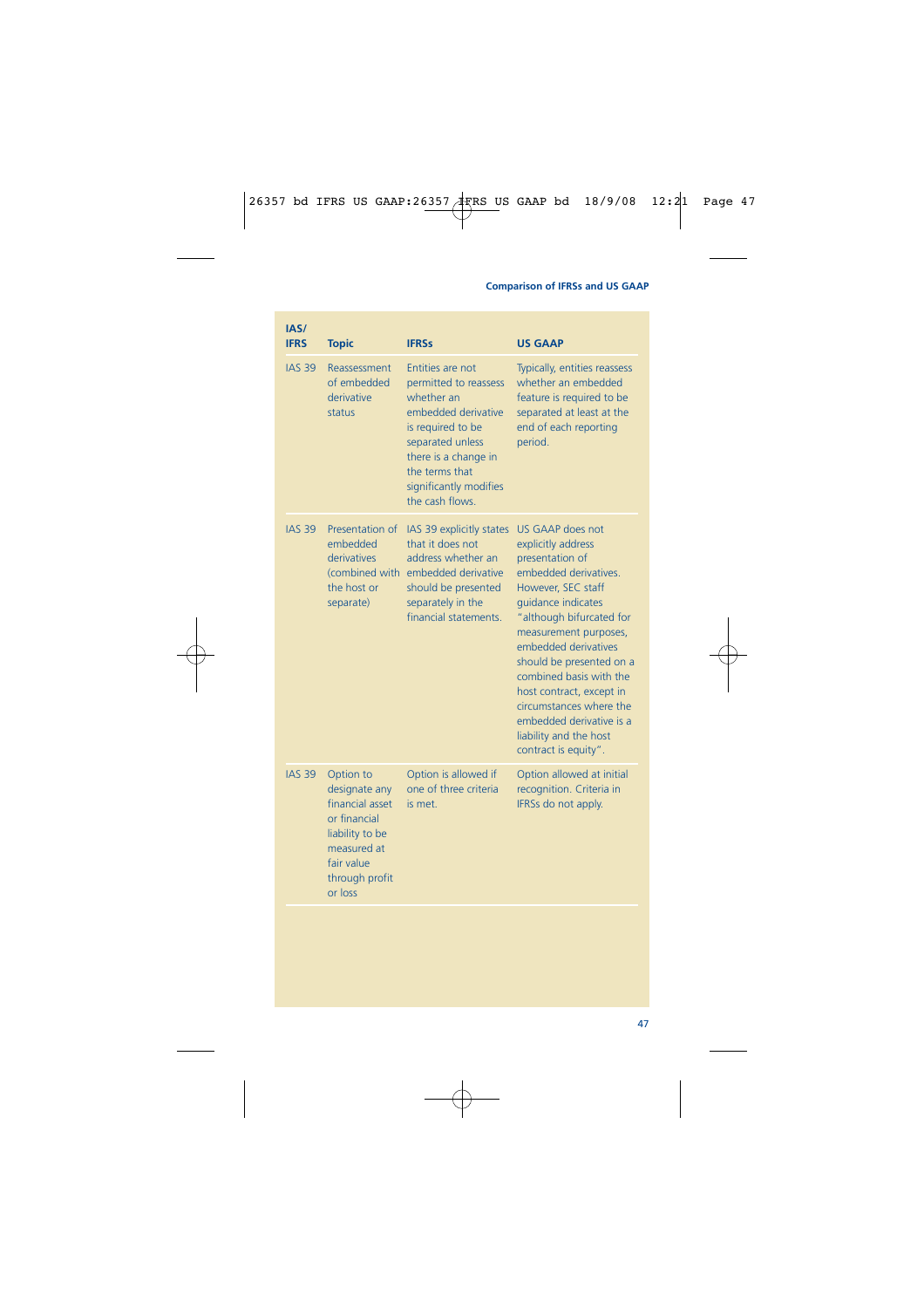| IAS/ IFRS | Topic | IFRSs | US GAAP |
|---|---|---|---|
| IAS 39 | Reassessment of embedded derivative status | Entities are not permitted to reassess whether an embedded derivative is required to be separated unless there is a change in the terms that significantly modifies the cash flows. | Typically, entities reassess whether an embedded feature is required to be separated at least at the end of each reporting period. |
| IAS 39 | Presentation of embedded derivatives (combined with the host or separate) | IAS 39 explicitly states that it does not address whether an embedded derivative should be presented separately in the financial statements. | US GAAP does not explicitly address presentation of embedded derivatives. However, SEC staff guidance indicates "although bifurcated for measurement purposes, embedded derivatives should be presented on a combined basis with the host contract, except in circumstances where the embedded derivative is a liability and the host contract is equity". |
| IAS 39 | Option to designate any financial asset or financial liability to be measured at fair value through profit or loss | Option is allowed if one of three criteria is met. | Option allowed at initial recognition. Criteria in IFRSs do not apply. |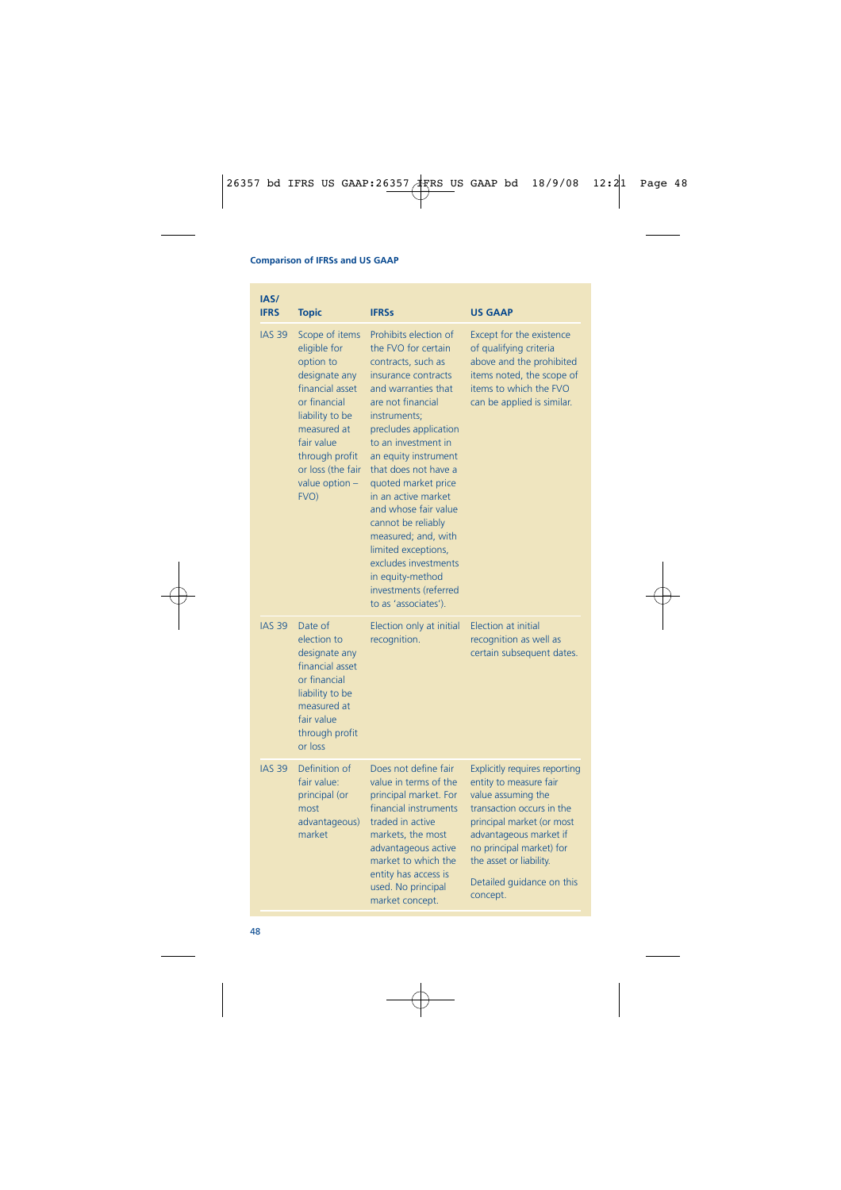| IAS/ IFRS | Topic | IFRSs | US GAAP |
|---|---|---|---|
| IAS 39 | Scope of items eligible for option to designate any financial asset or financial liability to be measured at fair value through profit or loss (the fair value option – FVO) | Prohibits election of the FVO for certain contracts, such as insurance contracts and warranties that are not financial instruments; precludes application to an investment in an equity instrument that does not have a quoted market price in an active market and whose fair value cannot be reliably measured; and, with limited exceptions, excludes investments in equity-method investments (referred to as 'associates'). | Except for the existence of qualifying criteria above and the prohibited items noted, the scope of items to which the FVO can be applied is similar. |
| IAS 39 | Date of election to designate any financial asset or financial liability to be measured at fair value through profit or loss | Election only at initial recognition. | Election at initial recognition as well as certain subsequent dates. |
| IAS 39 | Definition of fair value: principal (or most advantageous) market | Does not define fair value in terms of the principal market. For financial instruments traded in active markets, the most advantageous active market to which the entity has access is used. No principal market concept. | Explicitly requires reporting entity to measure fair value assuming the transaction occurs in the principal market (or most advantageous market if no principal market) for the asset or liability. Detailed guidance on this concept. |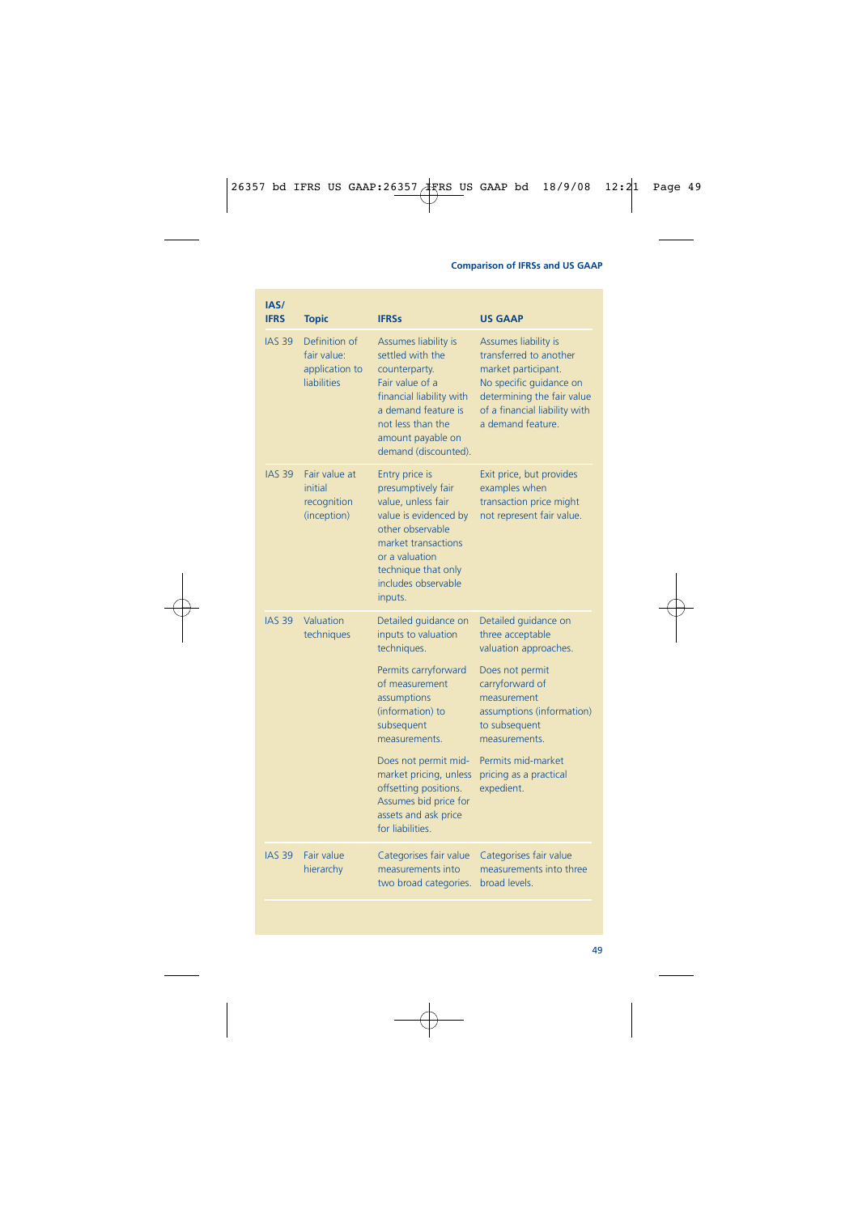| IAS/ IFRS | Topic | IFRSs | US GAAP |
|---|---|---|---|
| IAS 39 | Definition of fair value: application to liabilities | Assumes liability is settled with the counterparty. Fair value of a financial liability with a demand feature is not less than the amount payable on demand (discounted). | Assumes liability is transferred to another market participant. No specific guidance on determining the fair value of a financial liability with a demand feature. |
| IAS 39 | Fair value at initial recognition (inception) | Entry price is presumptively fair value, unless fair value is evidenced by other observable market transactions or a valuation technique that only includes observable inputs. | Exit price, but provides examples when transaction price might not represent fair value. |
| IAS 39 | Valuation techniques | Detailed guidance on inputs to valuation techniques. | Detailed guidance on three acceptable valuation approaches. |
| | | Permits carryforward of measurement assumptions (information) to subsequent measurements. | Does not permit carryforward of measurement assumptions (information) to subsequent measurements. |
| | | Does not permit mid-market pricing, unless offsetting positions. Assumes bid price for assets and ask price for liabilities. | Permits mid-market pricing as a practical expedient. |
| IAS 39 | Fair value hierarchy | Categorises fair value measurements into two broad categories. | Categorises fair value measurements into three broad levels. |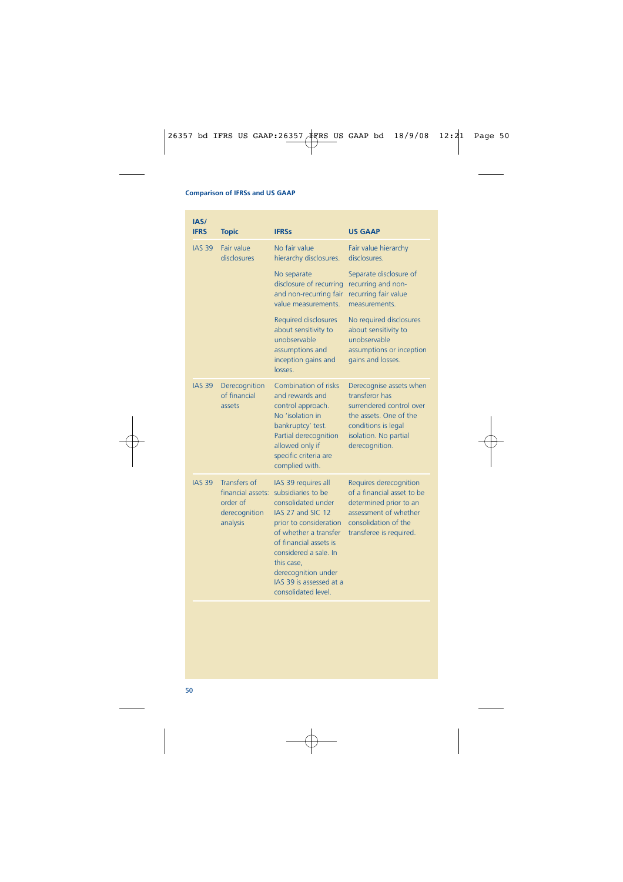| IAS/ IFRS | Topic | IFRSs | US GAAP |
|---|---|---|---|
| IAS 39 | Fair value disclosures | No fair value hierarchy disclosures. | Fair value hierarchy disclosures. |
| | | No separate disclosure of recurring and non-recurring fair value measurements. | Separate disclosure of recurring and non-recurring fair value measurements. |
| | | Required disclosures about sensitivity to unobservable assumptions and inception gains and losses. | No required disclosures about sensitivity to unobservable assumptions or inception gains and losses. |
| IAS 39 | Derecognition of financial assets | Combination of risks and rewards and control approach. No 'isolation in bankruptcy' test. Partial derecognition allowed only if specific criteria are complied with. | Derecognise assets when transferor has surrendered control over the assets. One of the conditions is legal isolation. No partial derecognition. |
| IAS 39 | Transfers of financial assets: order of derecognition analysis | IAS 39 requires all subsidiaries to be consolidated under IAS 27 and SIC 12 prior to consideration of whether a transfer of financial assets is considered a sale. In this case, derecognition under IAS 39 is assessed at a consolidated level. | Requires derecognition of a financial asset to be determined prior to an assessment of whether consolidation of the transferee is required. |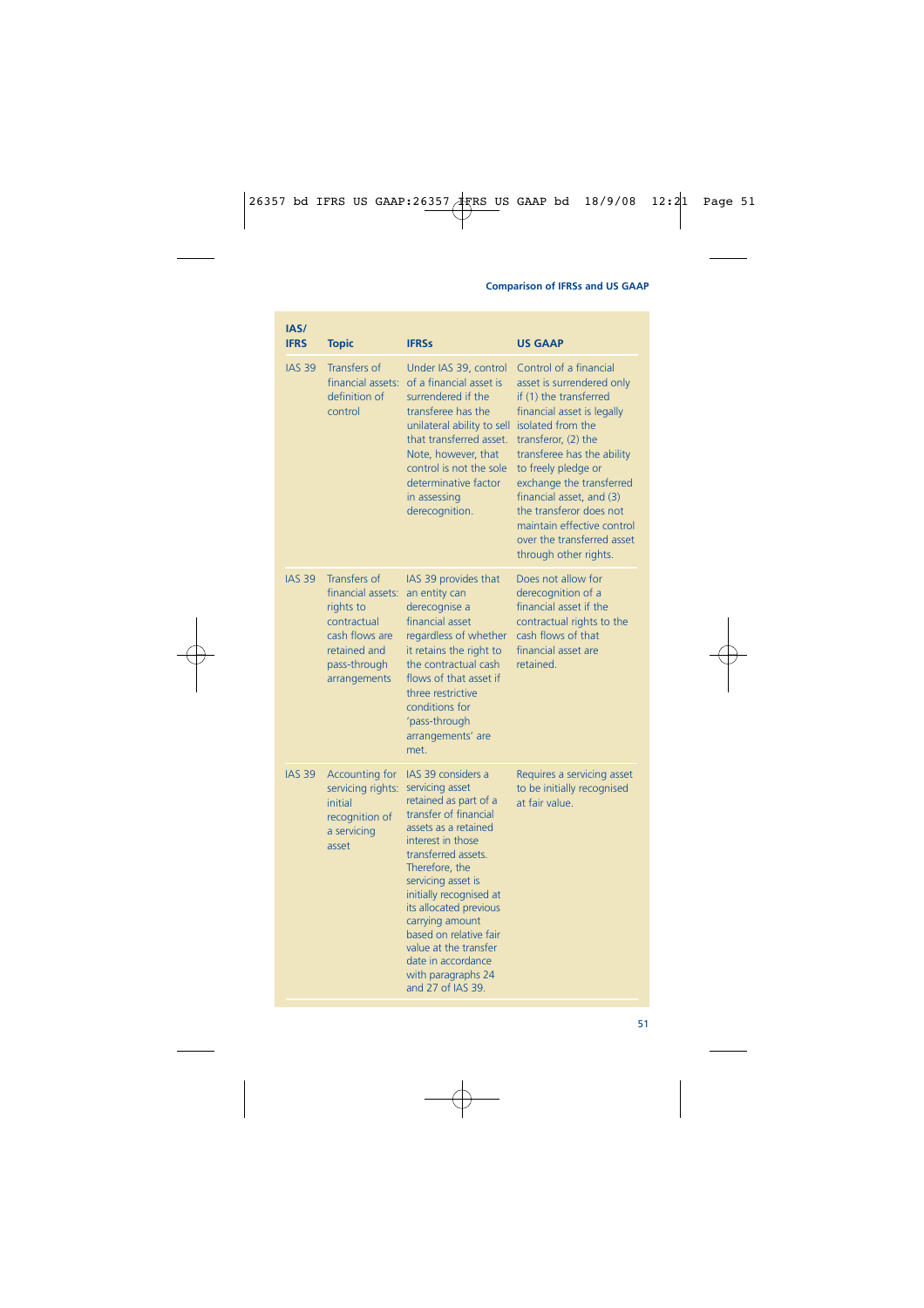| IAS/ IFRS | Topic | IFRSs | US GAAP |
|---|---|---|---|
| IAS 39 | Transfers of financial assets: definition of control | Under IAS 39, control of a financial asset is surrendered if the transferee has the unilateral ability to sell that transferred asset. Note, however, that control is not the sole determinative factor in assessing derecognition. | Control of a financial asset is surrendered only if (1) the transferred financial asset is legally isolated from the transferor, (2) the transferee has the ability to freely pledge or exchange the transferred financial asset, and (3) the transferor does not maintain effective control over the transferred asset through other rights. |
| IAS 39 | Transfers of financial assets: rights to contractual cash flows are retained and pass-through arrangements | IAS 39 provides that an entity can derecognise a financial asset regardless of whether it retains the right to the contractual cash flows of that asset if three restrictive conditions for 'pass-through arrangements' are met. | Does not allow for derecognition of a financial asset if the contractual rights to the cash flows of that financial asset are retained. |
| IAS 39 | Accounting for servicing rights: initial recognition of a servicing asset | IAS 39 considers a servicing asset retained as part of a transfer of financial assets as a retained interest in those transferred assets. Therefore, the servicing asset is initially recognised at its allocated previous carrying amount based on relative fair value at the transfer date in accordance with paragraphs 24 and 27 of IAS 39. | Requires a servicing asset to be initially recognised at fair value. |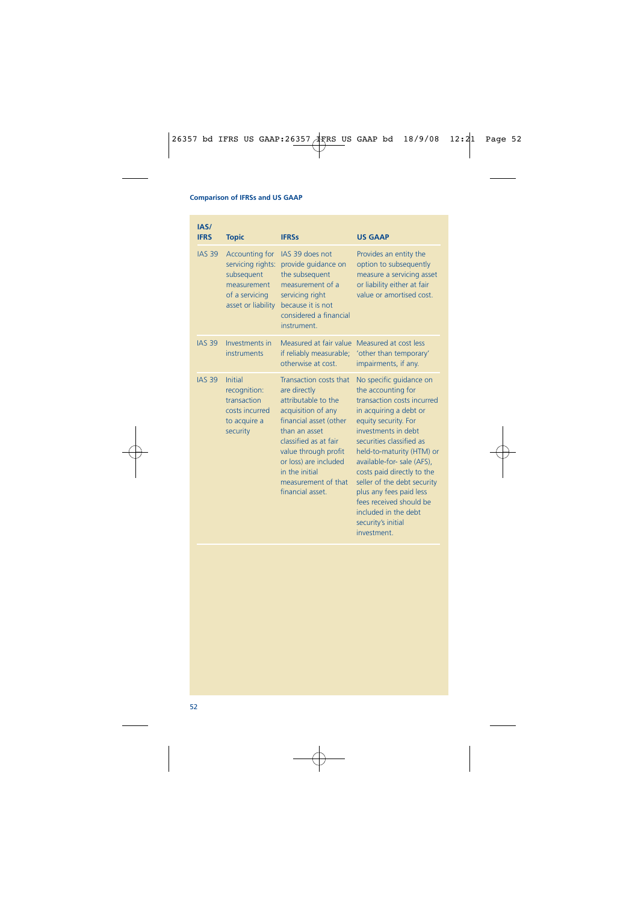| IAS/ IFRS | Topic | IFRSs | US GAAP |
|---|---|---|---|
| IAS 39 | Accounting for servicing rights: subsequent measurement of a servicing asset or liability | IAS 39 does not provide guidance on the subsequent measurement of a servicing right because it is not considered a financial instrument. | Provides an entity the option to subsequently measure a servicing asset or liability either at fair value or amortised cost. |
| IAS 39 | Investments in instruments | Measured at fair value if reliably measurable; otherwise at cost. | Measured at cost less 'other than temporary' impairments, if any. |
| IAS 39 | Initial recognition: transaction costs incurred to acquire a security | Transaction costs that are directly attributable to the acquisition of any financial asset (other than an asset classified as at fair value through profit or loss) are included in the initial measurement of that financial asset. | No specific guidance on the accounting for transaction costs incurred in acquiring a debt or equity security. For investments in debt securities classified as held-to-maturity (HTM) or available-for- sale (AFS), costs paid directly to the seller of the debt security plus any fees paid less fees received should be included in the debt security's initial investment. |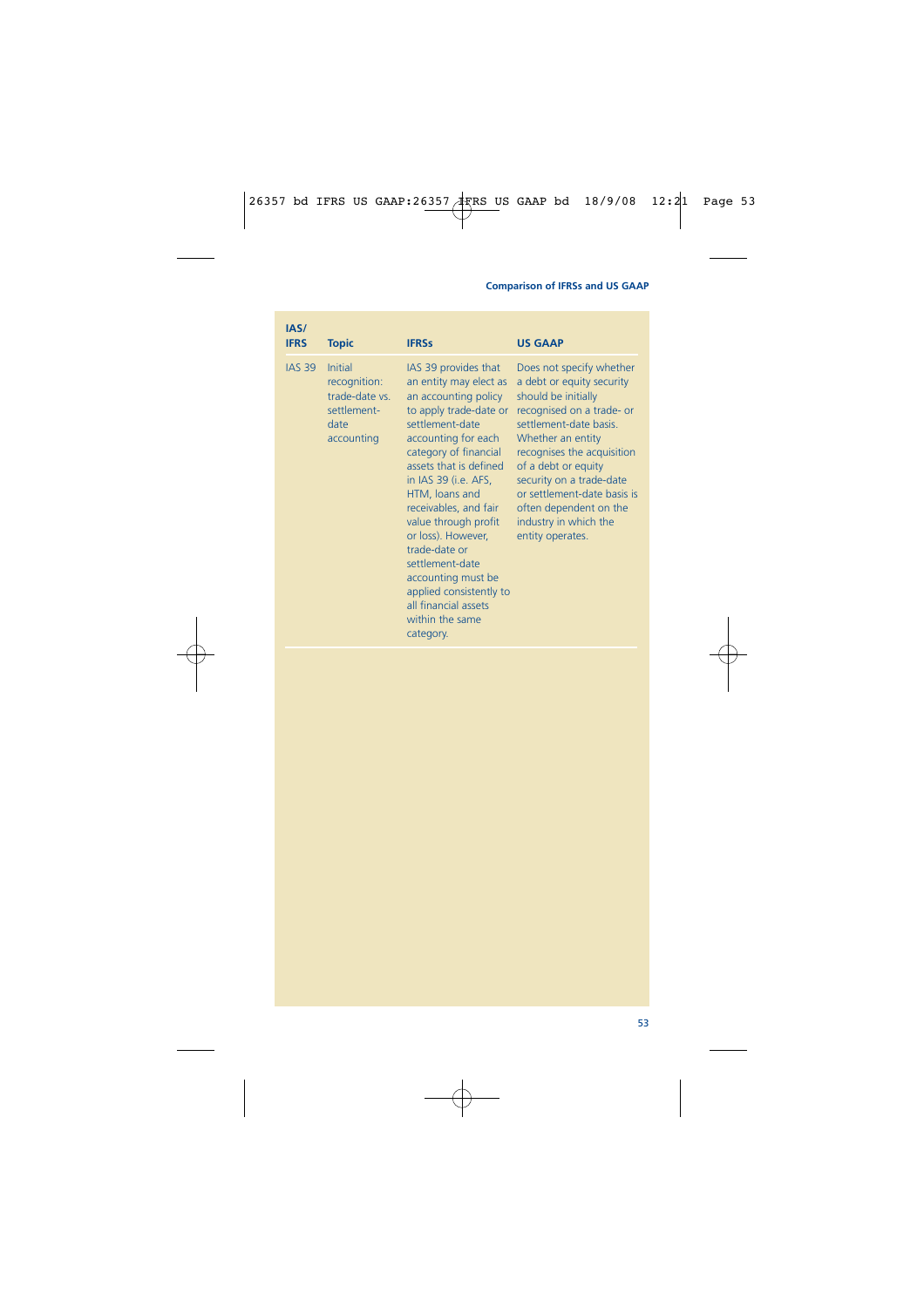| IAS/ IFRS | Topic | IFRSs | US GAAP |
|---|---|---|---|
| IAS 39 | Initial recognition: trade-date vs. settlement-date accounting | IAS 39 provides that an entity may elect as an accounting policy to apply trade-date or settlement-date accounting for each category of financial assets that is defined in IAS 39 (i.e. AFS, HTM, loans and receivables, and fair value through profit or loss). However, trade-date or settlement-date accounting must be applied consistently to all financial assets within the same category. | Does not specify whether a debt or equity security should be initially recognised on a trade- or settlement-date basis. Whether an entity recognises the acquisition of a debt or equity security on a trade-date or settlement-date basis is often dependent on the industry in which the entity operates. |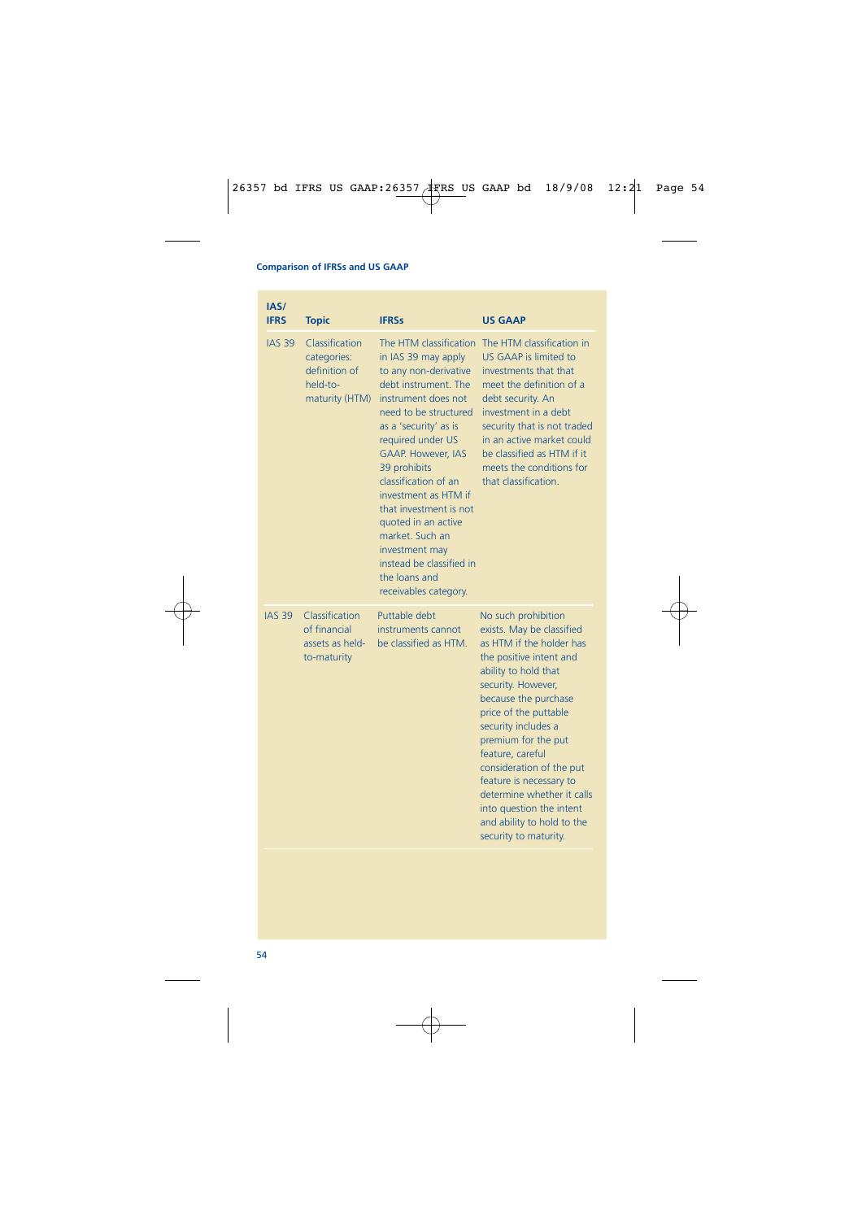| IAS/ IFRS | Topic | IFRSs | US GAAP |
|---|---|---|---|
| IAS 39 | Classification categories: definition of held-to-maturity (HTM) | The HTM classification in IAS 39 may apply to any non-derivative debt instrument. The instrument does not need to be structured as a 'security' as is required under US GAAP. However, IAS 39 prohibits classification of an investment as HTM if that investment is not quoted in an active market. Such an investment may instead be classified in the loans and receivables category. | The HTM classification in US GAAP is limited to investments that that meet the definition of a debt security. An investment in a debt security that is not traded in an active market could be classified as HTM if it meets the conditions for that classification. |
| IAS 39 | Classification of financial assets as held-to-maturity | Puttable debt instruments cannot be classified as HTM. | No such prohibition exists. May be classified as HTM if the holder has the positive intent and ability to hold that security. However, because the purchase price of the puttable security includes a premium for the put feature, careful consideration of the put feature is necessary to determine whether it calls into question the intent and ability to hold to the security to maturity. |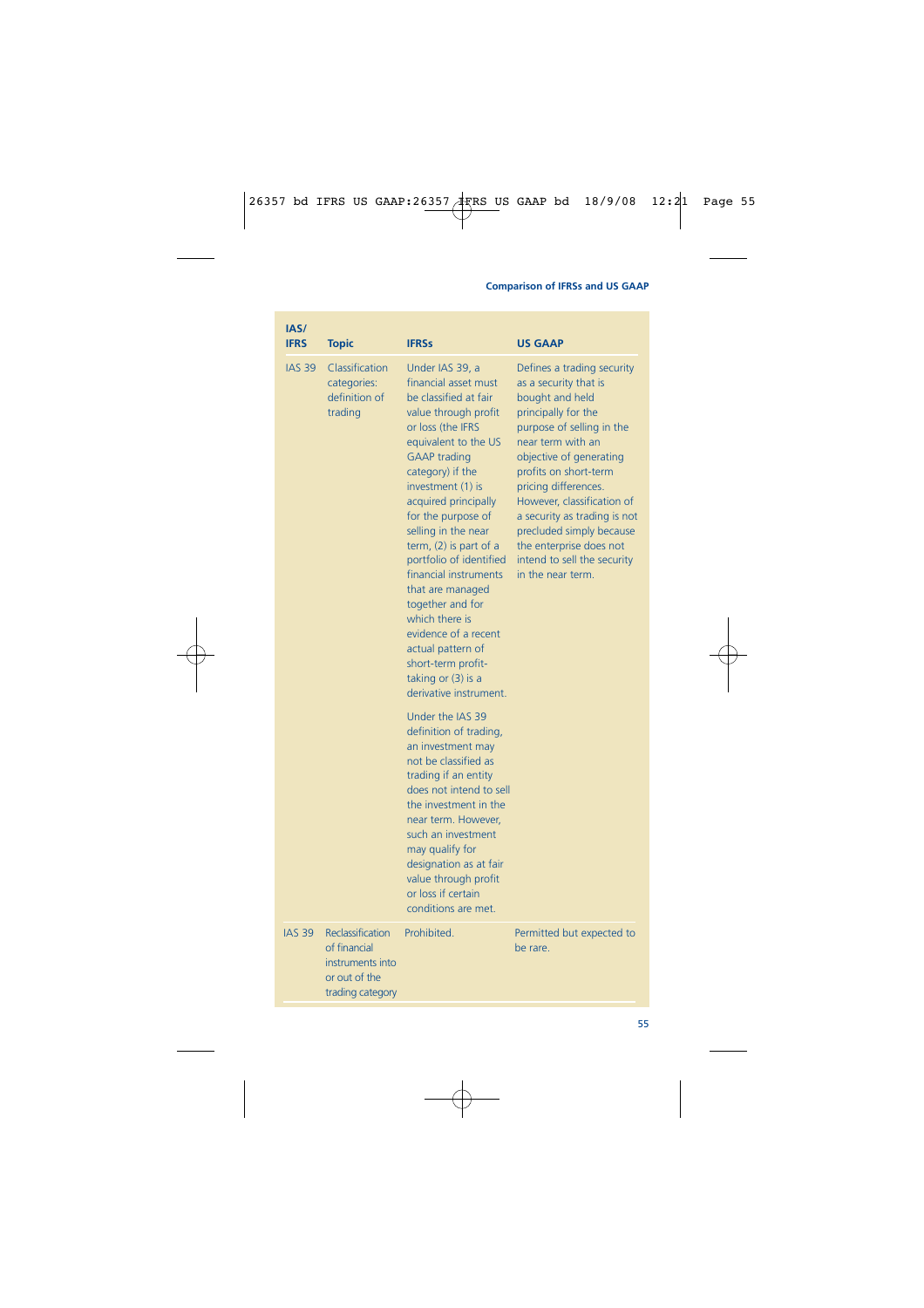| IAS/ IFRS | Topic | IFRSs | US GAAP |
|---|---|---|---|
| IAS 39 | Classification categories: definition of trading | Under IAS 39, a financial asset must be classified at fair value through profit or loss (the IFRS equivalent to the US GAAP trading category) if the investment (1) is acquired principally for the purpose of selling in the near term, (2) is part of a portfolio of identified financial instruments that are managed together and for which there is evidence of a recent actual pattern of short-term profit-taking or (3) is a derivative instrument.<br><br>Under the IAS 39 definition of trading, an investment may not be classified as trading if an entity does not intend to sell the investment in the near term. However, such an investment may qualify for designation as at fair value through profit or loss if certain conditions are met. | Defines a trading security as a security that is bought and held principally for the purpose of selling in the near term with an objective of generating profits on short-term pricing differences. However, classification of a security as trading is not precluded simply because the enterprise does not intend to sell the security in the near term. |
| IAS 39 | Reclassification of financial instruments into or out of the trading category | Prohibited. | Permitted but expected to be rare. |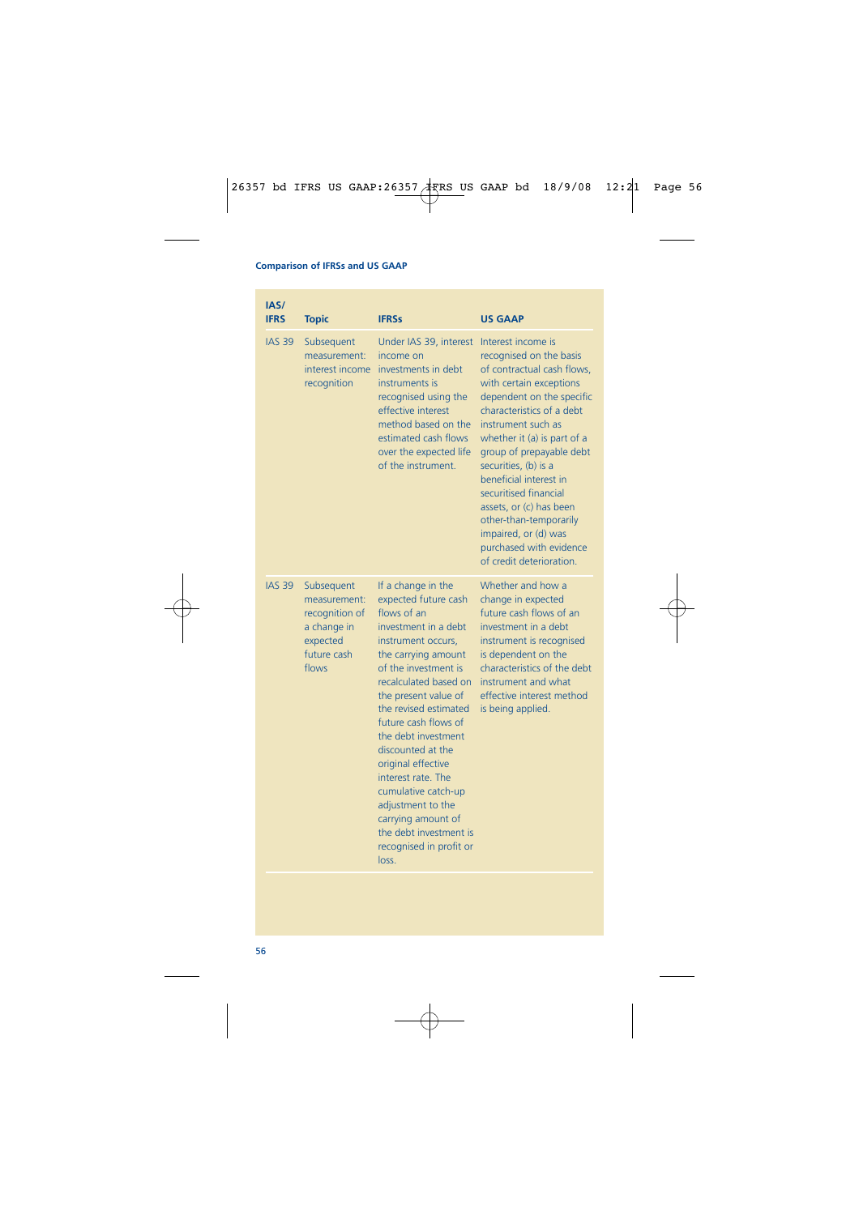| IAS/ IFRS | Topic | IFRSs | US GAAP |
|---|---|---|---|
| IAS 39 | Subsequent measurement: interest income recognition | Under IAS 39, interest income on investments in debt instruments is recognised using the effective interest method based on the estimated cash flows over the expected life of the instrument. | Interest income is recognised on the basis of contractual cash flows, with certain exceptions dependent on the specific characteristics of a debt instrument such as whether it (a) is part of a group of prepayable debt securities, (b) is a beneficial interest in securitised financial assets, or (c) has been other-than-temporarily impaired, or (d) was purchased with evidence of credit deterioration. |
| IAS 39 | Subsequent measurement: recognition of a change in expected future cash flows | If a change in the expected future cash flows of an investment in a debt instrument occurs, the carrying amount of the investment is recalculated based on the present value of the revised estimated future cash flows of the debt investment discounted at the original effective interest rate. The cumulative catch-up adjustment to the carrying amount of the debt investment is recognised in profit or loss. | Whether and how a change in expected future cash flows of an investment in a debt instrument is recognised is dependent on the characteristics of the debt instrument and what effective interest method is being applied. |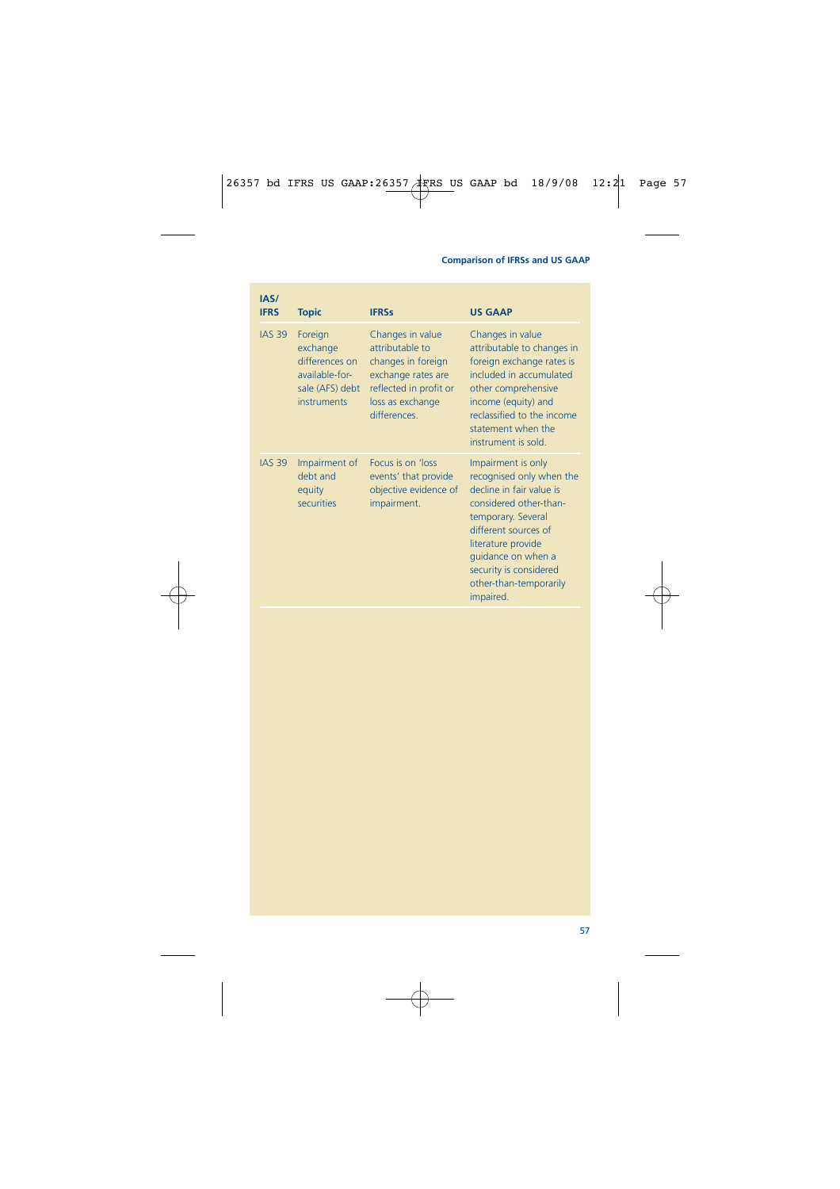| IAS/ IFRS | Topic | IFRSs | US GAAP |
|---|---|---|---|
| IAS 39 | Foreign exchange differences on available-for-sale (AFS) debt instruments | Changes in value attributable to changes in foreign exchange rates are reflected in profit or loss as exchange differences. | Changes in value attributable to changes in foreign exchange rates is included in accumulated other comprehensive income (equity) and reclassified to the income statement when the instrument is sold. |
| IAS 39 | Impairment of debt and equity securities | Focus is on 'loss events' that provide objective evidence of impairment. | Impairment is only recognised only when the decline in fair value is considered other-than-temporary. Several different sources of literature provide guidance on when a security is considered other-than-temporarily impaired. |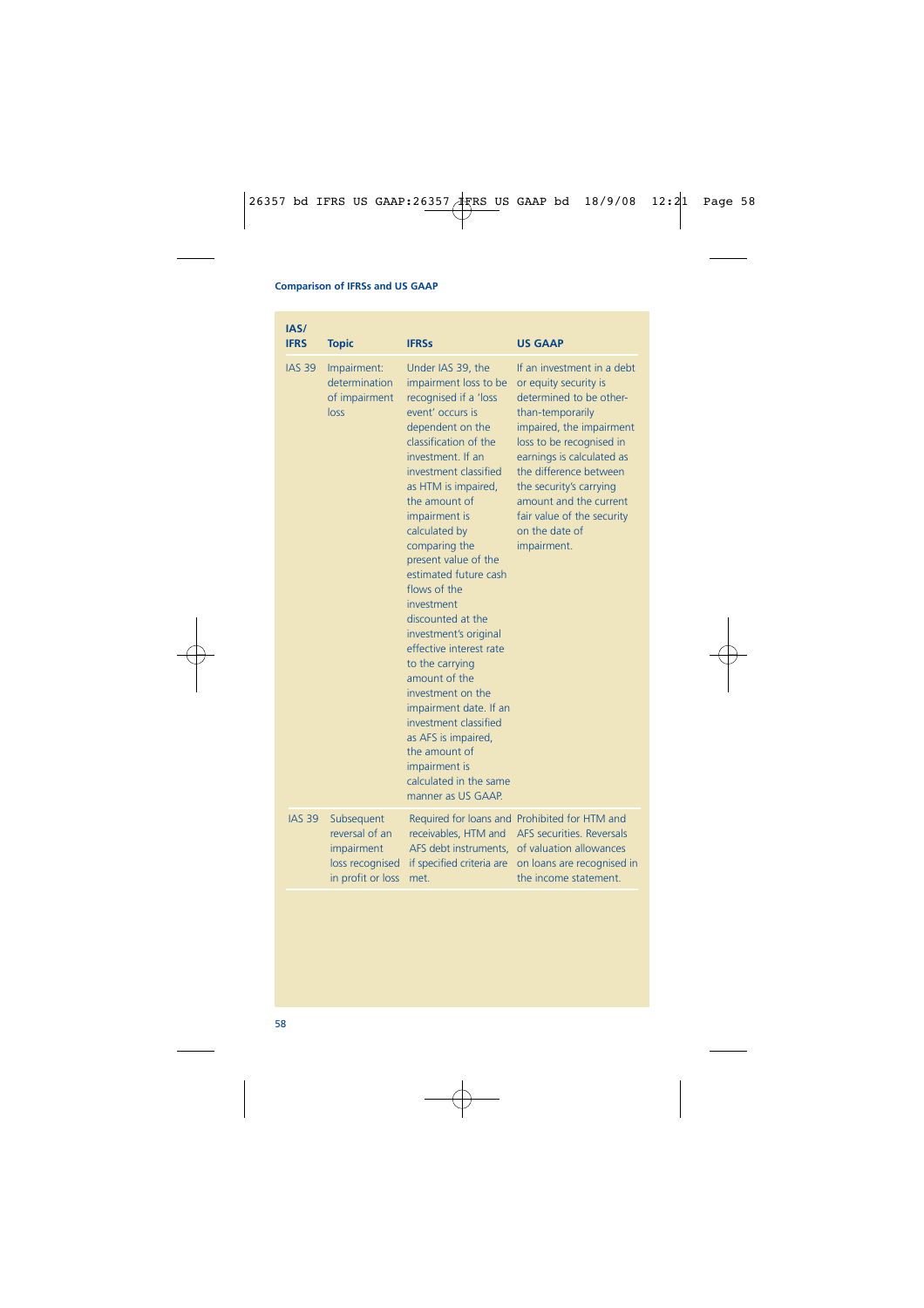| IAS/ IFRS | Topic | IFRSs | US GAAP |
|---|---|---|---|
| IAS 39 | Impairment: determination of impairment loss | Under IAS 39, the impairment loss to be recognised if a 'loss event' occurs is dependent on the classification of the investment. If an investment classified as HTM is impaired, the amount of impairment is calculated by comparing the present value of the estimated future cash flows of the investment discounted at the investment's original effective interest rate to the carrying amount of the investment on the impairment date. If an investment classified as AFS is impaired, the amount of impairment is calculated in the same manner as US GAAP. | If an investment in a debt or equity security is determined to be other-than-temporarily impaired, the impairment loss to be recognised in earnings is calculated as the difference between the security's carrying amount and the current fair value of the security on the date of impairment. |
| IAS 39 | Subsequent reversal of an impairment loss recognised in profit or loss | Required for loans and receivables, HTM and AFS debt instruments, if specified criteria are met. | Prohibited for HTM and AFS securities. Reversals of valuation allowances on loans are recognised in the income statement. |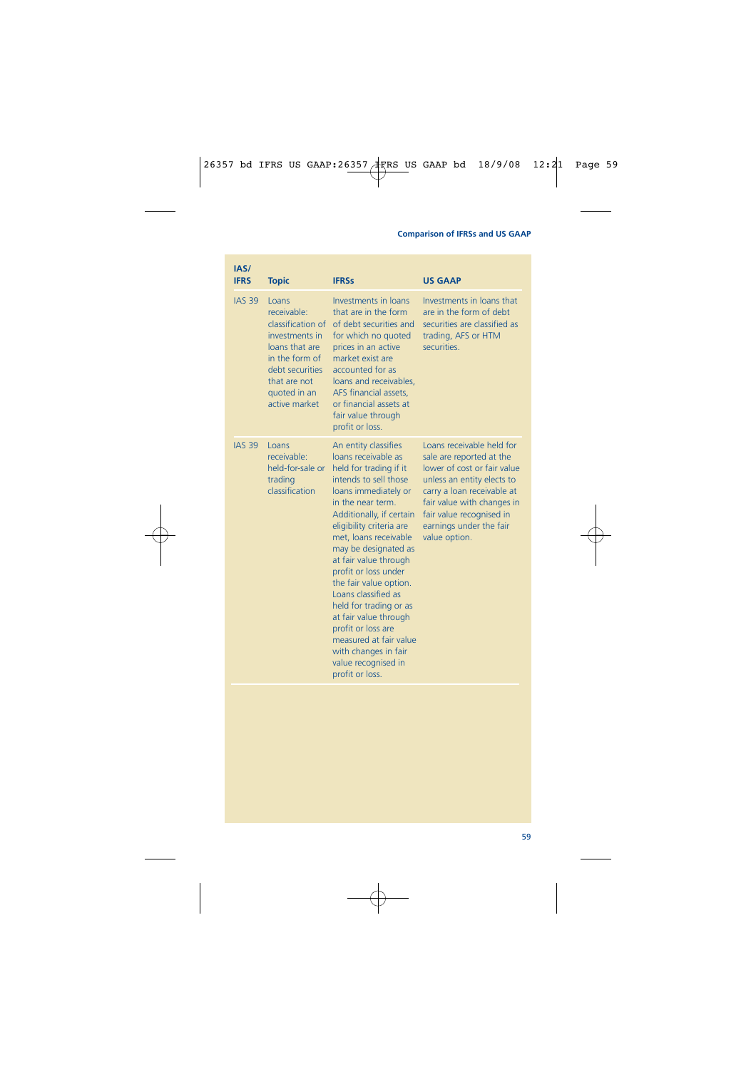| IAS/ IFRS | Topic | IFRSs | US GAAP |
|---|---|---|---|
| IAS 39 | Loans receivable: classification of investments in loans that are in the form of debt securities that are not quoted in an active market | Investments in loans that are in the form of debt securities and for which no quoted prices in an active market exist are accounted for as loans and receivables, AFS financial assets, or financial assets at fair value through profit or loss. | Investments in loans that are in the form of debt securities are classified as trading, AFS or HTM securities. |
| IAS 39 | Loans receivable: held-for-sale or trading classification | An entity classifies loans receivable as held for trading if it intends to sell those loans immediately or in the near term. Additionally, if certain eligibility criteria are met, loans receivable may be designated as at fair value through profit or loss under the fair value option. Loans classified as held for trading or as at fair value through profit or loss are measured at fair value with changes in fair value recognised in profit or loss. | Loans receivable held for sale are reported at the lower of cost or fair value unless an entity elects to carry a loan receivable at fair value with changes in fair value recognised in earnings under the fair value option. |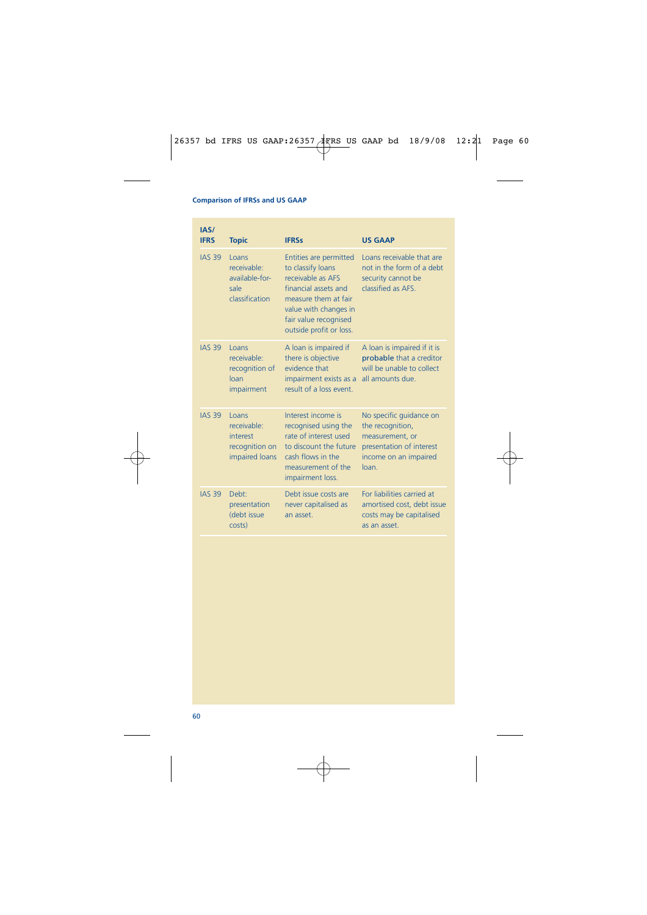| IAS/ IFRS | Topic | IFRSs | US GAAP |
|---|---|---|---|
| IAS 39 | Loans receivable: available-for-sale classification | Entities are permitted to classify loans receivable as AFS financial assets and measure them at fair value with changes in fair value recognised outside profit or loss. | Loans receivable that are not in the form of a debt security cannot be classified as AFS. |
| IAS 39 | Loans receivable: recognition of loan impairment | A loan is impaired if there is objective evidence that impairment exists as a result of a loss event. | A loan is impaired if it is **probable** that a creditor will be unable to collect all amounts due. |
| IAS 39 | Loans receivable: interest recognition on impaired loans | Interest income is recognised using the rate of interest used to discount the future cash flows in the measurement of the impairment loss. | No specific guidance on the recognition, measurement, or presentation of interest income on an impaired loan. |
| IAS 39 | Debt: presentation (debt issue costs) | Debt issue costs are never capitalised as an asset. | For liabilities carried at amortised cost, debt issue costs may be capitalised as an asset. |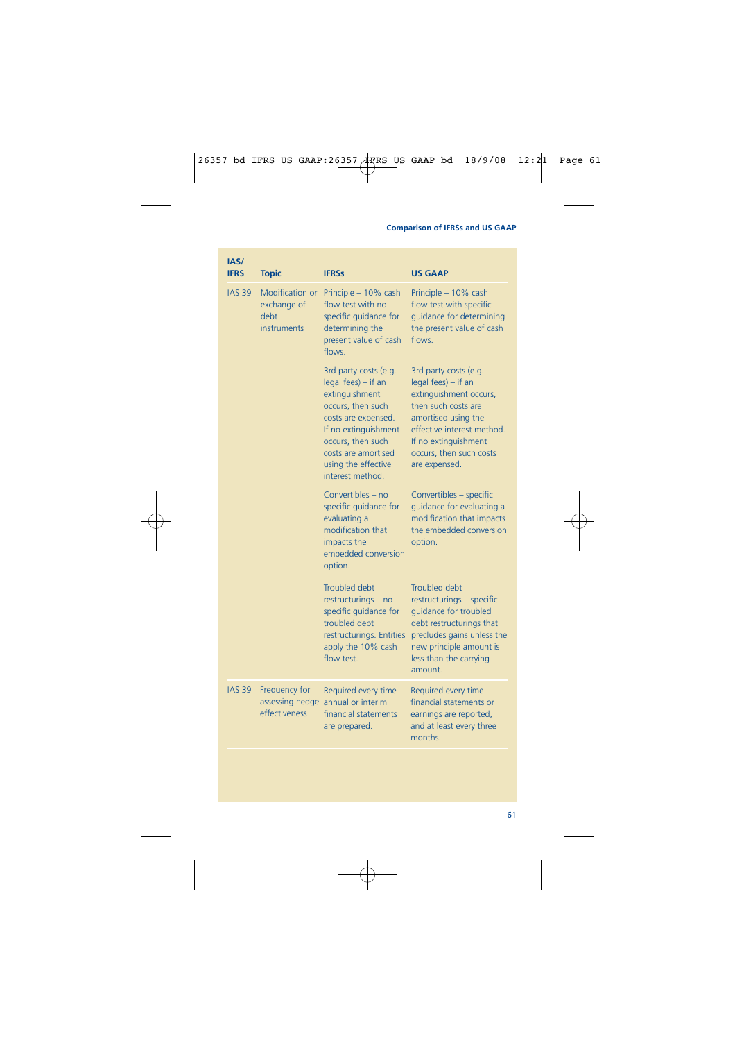| IAS/ IFRS | Topic | IFRSs | US GAAP |
|---|---|---|---|
| IAS 39 | Modification or exchange of debt instruments | Principle – 10% cash flow test with no specific guidance for determining the present value of cash flows. | Principle – 10% cash flow test with specific guidance for determining the present value of cash flows. |
| | | 3rd party costs (e.g. legal fees) – if an extinguishment occurs, then such costs are expensed. If no extinguishment occurs, then such costs are amortised using the effective interest method. | 3rd party costs (e.g. legal fees) – if an extinguishment occurs, then such costs are amortised using the effective interest method. If no extinguishment occurs, then such costs are expensed. |
| | | Convertibles – no specific guidance for evaluating a modification that impacts the embedded conversion option. | Convertibles – specific guidance for evaluating a modification that impacts the embedded conversion option. |
| | | Troubled debt restructurings – no specific guidance for troubled debt restructurings. Entities apply the 10% cash flow test. | Troubled debt restructurings – specific guidance for troubled debt restructurings that precludes gains unless the new principle amount is less than the carrying amount. |
| IAS 39 | Frequency for assessing hedge effectiveness | Required every time annual or interim financial statements are prepared. | Required every time financial statements or earnings are reported, and at least every three months. |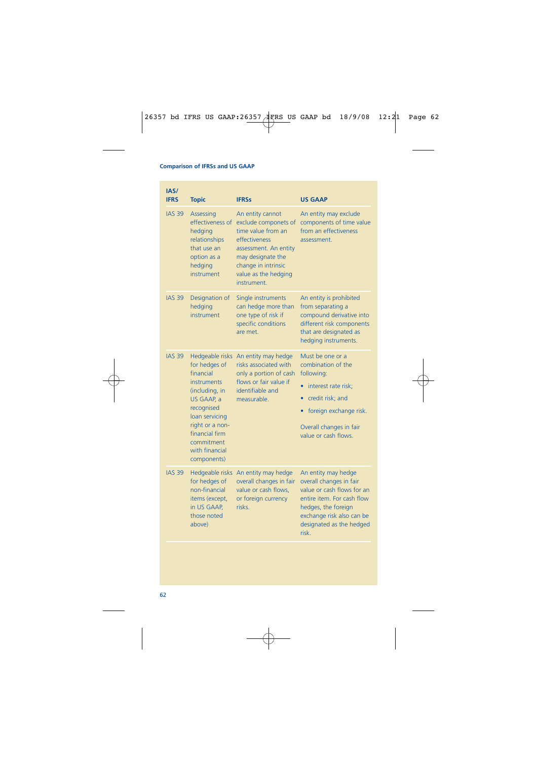| IAS/ IFRS | Topic | IFRSs | US GAAP |
|---|---|---|---|
| IAS 39 | Assessing effectiveness of hedging relationships that use an option as a hedging instrument | An entity cannot exclude componets of time value from an effectiveness assessment. An entity may designate the change in intrinsic value as the hedging instrument. | An entity may exclude components of time value from an effectiveness assessment. |
| IAS 39 | Designation of hedging instrument | Single instruments can hedge more than one type of risk if specific conditions are met. | An entity is prohibited from separating a compound derivative into different risk components that are designated as hedging instruments. |
| IAS 39 | Hedgeable risks for hedges of financial instruments (including, in US GAAP, a recognised loan servicing right or a non-financial firm commitment with financial components) | An entity may hedge risks associated with only a portion of cash flows or fair value if identifiable and measurable. | Must be one or a combination of the following:<br>• interest rate risk;<br>• credit risk; and<br>• foreign exchange risk.<br><br>Overall changes in fair value or cash flows. |
| IAS 39 | Hedgeable risks for hedges of non-financial items (except, in US GAAP, those noted above) | An entity may hedge overall changes in fair value or cash flows, or foreign currency risks. | An entity may hedge overall changes in fair value or cash flows for an entire item. For cash flow hedges, the foreign exchange risk also can be designated as the hedged risk. |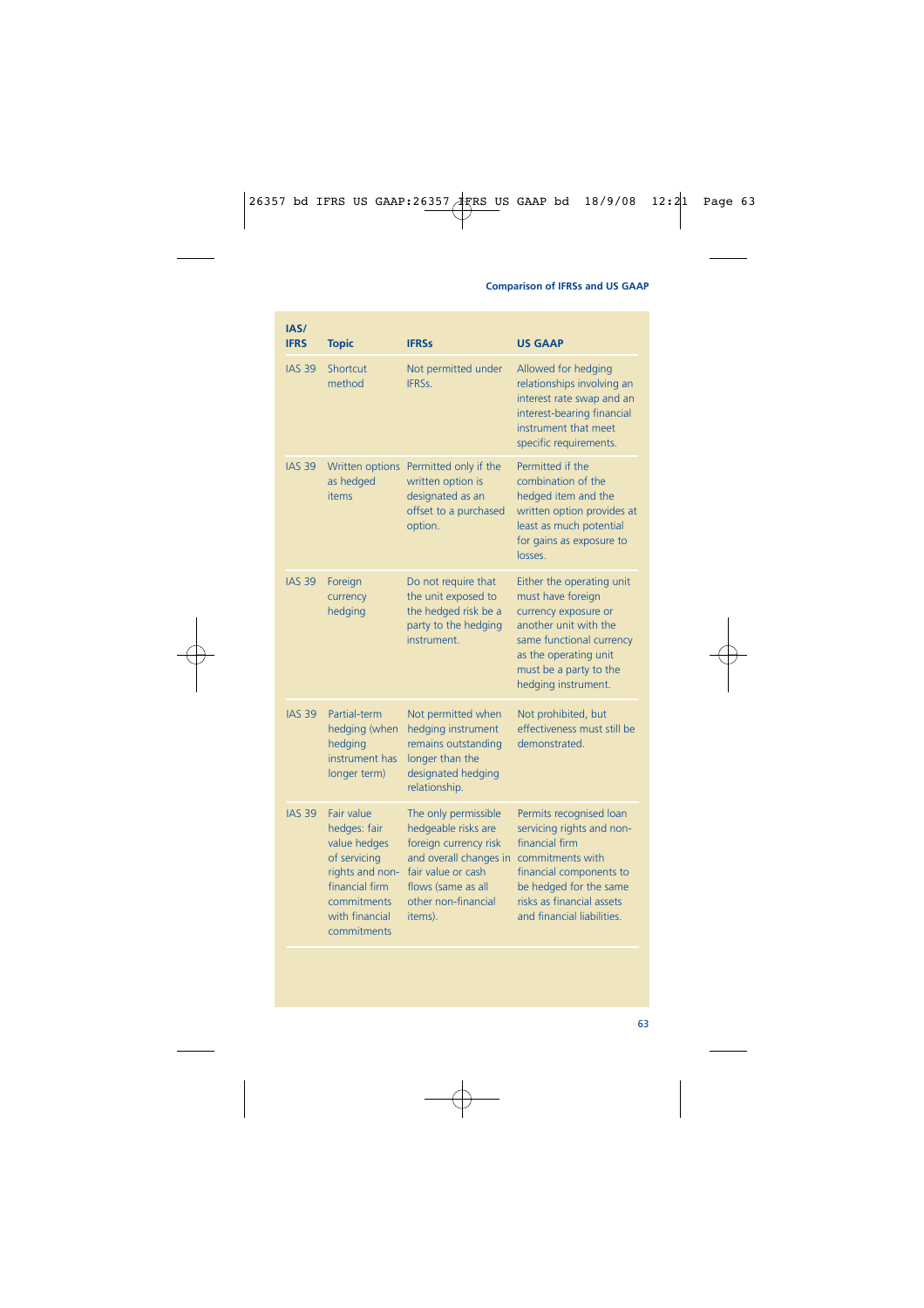| IAS/ IFRS | Topic | IFRSs | US GAAP |
|---|---|---|---|
| IAS 39 | Shortcut method | Not permitted under IFRSs. | Allowed for hedging relationships involving an interest rate swap and an interest-bearing financial instrument that meet specific requirements. |
| IAS 39 | Written options as hedged items | Permitted only if the written option is designated as an offset to a purchased option. | Permitted if the combination of the hedged item and the written option provides at least as much potential for gains as exposure to losses. |
| IAS 39 | Foreign currency hedging | Do not require that the unit exposed to the hedged risk be a party to the hedging instrument. | Either the operating unit must have foreign currency exposure or another unit with the same functional currency as the operating unit must be a party to the hedging instrument. |
| IAS 39 | Partial-term hedging (when hedging instrument has longer term) | Not permitted when hedging instrument remains outstanding longer than the designated hedging relationship. | Not prohibited, but effectiveness must still be demonstrated. |
| IAS 39 | Fair value hedges: fair value hedges of servicing rights and non-financial firm commitments with financial commitments | The only permissible hedgeable risks are foreign currency risk and overall changes in fair value or cash flows (same as all other non-financial items). | Permits recognised loan servicing rights and non-financial firm commitments with financial components to be hedged for the same risks as financial assets and financial liabilities. |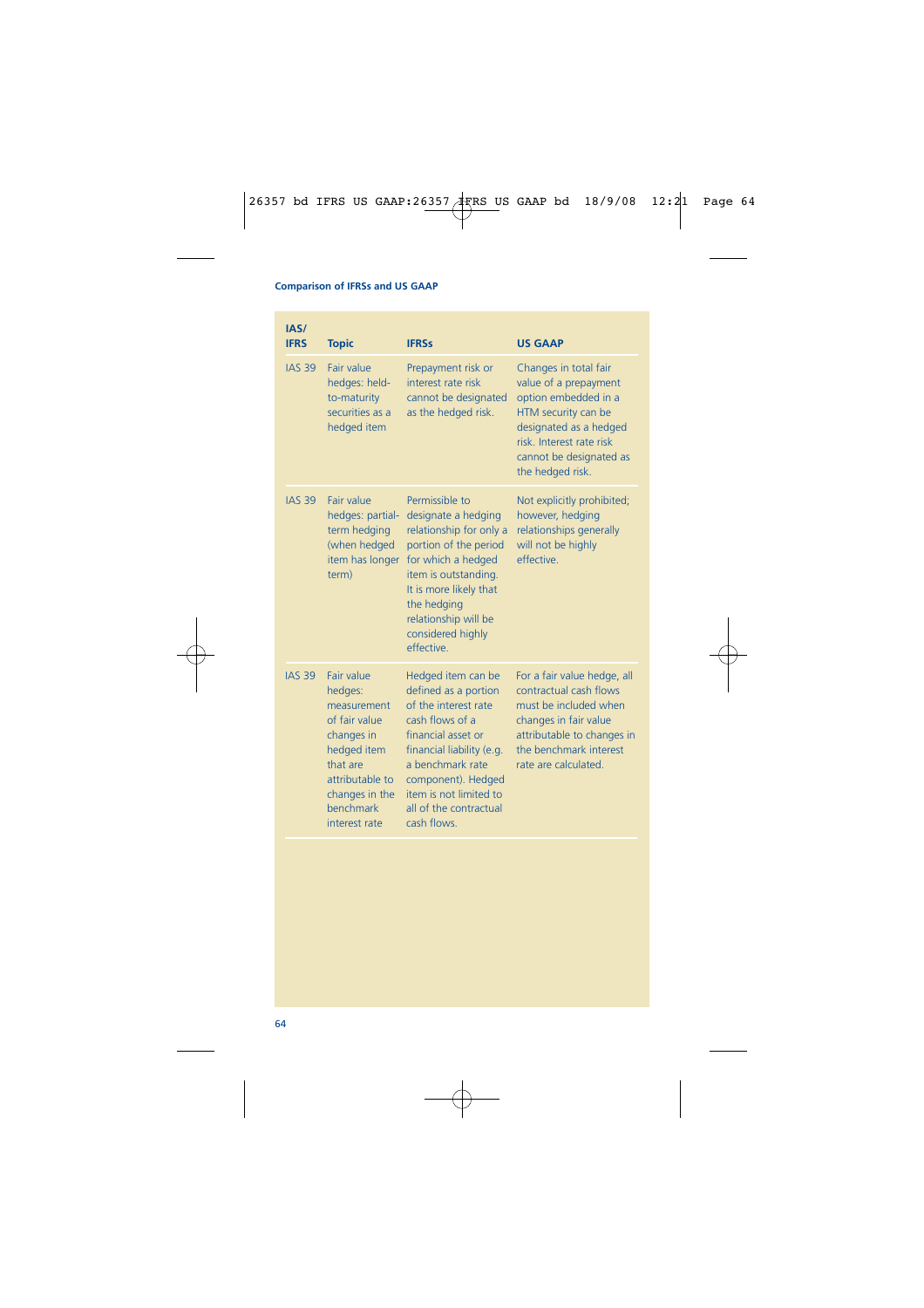| IAS/ IFRS | Topic | IFRSs | US GAAP |
|---|---|---|---|
| IAS 39 | Fair value hedges: held-to-maturity securities as a hedged item | Prepayment risk or interest rate risk cannot be designated as the hedged risk. | Changes in total fair value of a prepayment option embedded in a HTM security can be designated as a hedged risk. Interest rate risk cannot be designated as the hedged risk. |
| IAS 39 | Fair value hedges: partial-term hedging (when hedged item has longer term) | Permissible to designate a hedging relationship for only a portion of the period for which a hedged item is outstanding. It is more likely that the hedging relationship will be considered highly effective. | Not explicitly prohibited; however, hedging relationships generally will not be highly effective. |
| IAS 39 | Fair value hedges: measurement of fair value changes in hedged item that are attributable to changes in the benchmark interest rate | Hedged item can be defined as a portion of the interest rate cash flows of a financial asset or financial liability (e.g. a benchmark rate component). Hedged item is not limited to all of the contractual cash flows. | For a fair value hedge, all contractual cash flows must be included when changes in fair value attributable to changes in the benchmark interest rate are calculated. |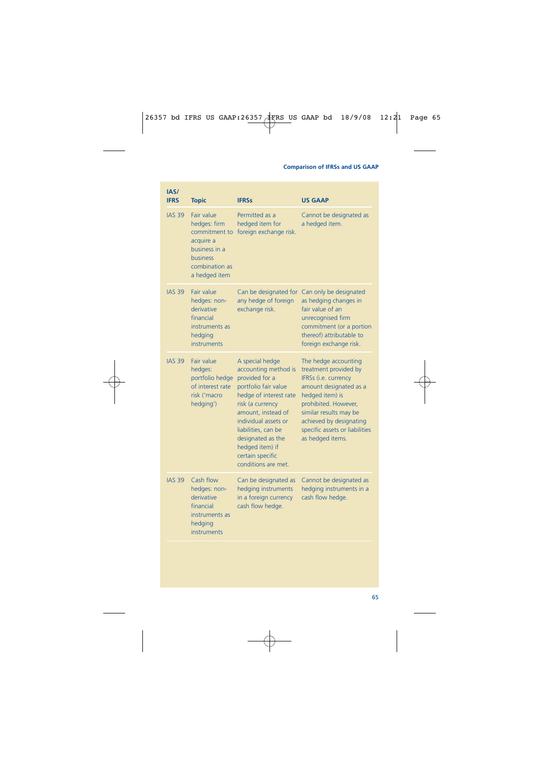| IAS/ IFRS | Topic | IFRSs | US GAAP |
|---|---|---|---|
| IAS 39 | Fair value hedges: firm commitment to acquire a business in a business combination as a hedged item | Permitted as a hedged item for foreign exchange risk. | Cannot be designated as a hedged item. |
| IAS 39 | Fair value hedges: non-derivative financial instruments as hedging instruments | Can be designated for any hedge of foreign exchange risk. | Can only be designated as hedging changes in fair value of an unrecognised firm commitment (or a portion thereof) attributable to foreign exchange risk. |
| IAS 39 | Fair value hedges: portfolio hedge of interest rate risk ('macro hedging') | A special hedge accounting method is provided for a portfolio fair value hedge of interest rate risk (a currency amount, instead of individual assets or liabilities, can be designated as the hedged item) if certain specific conditions are met. | The hedge accounting treatment provided by IFRSs (i.e. currency amount designated as a hedged item) is prohibited. However, similar results may be achieved by designating specific assets or liabilities as hedged items. |
| IAS 39 | Cash flow hedges: non-derivative financial instruments as hedging instruments | Can be designated as hedging instruments in a foreign currency cash flow hedge. | Cannot be designated as hedging instruments in a cash flow hedge. |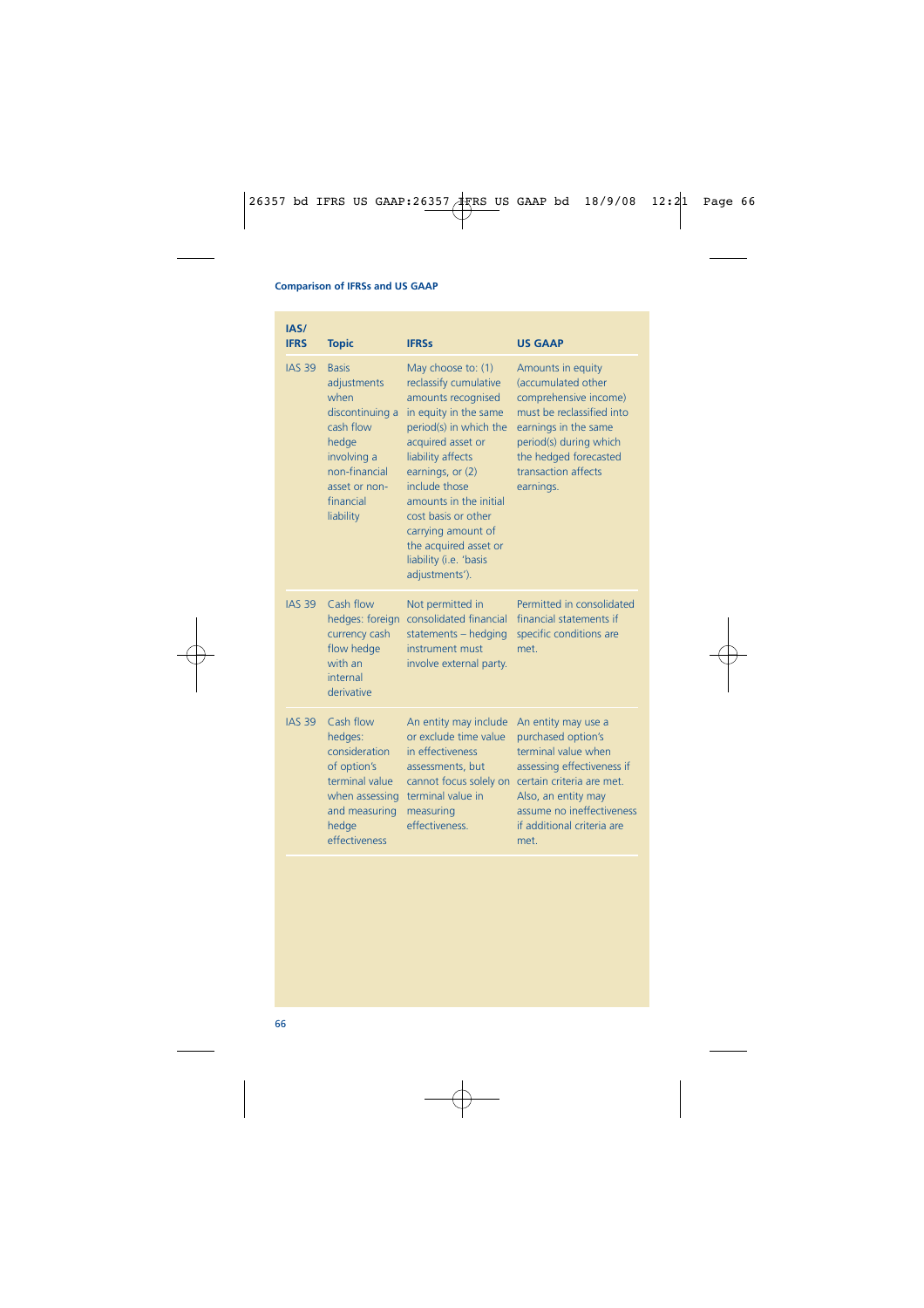| IAS/ IFRS | Topic | IFRSs | US GAAP |
|---|---|---|---|
| IAS 39 | Basis adjustments when discontinuing a cash flow hedge involving a non-financial asset or non-financial liability | May choose to: (1) reclassify cumulative amounts recognised in equity in the same period(s) in which the acquired asset or liability affects earnings, or (2) include those amounts in the initial cost basis or other carrying amount of the acquired asset or liability (i.e. 'basis adjustments'). | Amounts in equity (accumulated other comprehensive income) must be reclassified into earnings in the same period(s) during which the hedged forecasted transaction affects earnings. |
| IAS 39 | Cash flow hedges: foreign currency cash flow hedge with an internal derivative | Not permitted in consolidated financial statements – hedging instrument must involve external party. | Permitted in consolidated financial statements if specific conditions are met. |
| IAS 39 | Cash flow hedges: consideration of option's terminal value when assessing and measuring hedge effectiveness | An entity may include or exclude time value in effectiveness assessments, but cannot focus solely on terminal value in measuring effectiveness. | An entity may use a purchased option's terminal value when assessing effectiveness if certain criteria are met. Also, an entity may assume no ineffectiveness if additional criteria are met. |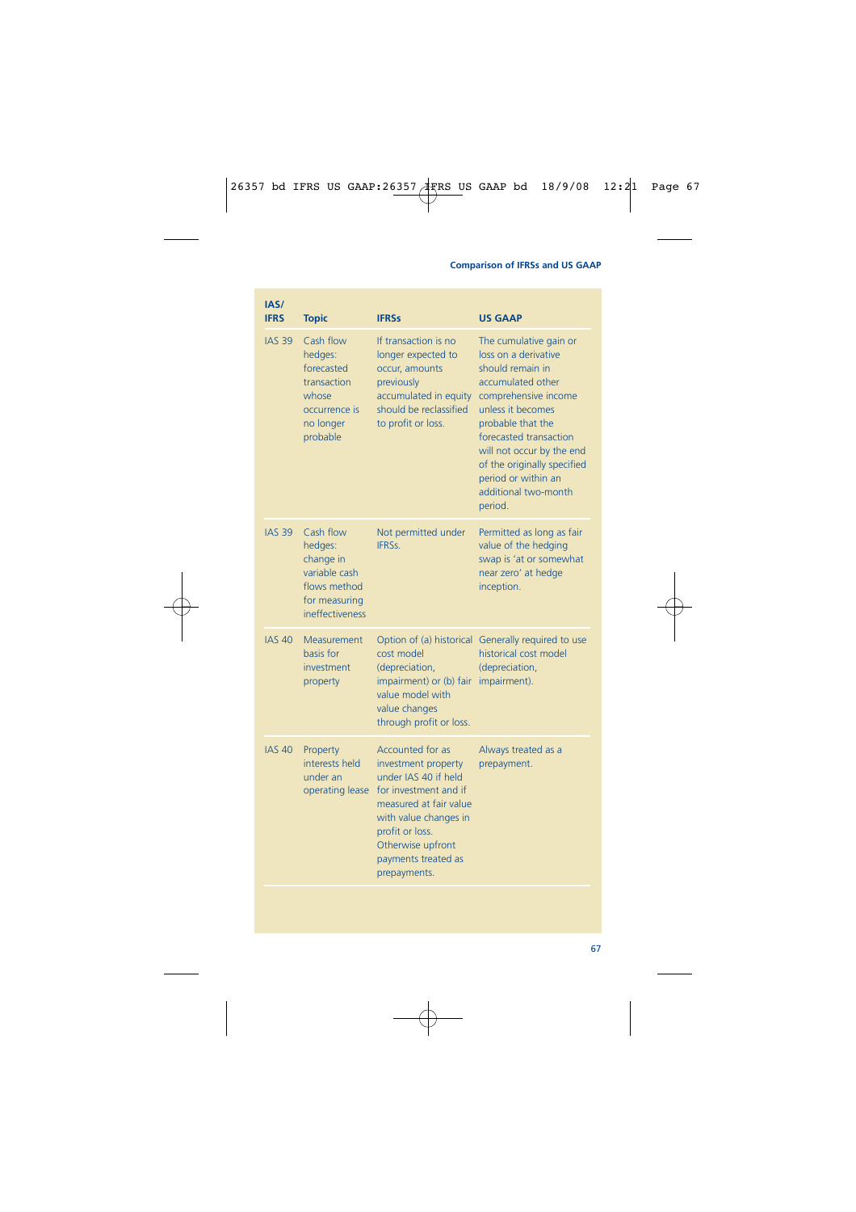| IAS/ IFRS | Topic | IFRSs | US GAAP |
|---|---|---|---|
| IAS 39 | Cash flow hedges: forecasted transaction whose occurrence is no longer probable | If transaction is no longer expected to occur, amounts previously accumulated in equity should be reclassified to profit or loss. | The cumulative gain or loss on a derivative should remain in accumulated other comprehensive income unless it becomes probable that the forecasted transaction will not occur by the end of the originally specified period or within an additional two-month period. |
| IAS 39 | Cash flow hedges: change in variable cash flows method for measuring ineffectiveness | Not permitted under IFRSs. | Permitted as long as fair value of the hedging swap is 'at or somewhat near zero' at hedge inception. |
| IAS 40 | Measurement basis for investment property | Option of (a) historical cost model (depreciation, impairment) or (b) fair value model with value changes through profit or loss. | Generally required to use historical cost model (depreciation, impairment). |
| IAS 40 | Property interests held under an operating lease | Accounted for as investment property under IAS 40 if held for investment and if measured at fair value with value changes in profit or loss. Otherwise upfront payments treated as prepayments. | Always treated as a prepayment. |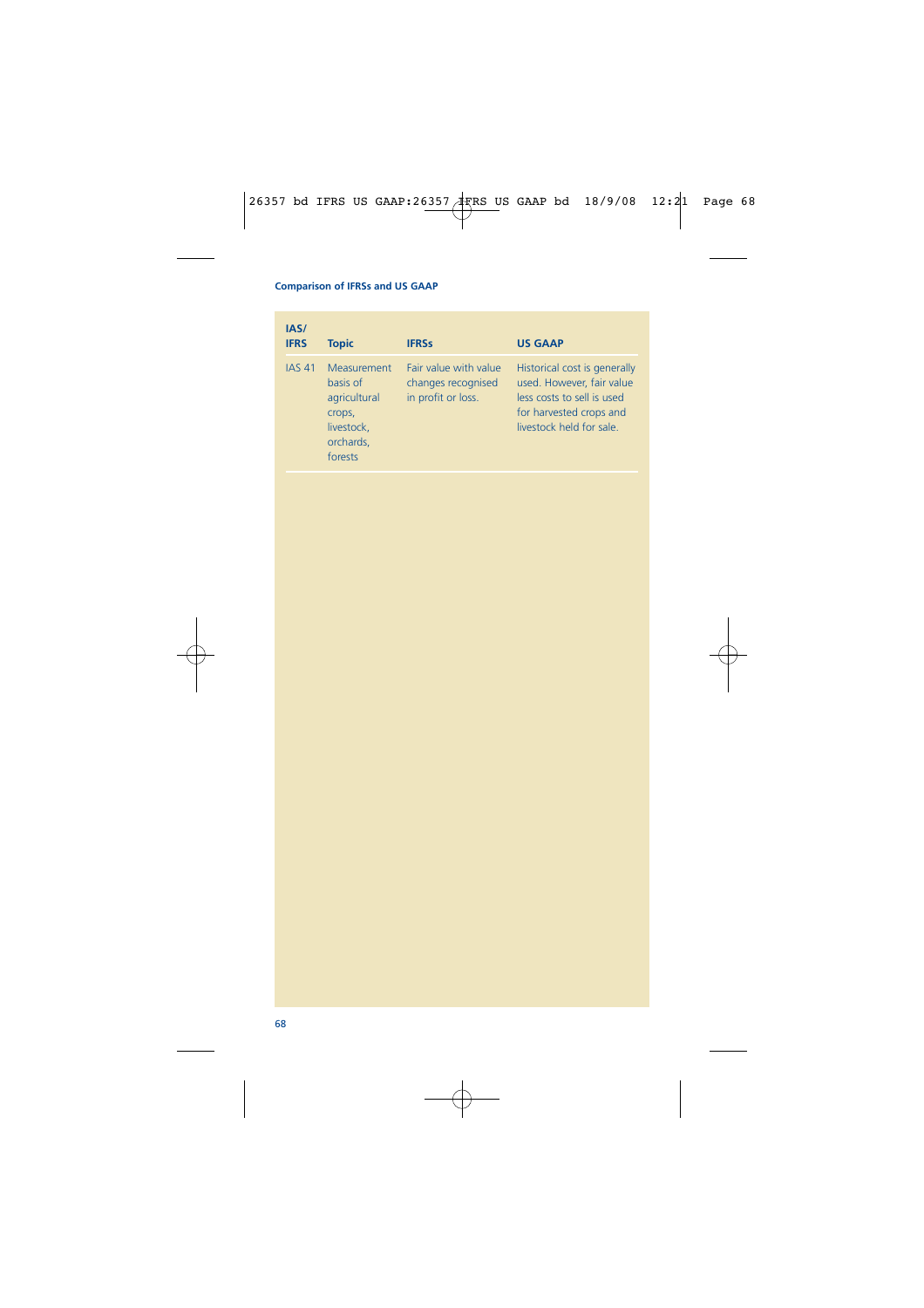| IAS/ IFRS | Topic | IFRSs | US GAAP |
|---|---|---|---|
| IAS 41 | Measurement basis of agricultural crops, livestock, orchards, forests | Fair value with value changes recognised in profit or loss. | Historical cost is generally used. However, fair value less costs to sell is used for harvested crops and livestock held for sale. |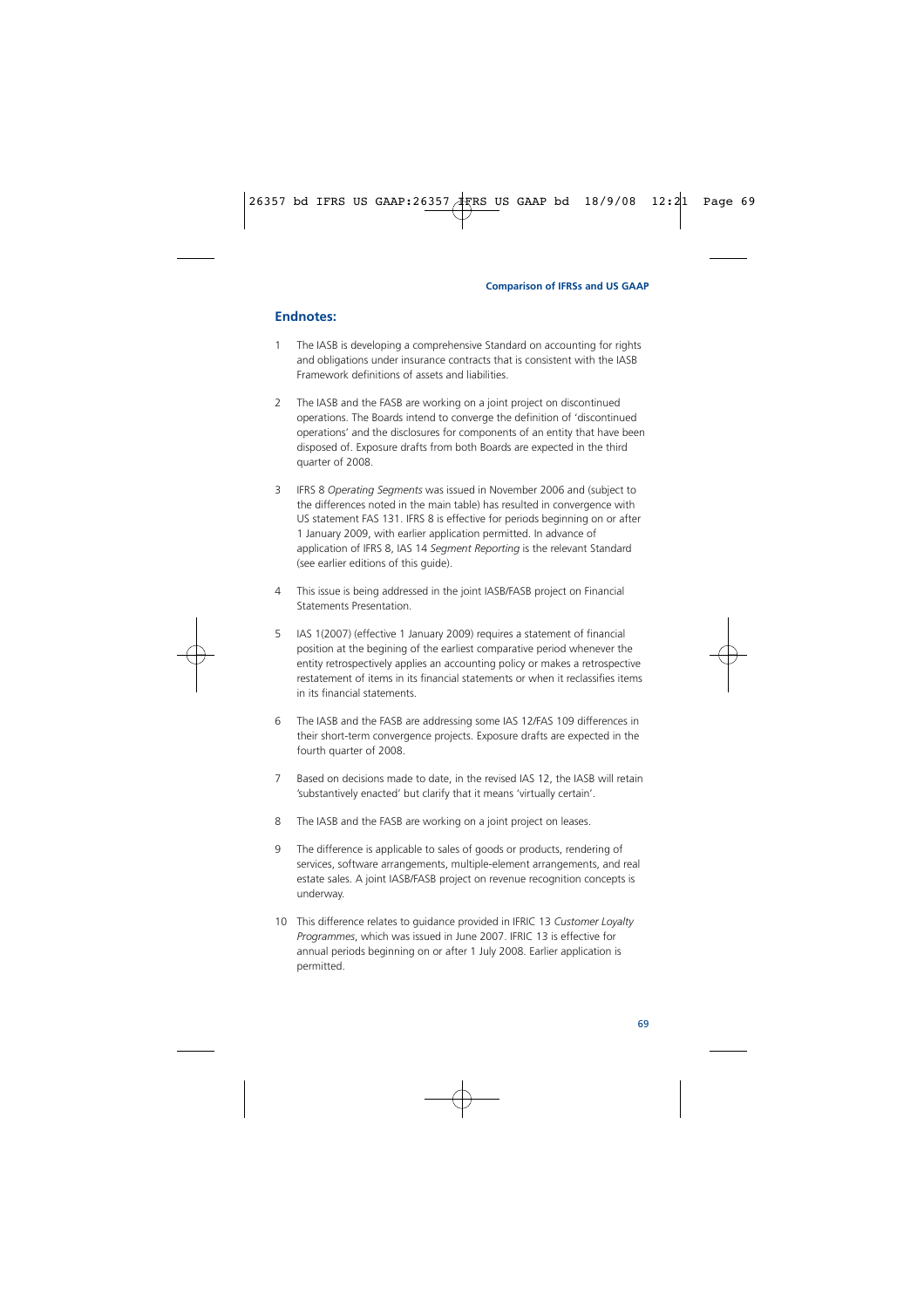## Endnotes:

1 The IASB is developing a comprehensive Standard on accounting for rights and obligations under insurance contracts that is consistent with the IASB Framework definitions of assets and liabilities.

2 The IASB and the FASB are working on a joint project on discontinued operations. The Boards intend to converge the definition of 'discontinued operations' and the disclosures for components of an entity that have been disposed of. Exposure drafts from both Boards are expected in the third quarter of 2008.

3 IFRS 8 *Operating Segments* was issued in November 2006 and (subject to the differences noted in the main table) has resulted in convergence with US statement FAS 131. IFRS 8 is effective for periods beginning on or after 1 January 2009, with earlier application permitted. In advance of application of IFRS 8, IAS 14 *Segment Reporting* is the relevant Standard (see earlier editions of this guide).

4 This issue is being addressed in the joint IASB/FASB project on Financial Statements Presentation.

5 IAS 1(2007) (effective 1 January 2009) requires a statement of financial position at the begining of the earliest comparative period whenever the entity retrospectively applies an accounting policy or makes a retrospective restatement of items in its financial statements or when it reclassifies items in its financial statements.

6 The IASB and the FASB are addressing some IAS 12/FAS 109 differences in their short-term convergence projects. Exposure drafts are expected in the fourth quarter of 2008.

7 Based on decisions made to date, in the revised IAS 12, the IASB will retain 'substantively enacted' but clarify that it means 'virtually certain'.

8 The IASB and the FASB are working on a joint project on leases.

9 The difference is applicable to sales of goods or products, rendering of services, software arrangements, multiple-element arrangements, and real estate sales. A joint IASB/FASB project on revenue recognition concepts is underway.

10 This difference relates to guidance provided in IFRIC 13 *Customer Loyalty Programmes*, which was issued in June 2007. IFRIC 13 is effective for annual periods beginning on or after 1 July 2008. Earlier application is permitted.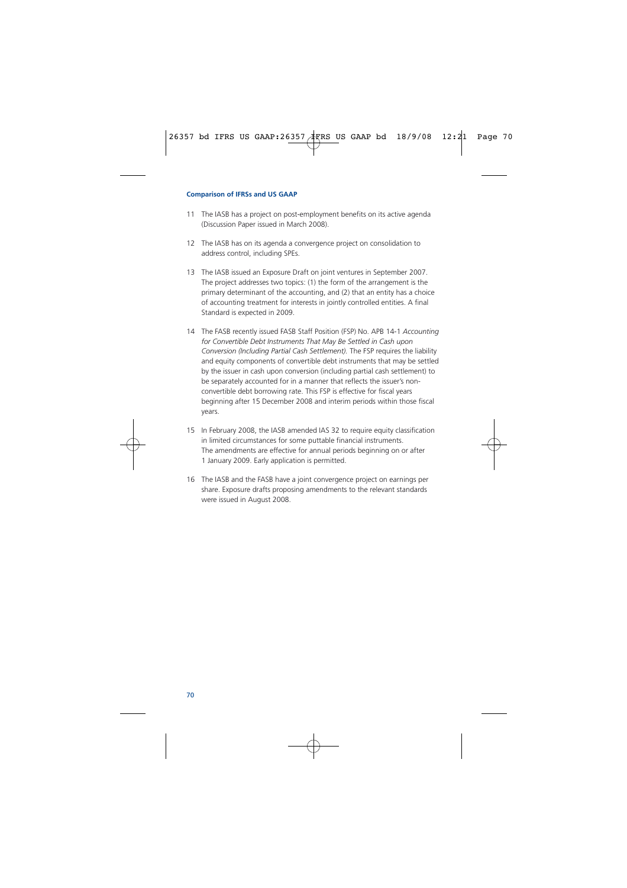11 The IASB has a project on post-employment benefits on its active agenda (Discussion Paper issued in March 2008).

12 The IASB has on its agenda a convergence project on consolidation to address control, including SPEs.

13 The IASB issued an Exposure Draft on joint ventures in September 2007. The project addresses two topics: (1) the form of the arrangement is the primary determinant of the accounting, and (2) that an entity has a choice of accounting treatment for interests in jointly controlled entities. A final Standard is expected in 2009.

14 The FASB recently issued FASB Staff Position (FSP) No. APB 14-1 *Accounting for Convertible Debt Instruments That May Be Settled in Cash upon Conversion (Including Partial Cash Settlement)*. The FSP requires the liability and equity components of convertible debt instruments that may be settled by the issuer in cash upon conversion (including partial cash settlement) to be separately accounted for in a manner that reflects the issuer's non-convertible debt borrowing rate. This FSP is effective for fiscal years beginning after 15 December 2008 and interim periods within those fiscal years.

15 In February 2008, the IASB amended IAS 32 to require equity classification in limited circumstances for some puttable financial instruments. The amendments are effective for annual periods beginning on or after 1 January 2009. Early application is permitted.

16 The IASB and the FASB have a joint convergence project on earnings per share. Exposure drafts proposing amendments to the relevant standards were issued in August 2008.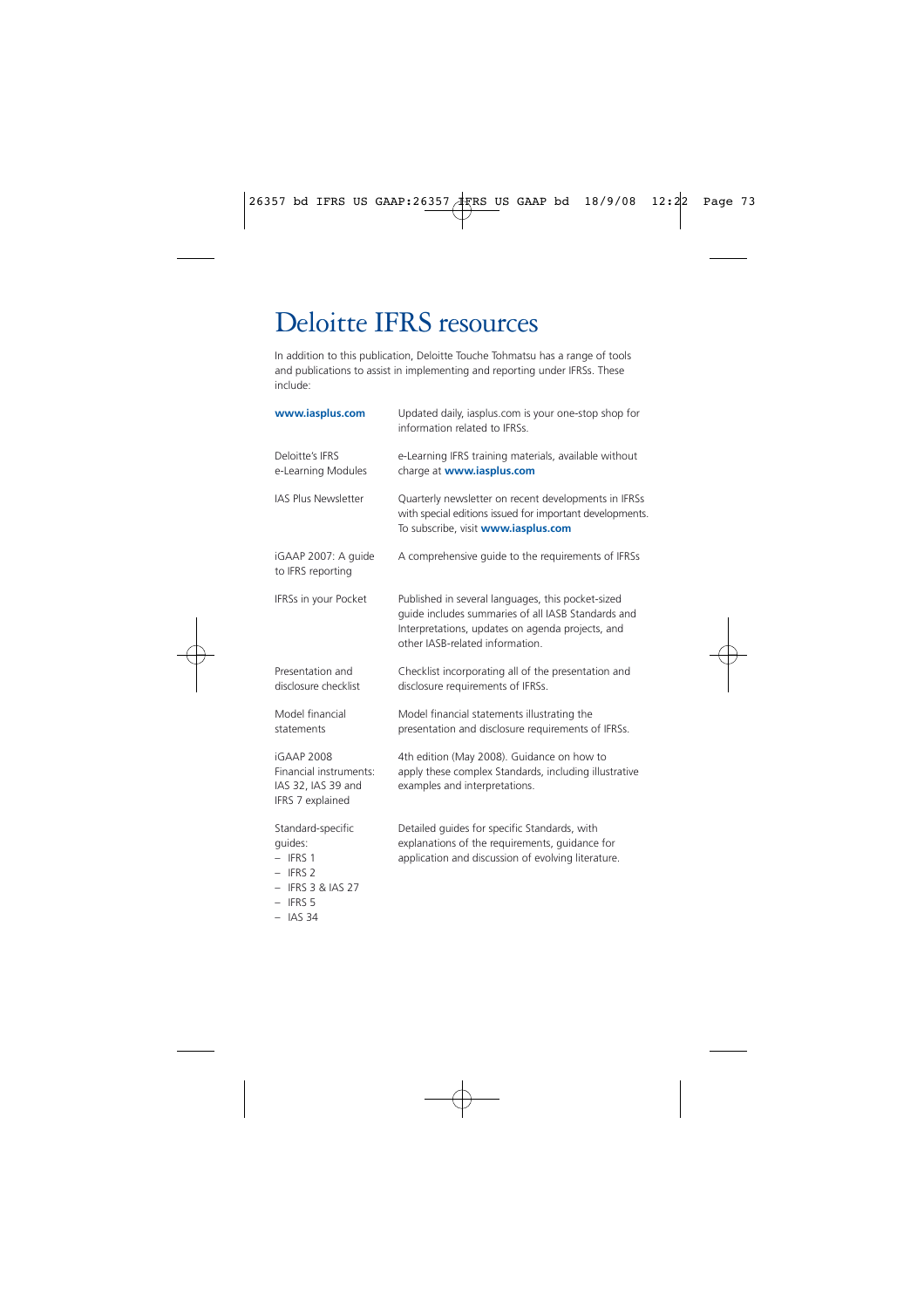# Deloitte IFRS resources

In addition to this publication, Deloitte Touche Tohmatsu has a range of tools and publications to assist in implementing and reporting under IFRSs. These include:

| | |
|---|---|
| **www.iasplus.com** | Updated daily, iasplus.com is your one-stop shop for information related to IFRSs. |
| Deloitte's IFRS e-Learning Modules | e-Learning IFRS training materials, available without charge at **www.iasplus.com** |
| IAS Plus Newsletter | Quarterly newsletter on recent developments in IFRSs with special editions issued for important developments. To subscribe, visit **www.iasplus.com** |
| iGAAP 2007: A guide to IFRS reporting | A comprehensive guide to the requirements of IFRSs |
| IFRSs in your Pocket | Published in several languages, this pocket-sized guide includes summaries of all IASB Standards and Interpretations, updates on agenda projects, and other IASB-related information. |
| Presentation and disclosure checklist | Checklist incorporating all of the presentation and disclosure requirements of IFRSs. |
| Model financial statements | Model financial statements illustrating the presentation and disclosure requirements of IFRSs. |
| iGAAP 2008 Financial instruments: IAS 32, IAS 39 and IFRS 7 explained | 4th edition (May 2008). Guidance on how to apply these complex Standards, including illustrative examples and interpretations. |
| Standard-specific guides: – IFRS 1 – IFRS 2 – IFRS 3 & IAS 27 – IFRS 5 – IAS 34 | Detailed guides for specific Standards, with explanations of the requirements, guidance for application and discussion of evolving literature. |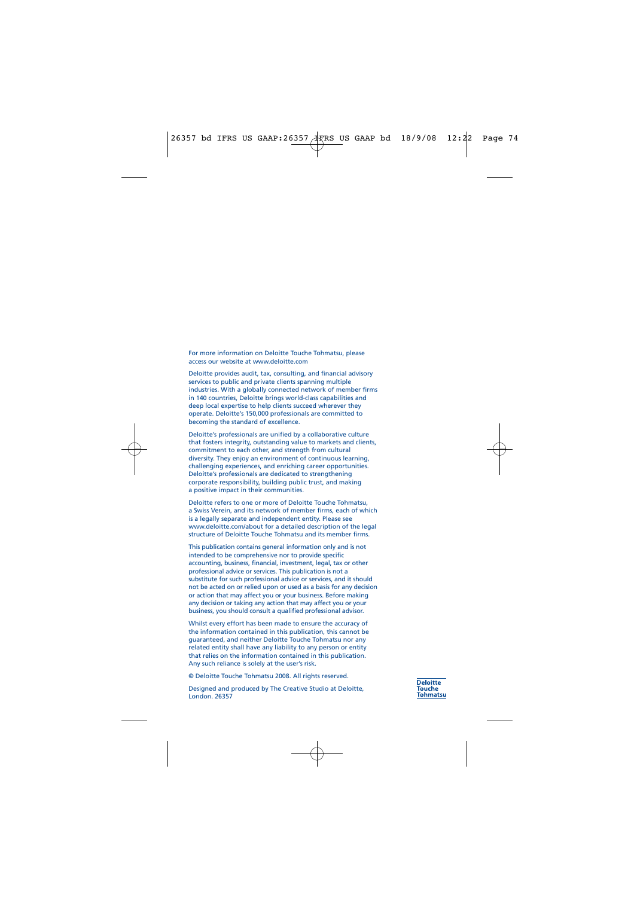For more information on Deloitte Touche Tohmatsu, please access our website at www.deloitte.com

Deloitte provides audit, tax, consulting, and financial advisory services to public and private clients spanning multiple industries. With a globally connected network of member firms in 140 countries, Deloitte brings world-class capabilities and deep local expertise to help clients succeed wherever they operate. Deloitte's 150,000 professionals are committed to becoming the standard of excellence.

Deloitte's professionals are unified by a collaborative culture that fosters integrity, outstanding value to markets and clients, commitment to each other, and strength from cultural diversity. They enjoy an environment of continuous learning, challenging experiences, and enriching career opportunities. Deloitte's professionals are dedicated to strengthening corporate responsibility, building public trust, and making a positive impact in their communities.

Deloitte refers to one or more of Deloitte Touche Tohmatsu, a Swiss Verein, and its network of member firms, each of which is a legally separate and independent entity. Please see www.deloitte.com/about for a detailed description of the legal structure of Deloitte Touche Tohmatsu and its member firms.

This publication contains general information only and is not intended to be comprehensive nor to provide specific accounting, business, financial, investment, legal, tax or other professional advice or services. This publication is not a substitute for such professional advice or services, and it should not be acted on or relied upon or used as a basis for any decision or action that may affect you or your business. Before making any decision or taking any action that may affect you or your business, you should consult a qualified professional advisor.

Whilst every effort has been made to ensure the accuracy of the information contained in this publication, this cannot be guaranteed, and neither Deloitte Touche Tohmatsu nor any related entity shall have any liability to any person or entity that relies on the information contained in this publication. Any such reliance is solely at the user's risk.

© Deloitte Touche Tohmatsu 2008. All rights reserved.

Designed and produced by The Creative Studio at Deloitte, London. 26357

**Deloitte Touche Tohmatsu**